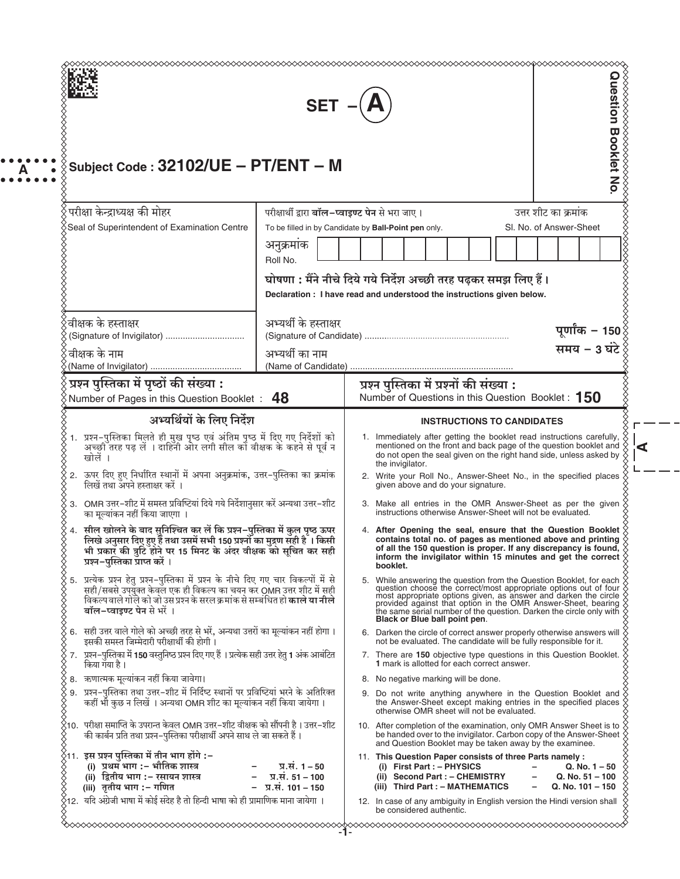# SET – (A)

**Subject Code : 32102/UE – PT/ENT – M**

Question Booklet No.

| परीक्षा केन्द्राध्यक्ष की मोहर<br>Seal of Superintendent of Examination Centre | परीक्षार्थी द्वारा **बॉल–प्वाइण्ट पेन** से भरा जाए।<br>To be filled in by Candidate by **Ball-Point pen** only.<br>अनुक्रमांक<br>Roll No. | उत्तर शीट का क्रमांक<br>Sl. No. of Answer-Sheet |
|---|---|---|

**घोषणा : मैंने नीचे दिये गये निर्देश अच्छी तरह पढ़कर समझ लिए हैं।**
**Declaration : I have read and understood the instructions given below.**

वीक्षक के हस्ताक्षर
(Signature of Invigilator) ................................

वीक्षक के नाम
(Name of Invigilator) ....................................

अभ्यर्थी के हस्ताक्षर
(Signature of Candidate) ..........................................................

अभ्यर्थी का नाम
(Name of Candidate) ..................................................................

**पूर्णांक – 150**
**समय – 3 घंटे**

प्रश्न पुस्तिका में पृष्ठों की संख्या :
Number of Pages in this Question Booklet : **48**

प्रश्न पुस्तिका में प्रश्नों की संख्या :
Number of Questions in this Question Booklet : **150**

## अभ्यर्थियों के लिए निर्देश

1. प्रश्न–पुस्तिका मिलते ही मुख पृष्ठ एवं अंतिम पृष्ठ में दिए गए निर्देशों को अच्छी तरह पढ़ लें । दाहिनी ओर लगी सील को वीक्षक के कहने से पूर्व न खोलें ।
2. ऊपर दिए हुए निर्धारित स्थानों में अपना अनुक्रमांक, उत्तर–पुस्तिका का क्रमांक लिखें तथा अपने हस्ताक्षर करें ।
3. OMR उत्तर–शीट में समस्त प्रविष्टियां दिये गये निर्देशानुसार करें अन्यथा उत्तर–शीट का मूल्यांकन नहीं किया जाएगा ।
4. **सील खोलने के बाद सुनिश्चित कर लें कि प्रश्न–पुस्तिका में कुल पृष्ठ ऊपर लिखे अनुसार दिए हुए हैं तथा उसमें सभी 150 प्रश्नों का मुद्रण सही है । किसी भी प्रकार की त्रुटि होने पर 15 मिनट के अंदर वीक्षक को सूचित कर सही प्रश्न–पुस्तिका प्राप्त करें ।**
5. प्रत्येक प्रश्न हेतु प्रश्न–पुस्तिका में प्रश्न के नीचे दिए गए चार विकल्पों में से सही/सबसे उपयुक्त केवल एक ही विकल्प का चयन कर OMR उत्तर शीट में सही विकल्प वाले गोले को जो उस प्रश्न के सरल क्रमांक से सम्बंधित हो **काले या नीले बॉल–प्वाइण्ट पेन** से भरें ।
6. सही उत्तर वाले गोले को अच्छी तरह से भरें, अन्यथा उत्तरों का मूल्यांकन नहीं होगा । इसकी समस्त जिम्मेदारी परीक्षार्थी की होगी ।
7. प्रश्न–पुस्तिका में **150** वस्तुनिष्ठ प्रश्न दिए गए हैं । प्रत्येक सही उत्तर हेतु **1** अंक आबंटित किया गया है ।
8. ऋणात्मक मूल्यांकन नहीं किया जावेगा।
9. प्रश्न–पुस्तिका तथा उत्तर–शीट में निर्दिष्ट स्थानों पर प्रविष्टियां भरने के अतिरिक्त कहीं भी कुछ न लिखें । अन्यथा OMR शीट का मूल्यांकन नहीं किया जायेगा ।
10. परीक्षा समाप्ति के उपरान्त केवल OMR उत्तर–शीट वीक्षक को सौंपनी है । उत्तर–शीट की कार्बन प्रति तथा प्रश्न–पुस्तिका परीक्षार्थी अपने साथ ले जा सकते हैं ।
11. **इस प्रश्न पुस्तिका में तीन भाग होंगे :–**
    - **(i) प्रथम भाग :– भौतिक शास्त्र – प्र.सं. 1 – 50**
    - **(ii) द्वितीय भाग :– रसायन शास्त्र – प्र.सं. 51 – 100**
    - **(iii) तृतीय भाग :– गणित – प्र.सं. 101 – 150**
12. यदि अंग्रेजी भाषा में कोई संदेह है तो हिन्दी भाषा को ही प्रामाणिक माना जायेगा ।

## INSTRUCTIONS TO CANDIDATES

1. Immediately after getting the booklet read instructions carefully, mentioned on the front and back page of the question booklet and do not open the seal given on the right hand side, unless asked by the invigilator.
2. Write your Roll No., Answer-Sheet No., in the specified places given above and do your signature.
3. Make all entries in the OMR Answer-Sheet as per the given instructions otherwise Answer-Sheet will not be evaluated.
4. **After Opening the seal, ensure that the Question Booklet contains total no. of pages as mentioned above and printing of all the 150 question is proper. If any discrepancy is found, inform the invigilator within 15 minutes and get the correct booklet.**
5. While answering the question from the Question Booklet, for each question choose the correct/most appropriate options out of four most appropriate options given, as answer and darken the circle provided against that option in the OMR Answer-Sheet, bearing the same serial number of the question. Darken the circle only with **Black or Blue ball point pen**.
6. Darken the circle of correct answer properly otherwise answers will not be evaluated. The candidate will be fully responsible for it.
7. There are **150** objective type questions in this Question Booklet. **1** mark is allotted for each correct answer.
8. No negative marking will be done.
9. Do not write anything anywhere in the Question Booklet and the Answer-Sheet except making entries in the specified places otherwise OMR sheet will not be evaluated.
10. After completion of the examination, only OMR Answer Sheet is to be handed over to the invigilator. Carbon copy of the Answer-Sheet and Question Booklet may be taken away by the examinee.
11. **This Question Paper consists of three Parts namely :**
    - **(i) First Part : – PHYSICS – Q. No. 1 – 50**
    - **(ii) Second Part : – CHEMISTRY – Q. No. 51 – 100**
    - **(iii) Third Part : – MATHEMATICS – Q. No. 101 – 150**
12. In case of any ambiguity in English version the Hindi version shall be considered authentic.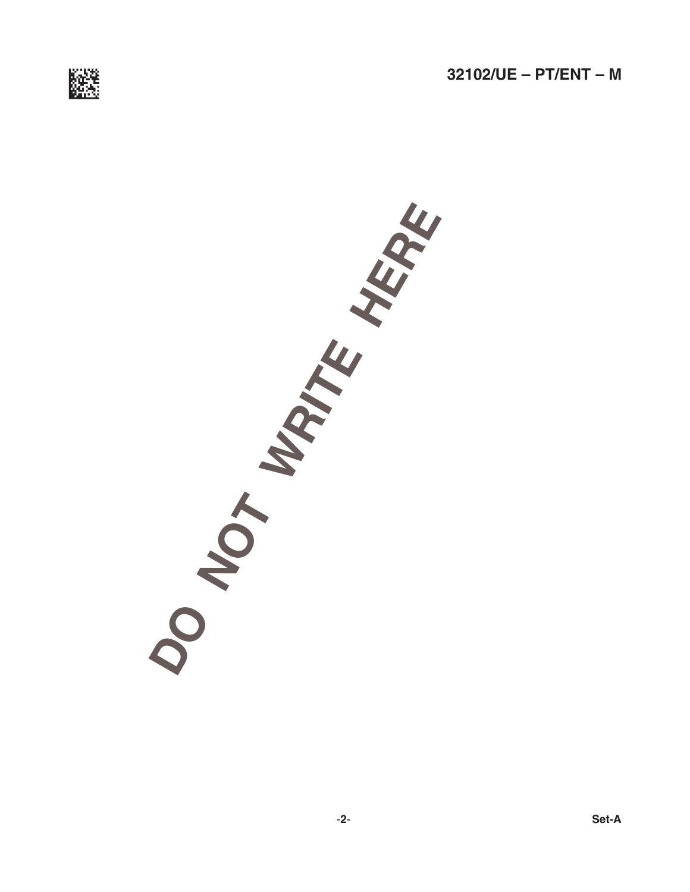DO NOT WRITE HERE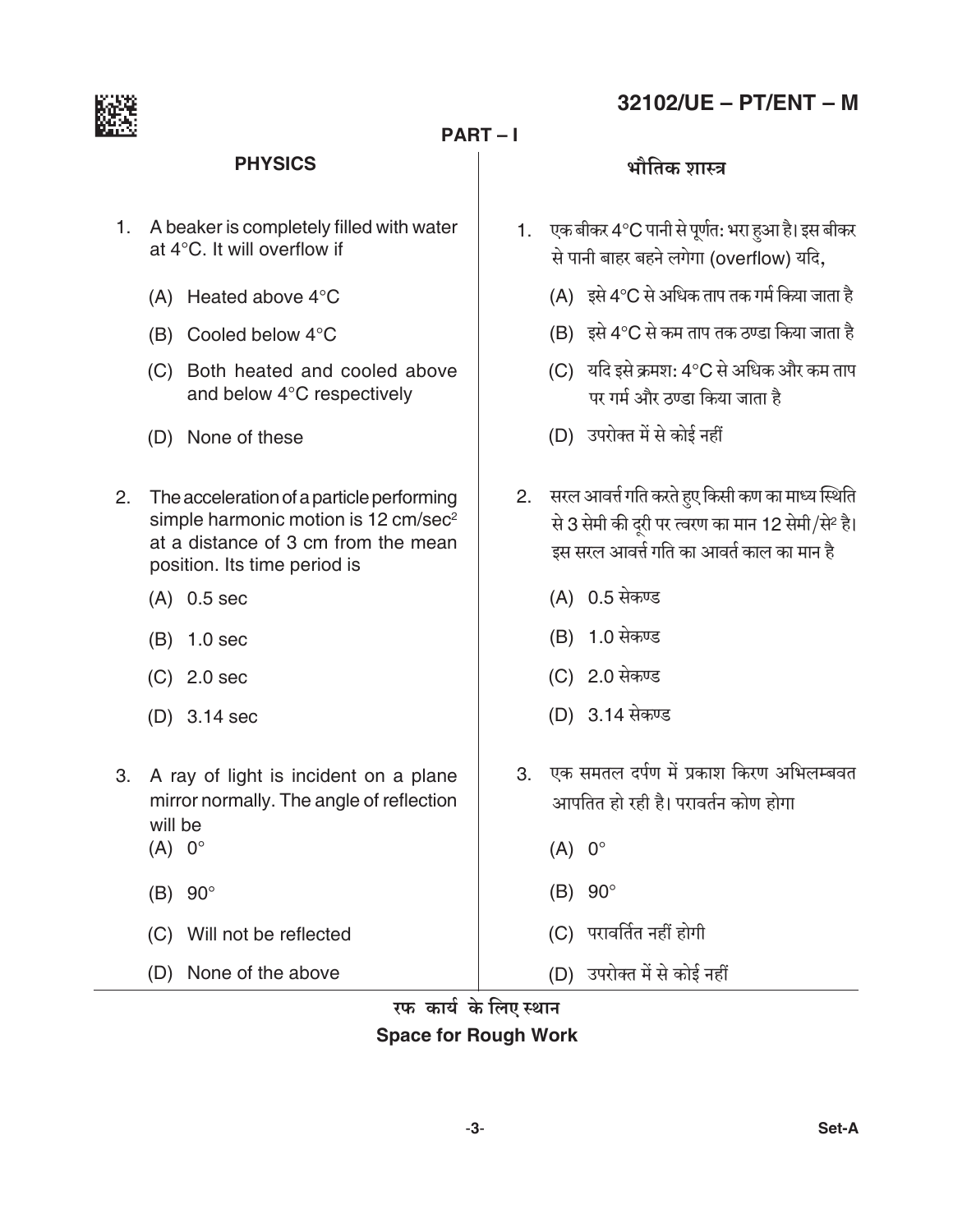## PART – I

### PHYSICS

1. A beaker is completely filled with water at 4°C. It will overflow if

   (A) Heated above 4°C

   (B) Cooled below 4°C

   (C) Both heated and cooled above and below 4°C respectively

   (D) None of these

2. The acceleration of a particle performing simple harmonic motion is 12 cm/sec$^2$ at a distance of 3 cm from the mean position. Its time period is

   (A) 0.5 sec

   (B) 1.0 sec

   (C) 2.0 sec

   (D) 3.14 sec

3. A ray of light is incident on a plane mirror normally. The angle of reflection will be

   (A) 0°

   (B) 90°

   (C) Will not be reflected

   (D) None of the above

### भौतिक शास्त्र

1. एक बीकर 4°C पानी से पूर्णत: भरा हुआ है। इस बीकर से पानी बाहर बहने लगेगा (overflow) यदि,

   (A) इसे 4°C से अधिक ताप तक गर्म किया जाता है

   (B) इसे 4°C से कम ताप तक ठण्डा किया जाता है

   (C) यदि इसे क्रमश: 4°C से अधिक और कम ताप पर गर्म और ठण्डा किया जाता है

   (D) उपरोक्त में से कोई नहीं

2. सरल आवर्त्त गति करते हुए किसी कण का माध्य स्थिति से 3 सेमी की दूरी पर त्वरण का मान 12 सेमी/से$^2$ है। इस सरल आवर्त्त गति का आवर्त काल का मान है

   (A) 0.5 सेकण्ड

   (B) 1.0 सेकण्ड

   (C) 2.0 सेकण्ड

   (D) 3.14 सेकण्ड

3. एक समतल दर्पण में प्रकाश किरण अभिलम्बवत आपतित हो रही है। परावर्तन कोण होगा

   (A) 0°

   (B) 90°

   (C) परावर्तित नहीं होगी

   (D) उपरोक्त में से कोई नहीं

रफ कार्य के लिए स्थान
**Space for Rough Work**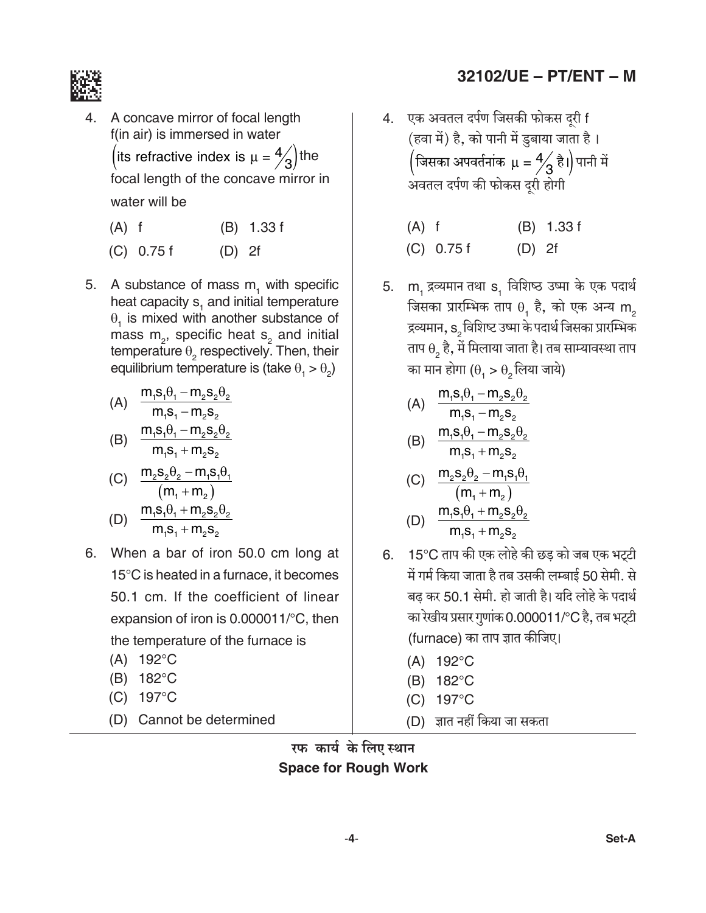4. A concave mirror of focal length f(in air) is immersed in water $\left(\text{its refractive index is } \mu = \frac{4}{3}\right)$ the focal length of the concave mirror in water will be

   (A) f  (B) 1.33 f

   (C) 0.75 f  (D) 2f

5. A substance of mass $m_1$ with specific heat capacity $s_1$ and initial temperature $\theta_1$ is mixed with another substance of mass $m_2$, specific heat $s_2$ and initial temperature $\theta_2$ respectively. Then, their equilibrium temperature is (take $\theta_1 > \theta_2$)

   (A) $\dfrac{m_1s_1\theta_1 - m_2s_2\theta_2}{m_1s_1 - m_2s_2}$

   (B) $\dfrac{m_1s_1\theta_1 - m_2s_2\theta_2}{m_1s_1 + m_2s_2}$

   (C) $\dfrac{m_2s_2\theta_2 - m_1s_1\theta_1}{(m_1 + m_2)}$

   (D) $\dfrac{m_1s_1\theta_1 + m_2s_2\theta_2}{m_1s_1 + m_2s_2}$

6. When a bar of iron 50.0 cm long at 15°C is heated in a furnace, it becomes 50.1 cm. If the coefficient of linear expansion of iron is 0.000011/°C, then the temperature of the furnace is

   (A) 192°C

   (B) 182°C

   (C) 197°C

   (D) Cannot be determined

4. एक अवतल दर्पण जिसकी फोकस दूरी f (हवा में) है, को पानी में डुबाया जाता है। $\left(\text{जिसका अपवर्तनांक } \mu = \frac{4}{3} \text{ है।}\right)$ पानी में अवतल दर्पण की फोकस दूरी होगी

   (A) f  (B) 1.33 f

   (C) 0.75 f  (D) 2f

5. $m_1$ द्रव्यमान तथा $s_1$ विशिष्ट उष्मा के एक पदार्थ जिसका प्रारम्भिक ताप $\theta_1$ है, को एक अन्य $m_2$ द्रव्यमान, $s_2$ विशिष्ट उष्मा के पदार्थ जिसका प्रारम्भिक ताप $\theta_2$ है, में मिलाया जाता है। तब साम्यावस्था ताप का मान होगा ($\theta_1 > \theta_2$ लिया जाये)

   (A) $\dfrac{m_1s_1\theta_1 - m_2s_2\theta_2}{m_1s_1 - m_2s_2}$

   (B) $\dfrac{m_1s_1\theta_1 - m_2s_2\theta_2}{m_1s_1 + m_2s_2}$

   (C) $\dfrac{m_2s_2\theta_2 - m_1s_1\theta_1}{(m_1 + m_2)}$

   (D) $\dfrac{m_1s_1\theta_1 + m_2s_2\theta_2}{m_1s_1 + m_2s_2}$

6. 15°C ताप की एक लोहे की छड़ को जब एक भट्टी में गर्म किया जाता है तब उसकी लम्बाई 50 सेमी. से बढ़ कर 50.1 सेमी. हो जाती है। यदि लोहे के पदार्थ का रेखीय प्रसार गुणांक 0.000011/°C है, तब भट्टी (furnace) का ताप ज्ञात कीजिए।

   (A) 192°C

   (B) 182°C

   (C) 197°C

   (D) ज्ञात नहीं किया जा सकता

रफ कार्य के लिए स्थान
Space for Rough Work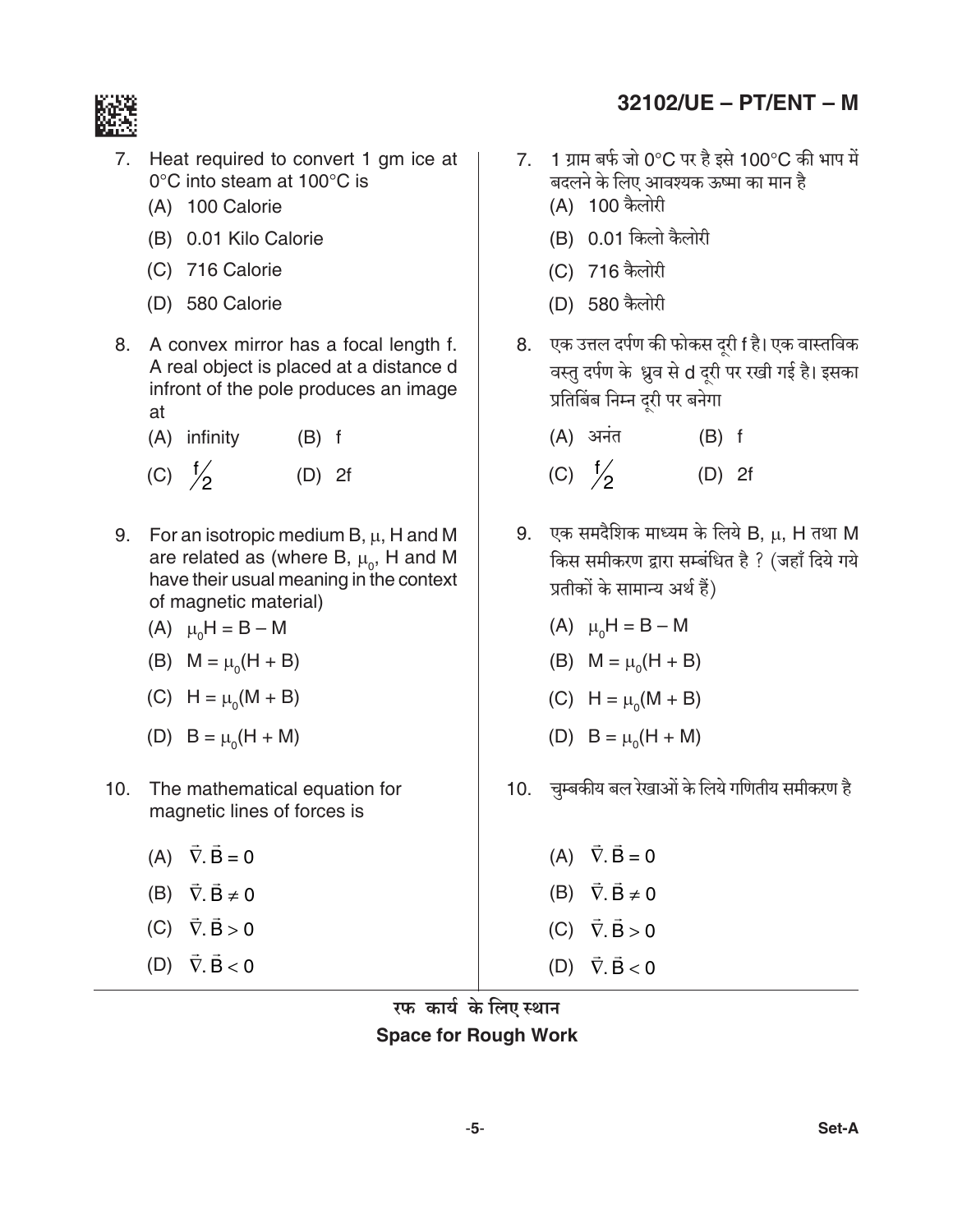7. Heat required to convert 1 gm ice at 0°C into steam at 100°C is
   (A) 100 Calorie
   (B) 0.01 Kilo Calorie
   (C) 716 Calorie
   (D) 580 Calorie

8. A convex mirror has a focal length f. A real object is placed at a distance d infront of the pole produces an image at
   (A) infinity
   (B) f
   (C) $f/2$
   (D) 2f

9. For an isotropic medium B, μ, H and M are related as (where B, $\mu_0$, H and M have their usual meaning in the context of magnetic material)
   (A) $\mu_0 H = B - M$
   (B) $M = \mu_0(H + B)$
   (C) $H = \mu_0(M + B)$
   (D) $B = \mu_0(H + M)$

10. The mathematical equation for magnetic lines of forces is
    (A) $\vec{\nabla}.\vec{B} = 0$
    (B) $\vec{\nabla}.\vec{B} \neq 0$
    (C) $\vec{\nabla}.\vec{B} > 0$
    (D) $\vec{\nabla}.\vec{B} < 0$

7. 1 ग्राम बर्फ जो 0°C पर है इसे 100°C की भाप में बदलने के लिए आवश्यक ऊष्मा का मान है
   (A) 100 कैलोरी
   (B) 0.01 किलो कैलोरी
   (C) 716 कैलोरी
   (D) 580 कैलोरी

8. एक उत्तल दर्पण की फोकस दूरी f है। एक वास्तविक वस्तु दर्पण के ध्रुव से d दूरी पर रखी गई है। इसका प्रतिबिंब निम्न दूरी पर बनेगा
   (A) अनंत
   (B) f
   (C) $f/2$
   (D) 2f

9. एक समदैशिक माध्यम के लिये B, μ, H तथा M किस समीकरण द्वारा सम्बंधित है ? (जहाँ दिये गये प्रतीकों के सामान्य अर्थ हैं)
   (A) $\mu_0 H = B - M$
   (B) $M = \mu_0(H + B)$
   (C) $H = \mu_0(M + B)$
   (D) $B = \mu_0(H + M)$

10. चुम्बकीय बल रेखाओं के लिये गणितीय समीकरण है
    (A) $\vec{\nabla}.\vec{B} = 0$
    (B) $\vec{\nabla}.\vec{B} \neq 0$
    (C) $\vec{\nabla}.\vec{B} > 0$
    (D) $\vec{\nabla}.\vec{B} < 0$

रफ कार्य के लिए स्थान
**Space for Rough Work**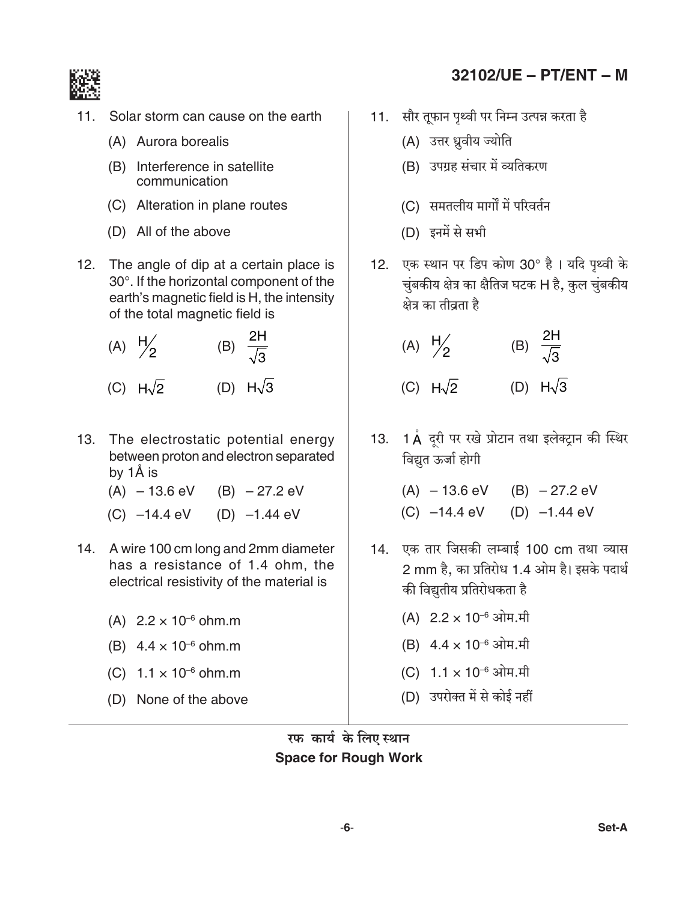11. Solar storm can cause on the earth
    (A) Aurora borealis
    (B) Interference in satellite communication
    (C) Alteration in plane routes
    (D) All of the above

12. The angle of dip at a certain place is 30°. If the horizontal component of the earth's magnetic field is H, the intensity of the total magnetic field is
    (A) $H/2$ (B) $\frac{2H}{\sqrt{3}}$
    (C) $H\sqrt{2}$ (D) $H\sqrt{3}$

13. The electrostatic potential energy between proton and electron separated by 1Å is
    (A) – 13.6 eV (B) – 27.2 eV
    (C) –14.4 eV (D) –1.44 eV

14. A wire 100 cm long and 2mm diameter has a resistance of 1.4 ohm, the electrical resistivity of the material is
    (A) $2.2 \times 10^{-6}$ ohm.m
    (B) $4.4 \times 10^{-6}$ ohm.m
    (C) $1.1 \times 10^{-6}$ ohm.m
    (D) None of the above

11. सौर तूफान पृथ्वी पर निम्न उत्पन्न करता है
    (A) उत्तर ध्रुवीय ज्योति
    (B) उपग्रह संचार में व्यतिकरण
    (C) समतलीय मार्गों में परिवर्तन
    (D) इनमें से सभी

12. एक स्थान पर डिप कोण 30° है । यदि पृथ्वी के चुंबकीय क्षेत्र का क्षैतिज घटक H है, कुल चुंबकीय क्षेत्र का तीव्रता है
    (A) $H/2$ (B) $\frac{2H}{\sqrt{3}}$
    (C) $H\sqrt{2}$ (D) $H\sqrt{3}$

13. 1Å दूरी पर रखे प्रोटान तथा इलेक्ट्रान की स्थिर विद्युत ऊर्जा होगी
    (A) – 13.6 eV (B) – 27.2 eV
    (C) –14.4 eV (D) –1.44 eV

14. एक तार जिसकी लम्बाई 100 cm तथा व्यास 2 mm है, का प्रतिरोध 1.4 ओम है। इसके पदार्थ की विद्युतीय प्रतिरोधकता है
    (A) $2.2 \times 10^{-6}$ ओम.मी
    (B) $4.4 \times 10^{-6}$ ओम.मी
    (C) $1.1 \times 10^{-6}$ ओम.मी
    (D) उपरोक्त में से कोई नहीं

रफ कार्य के लिए स्थान
**Space for Rough Work**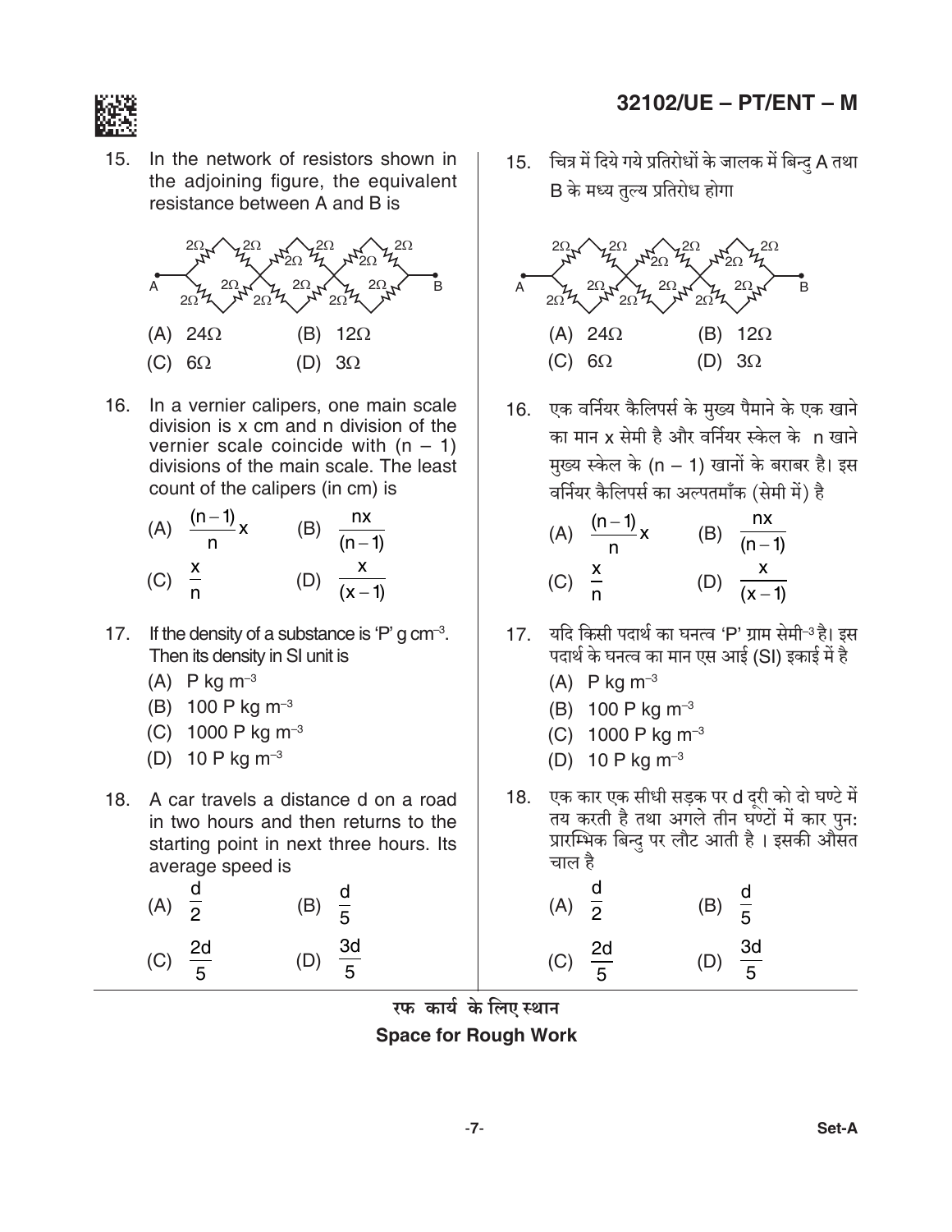15. In the network of resistors shown in the adjoining figure, the equivalent resistance between A and B is

(A) $24\Omega$ (B) $12\Omega$

(C) $6\Omega$ (D) $3\Omega$

16. In a vernier calipers, one main scale division is x cm and n division of the vernier scale coincide with (n – 1) divisions of the main scale. The least count of the calipers (in cm) is

(A) $\frac{(n-1)}{n}x$ (B) $\frac{nx}{(n-1)}$

(C) $\frac{x}{n}$ (D) $\frac{x}{(x-1)}$

17. If the density of a substance is 'P' g $cm^{-3}$. Then its density in SI unit is

(A) P kg $m^{-3}$

(B) 100 P kg $m^{-3}$

(C) 1000 P kg $m^{-3}$

(D) 10 P kg $m^{-3}$

18. A car travels a distance d on a road in two hours and then returns to the starting point in next three hours. Its average speed is

(A) $\frac{d}{2}$ (B) $\frac{d}{5}$

(C) $\frac{2d}{5}$ (D) $\frac{3d}{5}$

15. चित्र में दिये गये प्रतिरोधों के जालक में बिन्दु A तथा B के मध्य तुल्य प्रतिरोध होगा

(A) $24\Omega$ (B) $12\Omega$

(C) $6\Omega$ (D) $3\Omega$

16. एक वर्नियर कैलिपर्स के मुख्य पैमाने के एक खाने का मान x सेमी है और वर्नियर स्केल के n खाने मुख्य स्केल के (n – 1) खानों के बराबर है। इस वर्नियर कैलिपर्स का अल्पतमाँक (सेमी में) है

(A) $\frac{(n-1)}{n}x$ (B) $\frac{nx}{(n-1)}$

(C) $\frac{x}{n}$ (D) $\frac{x}{(x-1)}$

17. यदि किसी पदार्थ का घनत्व 'P' ग्राम सेमी$^{-3}$ है। इस पदार्थ के घनत्व का मान एस आई (SI) इकाई में है

(A) P kg $m^{-3}$

(B) 100 P kg $m^{-3}$

(C) 1000 P kg $m^{-3}$

(D) 10 P kg $m^{-3}$

18. एक कार एक सीधी सड़क पर d दूरी को दो घण्टे में तय करती है तथा अगले तीन घण्टों में कार पुनः प्रारम्भिक बिन्दु पर लौट आती है । इसकी औसत चाल है

(A) $\frac{d}{2}$ (B) $\frac{d}{5}$

(C) $\frac{2d}{5}$ (D) $\frac{3d}{5}$

रफ कार्य के लिए स्थान

**Space for Rough Work**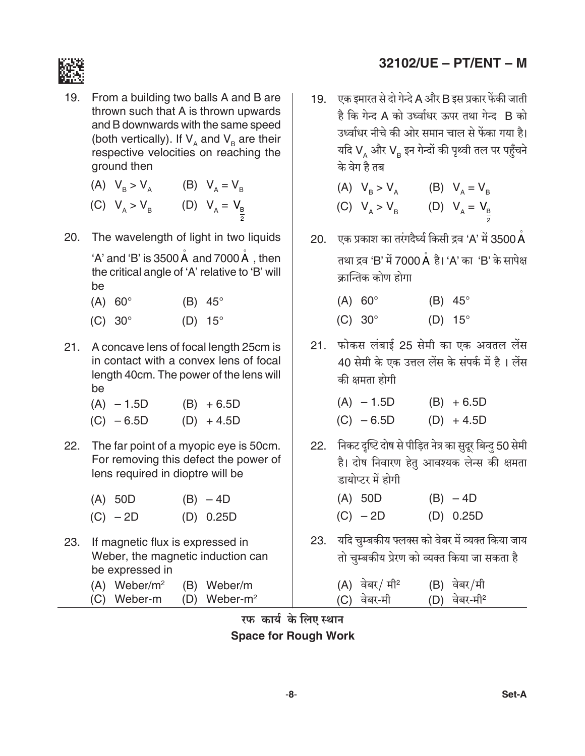19. From a building two balls A and B are thrown such that A is thrown upwards and B downwards with the same speed (both vertically). If $V_A$ and $V_B$ are their respective velocities on reaching the ground then

(A) $V_B > V_A$ (B) $V_A = V_B$

(C) $V_A > V_B$ (D) $V_A = \frac{V_B}{2}$

20. The wavelength of light in two liquids 'A' and 'B' is 3500 Å and 7000 Å , then the critical angle of 'A' relative to 'B' will be

(A) 60° (B) 45°

(C) 30° (D) 15°

21. A concave lens of focal length 25cm is in contact with a convex lens of focal length 40cm. The power of the lens will be

(A) – 1.5D (B) + 6.5D

(C) – 6.5D (D) + 4.5D

22. The far point of a myopic eye is 50cm. For removing this defect the power of lens required in dioptre will be

(A) 50D (B) – 4D

(C) – 2D (D) 0.25D

23. If magnetic flux is expressed in Weber, the magnetic induction can be expressed in

(A) Weber/$m^2$ (B) Weber/m

(C) Weber-m (D) Weber-$m^2$

19. एक इमारत से दो गेन्दे A और B इस प्रकार फेंकी जाती है कि गेन्द A को उर्ध्वाधर ऊपर तथा गेन्द B को उर्ध्वाधर नीचे की ओर समान चाल से फेंका गया है। यदि $V_A$ और $V_B$ इन गेन्दों की पृथ्वी तल पर पहुँचने के वेग है तब

(A) $V_B > V_A$ (B) $V_A = V_B$

(C) $V_A > V_B$ (D) $V_A = \frac{V_B}{2}$

20. एक प्रकाश का तरंगदैर्घ्य किसी द्रव 'A' में 3500 Å तथा द्रव 'B' में 7000 Å है। 'A' का 'B' के सापेक्ष क्रान्तिक कोण होगा

(A) 60° (B) 45°

(C) 30° (D) 15°

21. फोकस लंबाई 25 सेमी का एक अवतल लेंस 40 सेमी के एक उत्तल लेंस के संपर्क में है । लेंस की क्षमता होगी

(A) – 1.5D (B) + 6.5D

(C) – 6.5D (D) + 4.5D

22. निकट दृष्टि दोष से पीड़ित नेत्र का सुदूर बिन्दु 50 सेमी है। दोष निवारण हेतु आवश्यक लेन्स की क्षमता डायोप्टर में होगी

(A) 50D (B) – 4D

(C) – 2D (D) 0.25D

23. यदि चुम्बकीय फ्लक्स को वेबर में व्यक्त किया जाय तो चुम्बकीय प्रेरण को व्यक्त किया जा सकता है

(A) वेबर/ मी$^2$ (B) वेबर/मी

(C) वेबर-मी (D) वेबर-मी$^2$

रफ कार्य के लिए स्थान
Space for Rough Work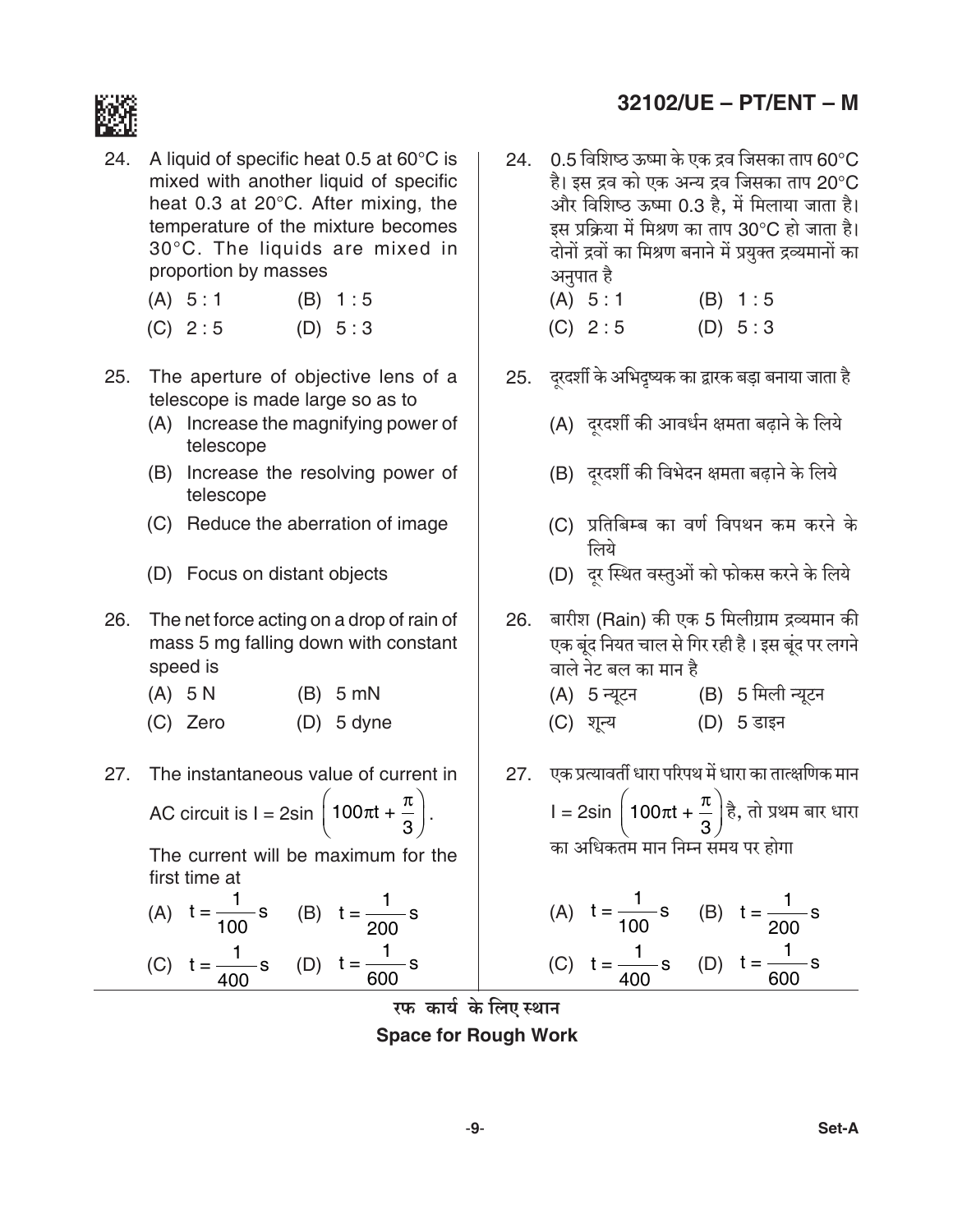24. A liquid of specific heat 0.5 at 60°C is mixed with another liquid of specific heat 0.3 at 20°C. After mixing, the temperature of the mixture becomes 30°C. The liquids are mixed in proportion by masses

    (A) 5 : 1 (B) 1 : 5

    (C) 2 : 5 (D) 5 : 3

25. The aperture of objective lens of a telescope is made large so as to

    (A) Increase the magnifying power of telescope

    (B) Increase the resolving power of telescope

    (C) Reduce the aberration of image

    (D) Focus on distant objects

26. The net force acting on a drop of rain of mass 5 mg falling down with constant speed is

    (A) 5 N (B) 5 mN

    (C) Zero (D) 5 dyne

27. The instantaneous value of current in AC circuit is $I = 2\sin\left(100\pi t + \frac{\pi}{3}\right)$.

    The current will be maximum for the first time at

    (A) $t = \frac{1}{100}$ s (B) $t = \frac{1}{200}$ s

    (C) $t = \frac{1}{400}$ s (D) $t = \frac{1}{600}$ s

24. 0.5 विशिष्ठ ऊष्मा के एक द्रव जिसका ताप 60°C है। इस द्रव को एक अन्य द्रव जिसका ताप 20°C और विशिष्ठ ऊष्मा 0.3 है, में मिलाया जाता है। इस प्रक्रिया में मिश्रण का ताप 30°C हो जाता है। दोनों द्रवों का मिश्रण बनाने में प्रयुक्त द्रव्यमानों का अनुपात है

    (A) 5 : 1 (B) 1 : 5

    (C) 2 : 5 (D) 5 : 3

25. दूरदर्शी के अभिदृष्यक का द्वारक बड़ा बनाया जाता है

    (A) दूरदर्शी की आवर्धन क्षमता बढ़ाने के लिये

    (B) दूरदर्शी की विभेदन क्षमता बढ़ाने के लिये

    (C) प्रतिबिम्ब का वर्ण विपथन कम करने के लिये

    (D) दूर स्थित वस्तुओं को फोकस करने के लिये

26. बारीश (Rain) की एक 5 मिलीग्राम द्रव्यमान की एक बूंद नियत चाल से गिर रही है । इस बूंद पर लगने वाले नेट बल का मान है

    (A) 5 न्यूटन (B) 5 मिली न्यूटन

    (C) शून्य (D) 5 डाइन

27. एक प्रत्यावर्ती धारा परिपथ में धारा का तात्क्षणिक मान $I = 2\sin\left(100\pi t + \frac{\pi}{3}\right)$ है, तो प्रथम बार धारा का अधिकतम मान निम्न समय पर होगा

    (A) $t = \frac{1}{100}$ s (B) $t = \frac{1}{200}$ s

    (C) $t = \frac{1}{400}$ s (D) $t = \frac{1}{600}$ s

रफ कार्य के लिए स्थान

**Space for Rough Work**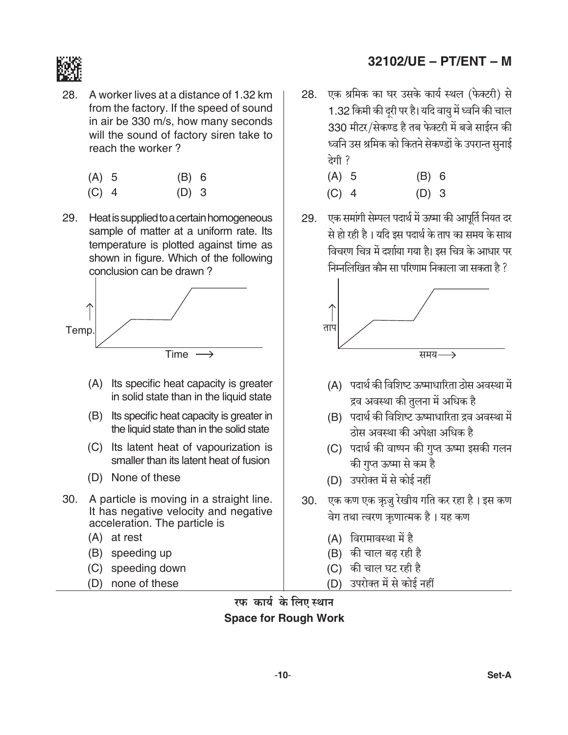28. A worker lives at a distance of 1.32 km from the factory. If the speed of sound in air be 330 m/s, how many seconds will the sound of factory siren take to reach the worker ?

(A) 5 (B) 6
(C) 4 (D) 3

29. Heat is supplied to a certain homogeneous sample of matter at a uniform rate. Its temperature is plotted against time as shown in figure. Which of the following conclusion can be drawn ?

(A) Its specific heat capacity is greater in solid state than in the liquid state
(B) Its specific heat capacity is greater in the liquid state than in the solid state
(C) Its latent heat of vapourization is smaller than its latent heat of fusion
(D) None of these

30. A particle is moving in a straight line. It has negative velocity and negative acceleration. The particle is

(A) at rest
(B) speeding up
(C) speeding down
(D) none of these

28. एक श्रमिक का घर उसके कार्य स्थल (फेक्टरी) से 1.32 किमी की दूरी पर है। यदि वायु में ध्वनि की चाल 330 मीटर/सेकण्ड है तब फेक्टरी में बजे साईरन की ध्वनि उस श्रमिक को कितने सेकण्डों के उपरान्त सुनाई देगी ?

(A) 5 (B) 6
(C) 4 (D) 3

29. एक समांगी सेम्पल पदार्थ में ऊष्मा की आपूर्ति नियत दर से हो रही है। यदि इस पदार्थ के ताप का समय के साथ विचरण चित्र में दर्शाया गया है। इस चित्र के आधार पर निम्नलिखित कौन सा परिणाम निकाला जा सकता है ?

(A) पदार्थ की विशिष्ट ऊष्माधारिता ठोस अवस्था में द्रव अवस्था की तुलना में अधिक है
(B) पदार्थ की विशिष्ट ऊष्माधारिता द्रव अवस्था में ठोस अवस्था की अपेक्षा अधिक है
(C) पदार्थ की वाष्पन की गुप्त ऊष्मा इसकी गलन की गुप्त ऊष्मा से कम है
(D) उपरोक्त में से कोई नहीं

30. एक कण एक ऋजु रेखीय गति कर रहा है। इस कण वेग तथा त्वरण ऋणात्मक है। यह कण

(A) विरामावस्था में है
(B) की चाल बढ़ रही है
(C) की चाल घट रही है
(D) उपरोक्त में से कोई नहीं

रफ कार्य के लिए स्थान

Space for Rough Work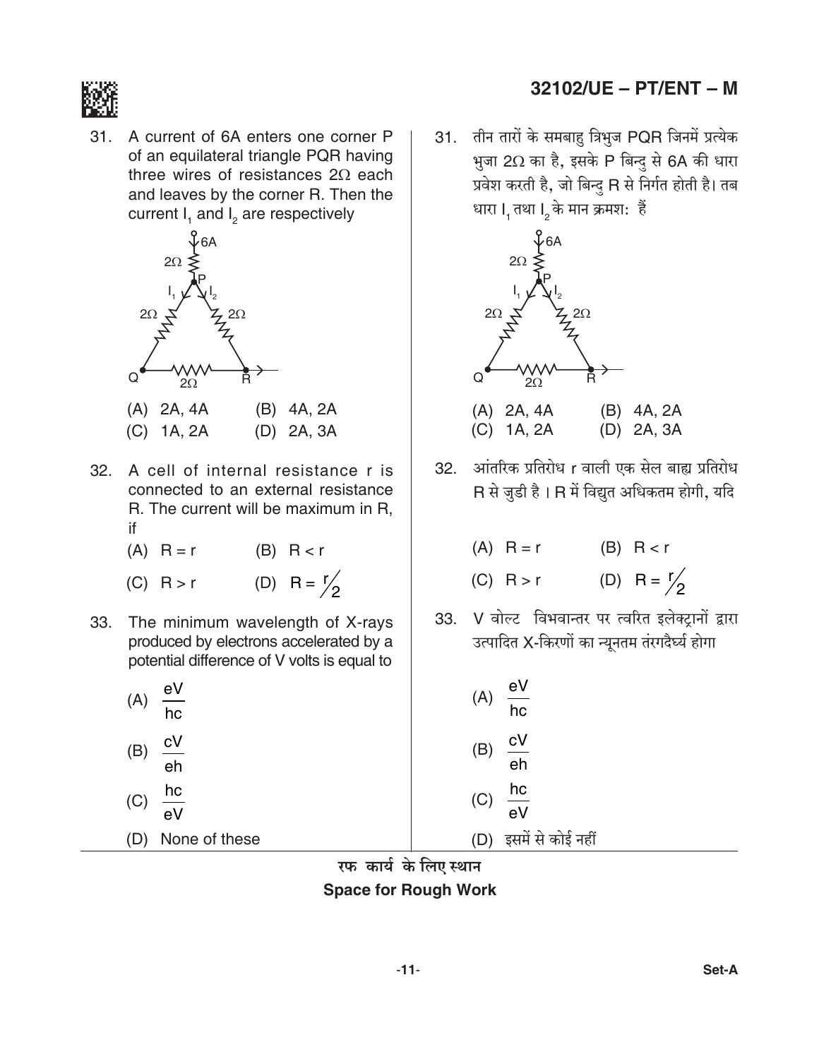31. A current of 6A enters one corner P of an equilateral triangle PQR having three wires of resistances $2\Omega$ each and leaves by the corner R. Then the current $I_1$ and $I_2$ are respectively

(A) 2A, 4A  (B) 4A, 2A

(C) 1A, 2A  (D) 2A, 3A

32. A cell of internal resistance r is connected to an external resistance R. The current will be maximum in R, if

(A) $R = r$  (B) $R < r$

(C) $R > r$  (D) $R = r/2$

33. The minimum wavelength of X-rays produced by electrons accelerated by a potential difference of V volts is equal to

(A) $\frac{eV}{hc}$

(B) $\frac{cV}{eh}$

(C) $\frac{hc}{eV}$

(D) None of these

31. तीन तारों के समबाहु त्रिभुज PQR जिनमें प्रत्येक भुजा $2\Omega$ का है, इसके P बिन्दु से 6A की धारा प्रवेश करती है, जो बिन्दु R से निर्गत होती है। तब धारा $I_1$ तथा $I_2$ के मान क्रमशः हैं

(A) 2A, 4A  (B) 4A, 2A

(C) 1A, 2A  (D) 2A, 3A

32. आंतरिक प्रतिरोध r वाली एक सेल बाह्य प्रतिरोध R से जुडी है । R में विद्युत अधिकतम होगी, यदि

(A) $R = r$  (B) $R < r$

(C) $R > r$  (D) $R = r/2$

33. V वोल्ट विभवान्तर पर त्वरित इलेक्ट्रानों द्वारा उत्पादित X-किरणों का न्यूनतम तरंगदैर्घ्य होगा

(A) $\frac{eV}{hc}$

(B) $\frac{cV}{eh}$

(C) $\frac{hc}{eV}$

(D) इसमें से कोई नहीं

रफ कार्य के लिए स्थान

**Space for Rough Work**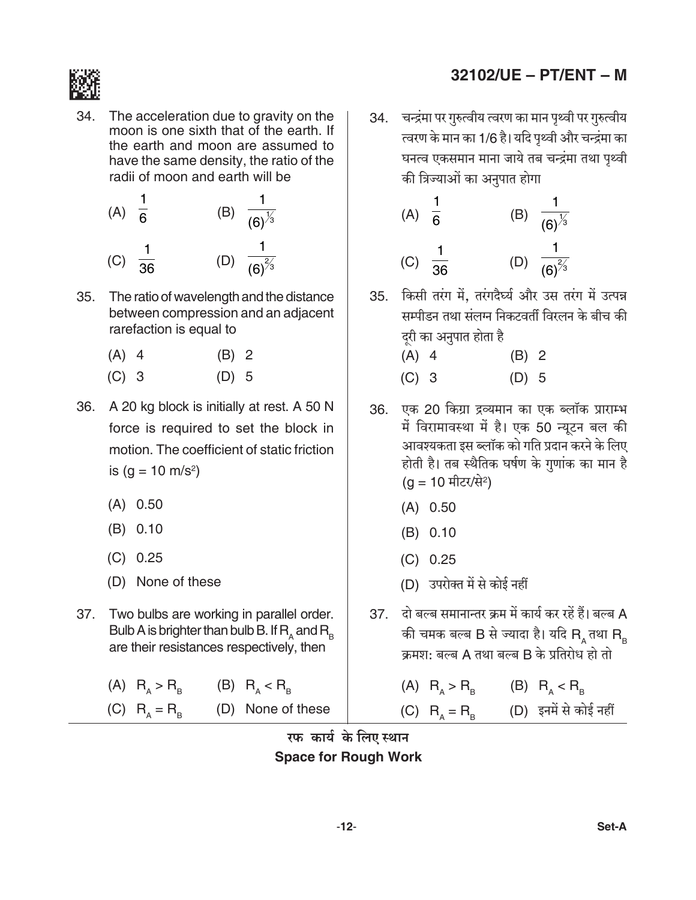34. The acceleration due to gravity on the moon is one sixth that of the earth. If the earth and moon are assumed to have the same density, the ratio of the radii of moon and earth will be

(A) $\frac{1}{6}$ (B) $\frac{1}{(6)^{1/3}}$

(C) $\frac{1}{36}$ (D) $\frac{1}{(6)^{2/3}}$

34. चन्द्रमा पर गुरुत्वीय त्वरण का मान पृथ्वी पर गुरुत्वीय त्वरण के मान का 1/6 है। यदि पृथ्वी और चन्द्रमा का घनत्व एकसमान माना जाये तब चन्द्रमा तथा पृथ्वी की त्रिज्याओं का अनुपात होगा

(A) $\frac{1}{6}$ (B) $\frac{1}{(6)^{1/3}}$

(C) $\frac{1}{36}$ (D) $\frac{1}{(6)^{2/3}}$

35. The ratio of wavelength and the distance between compression and an adjacent rarefaction is equal to

(A) 4 (B) 2

(C) 3 (D) 5

35. किसी तरंग में, तरंगदैर्घ्य और उस तरंग में उत्पन्न सम्पीडन तथा संलग्न निकटवर्ती विरलन के बीच की दूरी का अनुपात होता है

(A) 4 (B) 2

(C) 3 (D) 5

36. A 20 kg block is initially at rest. A 50 N force is required to set the block in motion. The coefficient of static friction is ($g = 10 \text{ m/s}^2$)

(A) 0.50

(B) 0.10

(C) 0.25

(D) None of these

36. एक 20 किग्रा द्रव्यमान का एक ब्लॉक प्रारम्भ में विरामावस्था में है। एक 50 न्यूटन बल की आवश्यकता इस ब्लॉक को गति प्रदान करने के लिए होती है। तब स्थैतिक घर्षण के गुणांक का मान है ($g = 10$ मीटर/से$^2$)

(A) 0.50

(B) 0.10

(C) 0.25

(D) उपरोक्त में से कोई नहीं

37. Two bulbs are working in parallel order. Bulb A is brighter than bulb B. If $R_A$ and $R_B$ are their resistances respectively, then

(A) $R_A > R_B$ (B) $R_A < R_B$

(C) $R_A = R_B$ (D) None of these

37. दो बल्ब समानान्तर क्रम में कार्य कर रहें हैं। बल्ब A की चमक बल्ब B से ज्यादा है। यदि $R_A$ तथा $R_B$ क्रमशः बल्ब A तथा बल्ब B के प्रतिरोध हो तो

(A) $R_A > R_B$ (B) $R_A < R_B$

(C) $R_A = R_B$ (D) इनमें से कोई नहीं

रफ कार्य के लिए स्थान
Space for Rough Work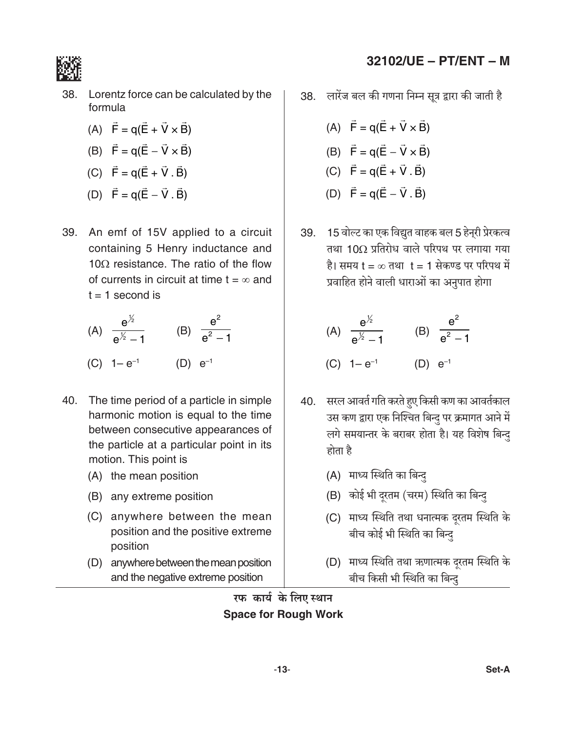38. Lorentz force can be calculated by the formula

 (A) $\vec{F} = q(\vec{E} + \vec{V} \times \vec{B})$

 (B) $\vec{F} = q(\vec{E} - \vec{V} \times \vec{B})$

 (C) $\vec{F} = q(\vec{E} + \vec{V} \cdot \vec{B})$

 (D) $\vec{F} = q(\vec{E} - \vec{V} \cdot \vec{B})$

39. An emf of 15V applied to a circuit containing 5 Henry inductance and 10Ω resistance. The ratio of the flow of currents in circuit at time $t = \infty$ and $t = 1$ second is

 (A) $\frac{e^{1/2}}{e^{1/2} - 1}$  (B) $\frac{e^2}{e^2 - 1}$

 (C) $1 - e^{-1}$  (D) $e^{-1}$

40. The time period of a particle in simple harmonic motion is equal to the time between consecutive appearances of the particle at a particular point in its motion. This point is

 (A) the mean position

 (B) any extreme position

 (C) anywhere between the mean position and the positive extreme position

 (D) anywhere between the mean position and the negative extreme position

38. लारेंज बल की गणना निम्न सूत्र द्वारा की जाती है

 (A) $\vec{F} = q(\vec{E} + \vec{V} \times \vec{B})$

 (B) $\vec{F} = q(\vec{E} - \vec{V} \times \vec{B})$

 (C) $\vec{F} = q(\vec{E} + \vec{V} \cdot \vec{B})$

 (D) $\vec{F} = q(\vec{E} - \vec{V} \cdot \vec{B})$

39. 15 वोल्ट का एक विद्युत वाहक बल 5 हेन्री प्रेरकत्व तथा 10Ω प्रतिरोध वाले परिपथ पर लगाया गया है। समय $t = \infty$ तथा $t = 1$ सेकण्ड पर परिपथ में प्रवाहित होने वाली धाराओं का अनुपात होगा

 (A) $\frac{e^{1/2}}{e^{1/2} - 1}$  (B) $\frac{e^2}{e^2 - 1}$

 (C) $1 - e^{-1}$  (D) $e^{-1}$

40. सरल आवर्त गति करते हुए किसी कण का आवर्तकाल उस कण द्वारा एक निश्चित बिन्दु पर क्रमागत आने में लगे समयान्तर के बराबर होता है। यह विशेष बिन्दु होता है

 (A) माध्य स्थिति का बिन्दु

 (B) कोई भी दूरतम (चरम) स्थिति का बिन्दु

 (C) माध्य स्थिति तथा धनात्मक दूरतम स्थिति के बीच कोई भी स्थिति का बिन्दु

 (D) माध्य स्थिति तथा ऋणात्मक दूरतम स्थिति के बीच किसी भी स्थिति का बिन्दु

रफ कार्य के लिए स्थान

**Space for Rough Work**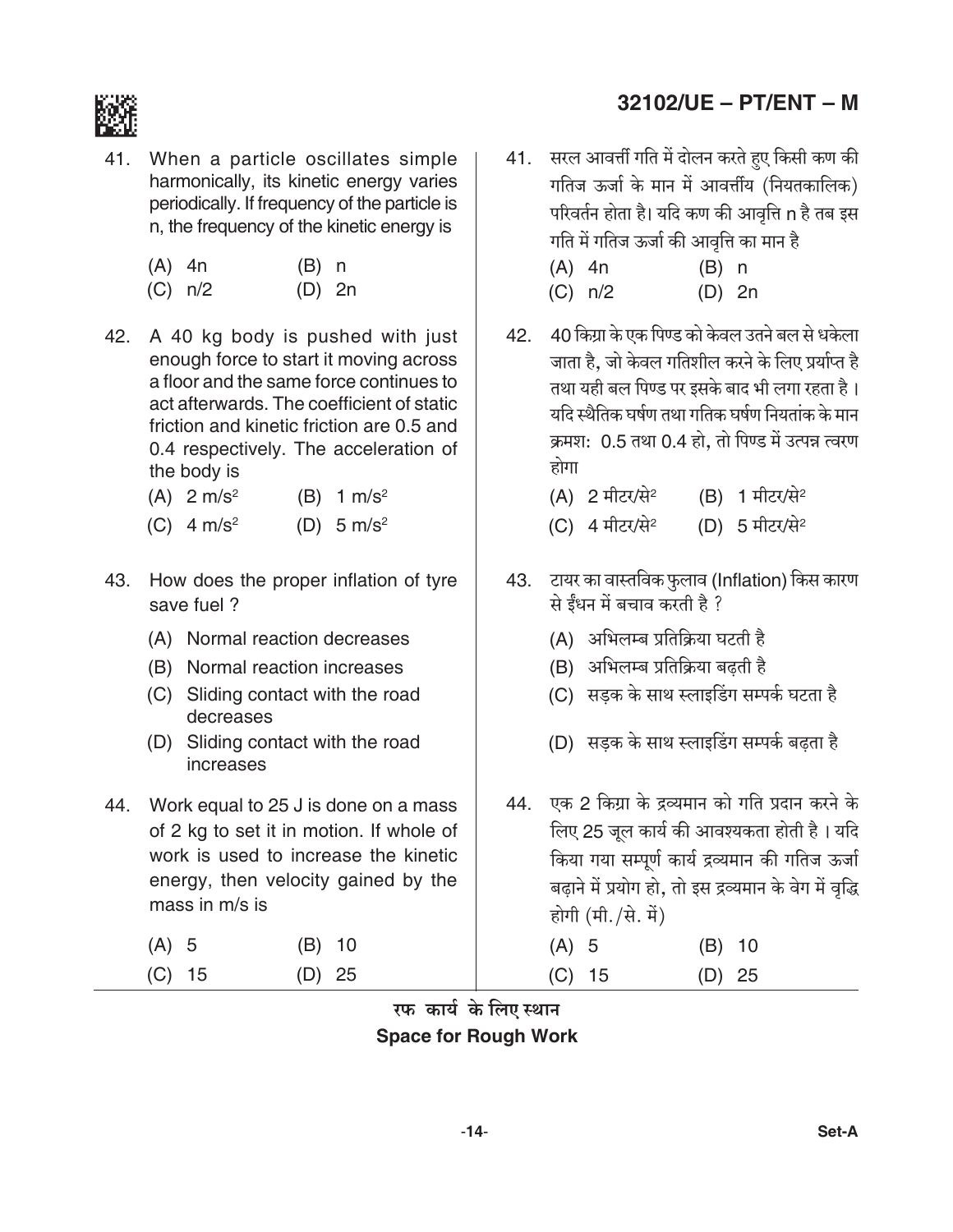41. When a particle oscillates simple harmonically, its kinetic energy varies periodically. If frequency of the particle is n, the frequency of the kinetic energy is

(A) 4n (B) n

(C) n/2 (D) 2n

41. सरल आवर्त्ती गति में दोलन करते हुए किसी कण की गतिज ऊर्जा के मान में आवर्त्तीय (नियतकालिक) परिवर्तन होता है। यदि कण की आवृत्ति n है तब इस गति में गतिज ऊर्जा की आवृत्ति का मान है

(A) 4n (B) n

(C) n/2 (D) 2n

42. A 40 kg body is pushed with just enough force to start it moving across a floor and the same force continues to act afterwards. The coefficient of static friction and kinetic friction are 0.5 and 0.4 respectively. The acceleration of the body is

(A) 2 m/s² (B) 1 m/s²

(C) 4 m/s² (D) 5 m/s²

42. 40 किग्रा के एक पिण्ड को केवल उतने बल से धकेला जाता है, जो केवल गतिशील करने के लिए प्रर्याप्त है तथा यही बल पिण्ड पर इसके बाद भी लगा रहता है। यदि स्थैतिक घर्षण तथा गतिक घर्षण नियतांक के मान क्रमशः 0.5 तथा 0.4 हो, तो पिण्ड में उत्पन्न त्वरण होगा

(A) 2 मीटर/से² (B) 1 मीटर/से²

(C) 4 मीटर/से² (D) 5 मीटर/से²

43. How does the proper inflation of tyre save fuel ?

(A) Normal reaction decreases

(B) Normal reaction increases

(C) Sliding contact with the road decreases

(D) Sliding contact with the road increases

43. टायर का वास्तविक फुलाव (Inflation) किस कारण से ईंधन में बचाव करती है ?

(A) अभिलम्ब प्रतिक्रिया घटती है

(B) अभिलम्ब प्रतिक्रिया बढ़ती है

(C) सड़क के साथ स्लाइडिंग सम्पर्क घटता है

(D) सड़क के साथ स्लाइडिंग सम्पर्क बढ़ता है

44. Work equal to 25 J is done on a mass of 2 kg to set it in motion. If whole of work is used to increase the kinetic energy, then velocity gained by the mass in m/s is

(A) 5 (B) 10

(C) 15 (D) 25

44. एक 2 किग्रा के द्रव्यमान को गति प्रदान करने के लिए 25 जूल कार्य की आवश्यकता होती है। यदि किया गया सम्पूर्ण कार्य द्रव्यमान की गतिज ऊर्जा बढ़ाने में प्रयोग हो, तो इस द्रव्यमान के वेग में वृद्धि होगी (मी./से. में)

(A) 5 (B) 10

(C) 15 (D) 25

रफ कार्य के लिए स्थान

**Space for Rough Work**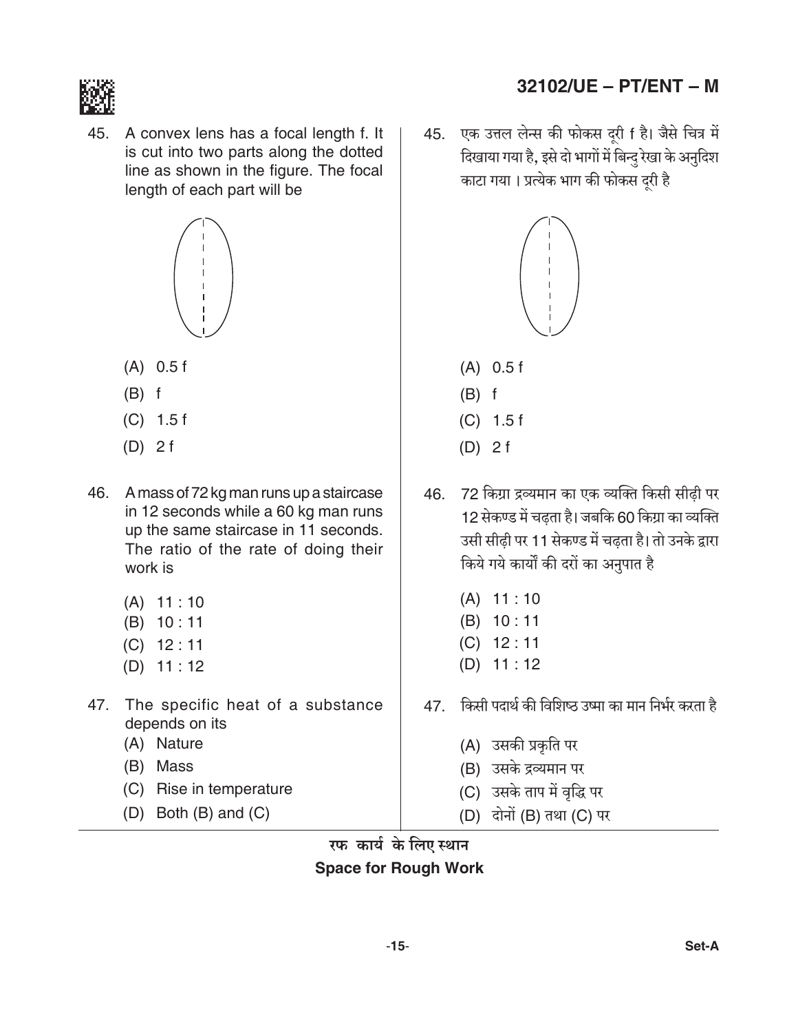45. A convex lens has a focal length f. It is cut into two parts along the dotted line as shown in the figure. The focal length of each part will be

(A) 0.5 f

(B) f

(C) 1.5 f

(D) 2 f

45. एक उत्तल लेन्स की फोकस दूरी f है। जैसे चित्र में दिखाया गया है, इसे दो भागों में बिन्दु रेखा के अनुदिश काटा गया । प्रत्येक भाग की फोकस दूरी है

(A) 0.5 f

(B) f

(C) 1.5 f

(D) 2 f

46. A mass of 72 kg man runs up a staircase in 12 seconds while a 60 kg man runs up the same staircase in 11 seconds. The ratio of the rate of doing their work is

(A) 11 : 10

(B) 10 : 11

(C) 12 : 11

(D) 11 : 12

46. 72 किग्रा द्रव्यमान का एक व्यक्ति किसी सीढ़ी पर 12 सेकण्ड में चढ़ता है। जबकि 60 किग्रा का व्यक्ति उसी सीढ़ी पर 11 सेकण्ड में चढ़ता है। तो उनके द्वारा किये गये कार्यों की दरों का अनुपात है

(A) 11 : 10

(B) 10 : 11

(C) 12 : 11

(D) 11 : 12

47. The specific heat of a substance depends on its

(A) Nature

(B) Mass

(C) Rise in temperature

(D) Both (B) and (C)

47. किसी पदार्थ की विशिष्ठ उष्मा का मान निर्भर करता है

(A) उसकी प्रकृति पर

(B) उसके द्रव्यमान पर

(C) उसके ताप में वृद्धि पर

(D) दोनों (B) तथा (C) पर

रफ कार्य के लिए स्थान

**Space for Rough Work**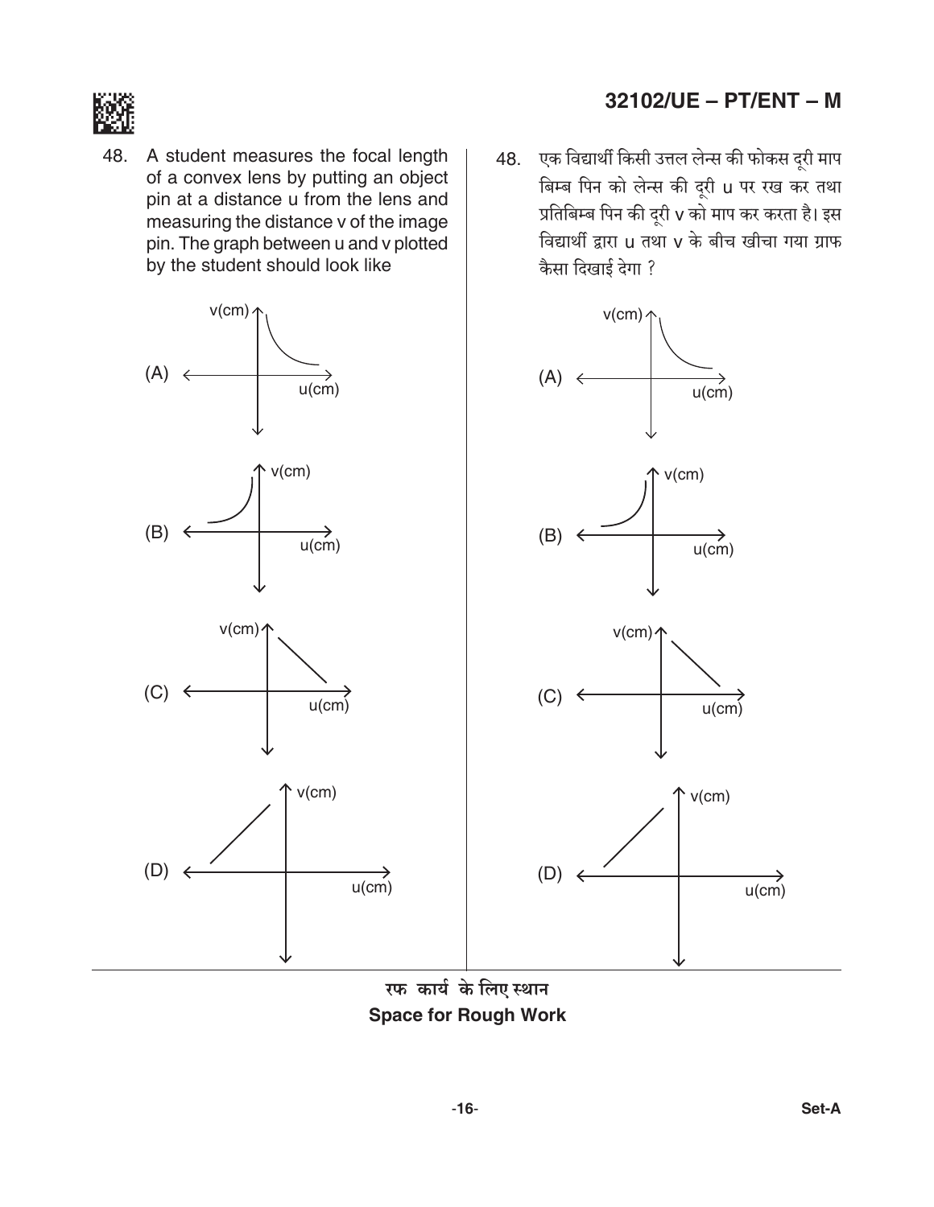48. A student measures the focal length of a convex lens by putting an object pin at a distance u from the lens and measuring the distance v of the image pin. The graph between u and v plotted by the student should look like

(A)

(B)

(C)

(D)

48. एक विद्यार्थी किसी उत्तल लेन्स की फोकस दूरी माप बिम्ब पिन को लेन्स की दूरी u पर रख कर तथा प्रतिबिम्ब पिन की दूरी v को माप कर करता है। इस विद्यार्थी द्वारा u तथा v के बीच खीचा गया ग्राफ कैसा दिखाई देगा ?

(A)

(B)

(C)

(D)

रफ कार्य के लिए स्थान
**Space for Rough Work**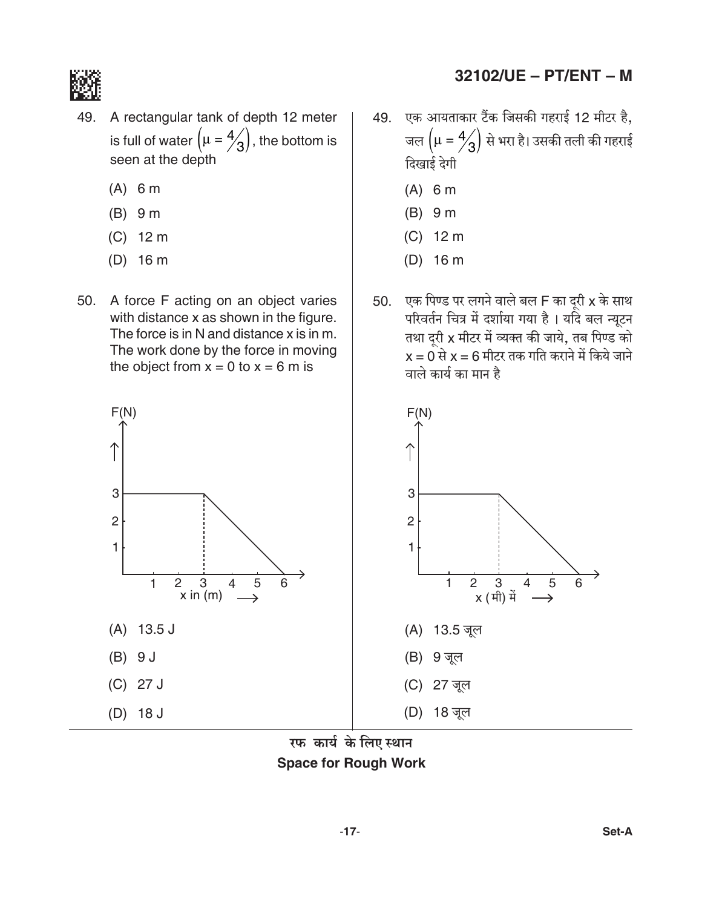49. A rectangular tank of depth 12 meter is full of water $\left(\mu = \frac{4}{3}\right)$, the bottom is seen at the depth

(A) 6 m

(B) 9 m

(C) 12 m

(D) 16 m

50. A force F acting on an object varies with distance x as shown in the figure. The force is in N and distance x is in m. The work done by the force in moving the object from x = 0 to x = 6 m is

(A) 13.5 J

(B) 9 J

(C) 27 J

(D) 18 J

49. एक आयताकार टैंक जिसकी गहराई 12 मीटर है, जल $\left(\mu = \frac{4}{3}\right)$ से भरा है। उसकी तली की गहराई दिखाई देगी

(A) 6 m

(B) 9 m

(C) 12 m

(D) 16 m

50. एक पिण्ड पर लगने वाले बल F का दूरी x के साथ परिवर्तन चित्र में दर्शाया गया है । यदि बल न्यूटन तथा दूरी x मीटर में व्यक्त की जाये, तब पिण्ड को x = 0 से x = 6 मीटर तक गति कराने में किये जाने वाले कार्य का मान है

(A) 13.5 जूल

(B) 9 जूल

(C) 27 जूल

(D) 18 जूल

रफ कार्य के लिए स्थान

**Space for Rough Work**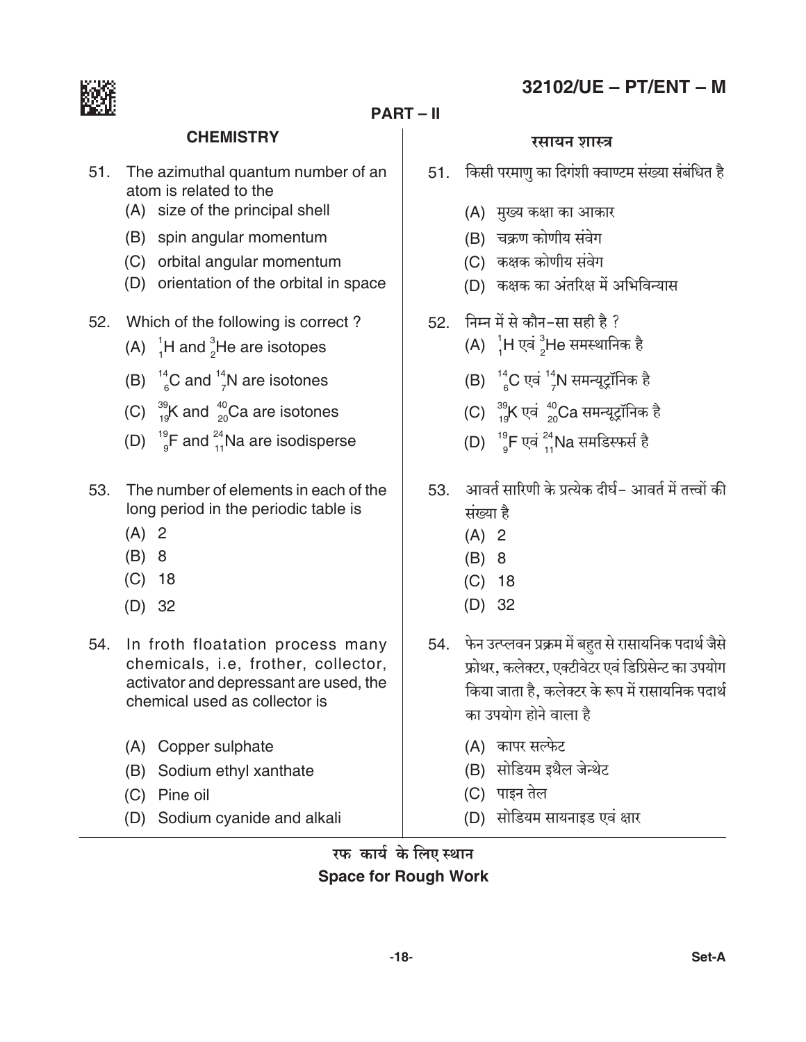## PART – II

### CHEMISTRY

51. The azimuthal quantum number of an atom is related to the
   - (A) size of the principal shell
   - (B) spin angular momentum
   - (C) orbital angular momentum
   - (D) orientation of the orbital in space

52. Which of the following is correct ?
   - (A) ${}_{1}^{1}H$ and ${}_{2}^{3}He$ are isotopes
   - (B) ${}_{6}^{14}C$ and ${}_{7}^{14}N$ are isotones
   - (C) ${}_{19}^{39}K$ and ${}_{20}^{40}Ca$ are isotones
   - (D) ${}_{9}^{19}F$ and ${}_{11}^{24}Na$ are isodisperse

53. The number of elements in each of the long period in the periodic table is
   - (A) 2
   - (B) 8
   - (C) 18
   - (D) 32

54. In froth floatation process many chemicals, i.e, frother, collector, activator and depressant are used, the chemical used as collector is
   - (A) Copper sulphate
   - (B) Sodium ethyl xanthate
   - (C) Pine oil
   - (D) Sodium cyanide and alkali

### रसायन शास्त्र

51. किसी परमाणु का दिगंशी क्वाण्टम संख्या संबंधित है
   - (A) मुख्य कक्षा का आकार
   - (B) चक्रण कोणीय संवेग
   - (C) कक्षक कोणीय संवेग
   - (D) कक्षक का अंतरिक्ष में अभिविन्यास

52. निम्न में से कौन-सा सही है ?
   - (A) ${}_{1}^{1}H$ एवं ${}_{2}^{3}He$ समस्थानिक है
   - (B) ${}_{6}^{14}C$ एवं ${}_{7}^{14}N$ समन्यूट्रॉनिक है
   - (C) ${}_{19}^{39}K$ एवं ${}_{20}^{40}Ca$ समन्यूट्रॉनिक है
   - (D) ${}_{9}^{19}F$ एवं ${}_{11}^{24}Na$ समडिस्फर्स है

53. आवर्त सारिणी के प्रत्येक दीर्घ- आवर्त में तत्त्वों की संख्या है
   - (A) 2
   - (B) 8
   - (C) 18
   - (D) 32

54. फेन उत्प्लवन प्रक्रम में बहुत से रासायनिक पदार्थ जैसे फ्रोथर, कलेक्टर, एक्टीवेटर एवं डिप्रिसेन्ट का उपयोग किया जाता है, कलेक्टर के रूप में रासायनिक पदार्थ का उपयोग होने वाला है
   - (A) कापर सल्फेट
   - (B) सोडियम इथैल जेन्थेट
   - (C) पाइन तेल
   - (D) सोडियम सायनाइड एवं क्षार

रफ कार्य के लिए स्थान
**Space for Rough Work**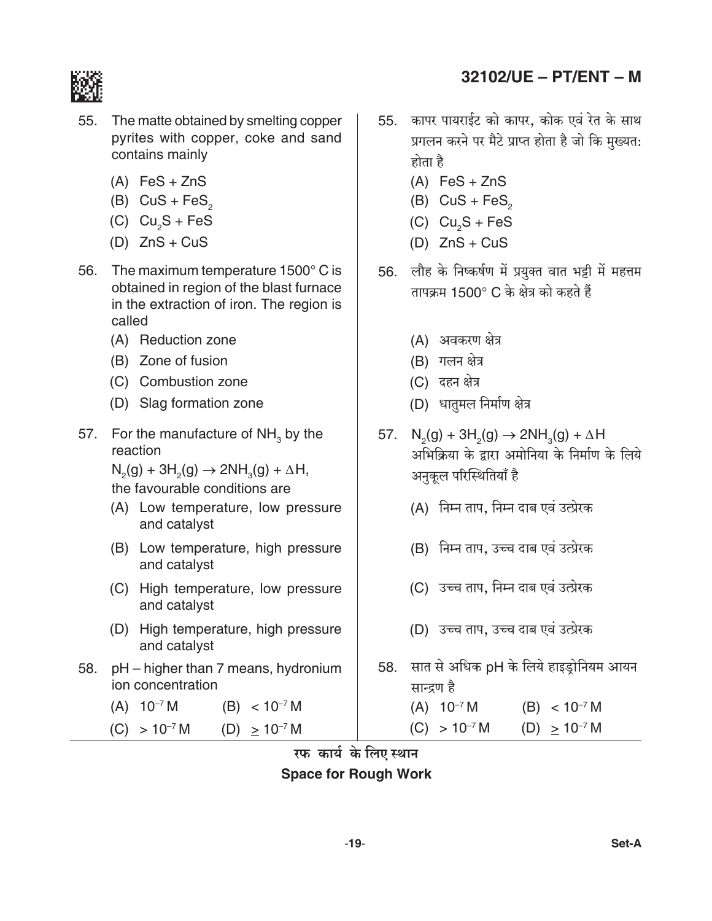55. The matte obtained by smelting copper pyrites with copper, coke and sand contains mainly

    (A) $FeS + ZnS$

    (B) $CuS + FeS_2$

    (C) $Cu_2S + FeS$

    (D) $ZnS + CuS$

56. The maximum temperature 1500° C is obtained in region of the blast furnace in the extraction of iron. The region is called

    (A) Reduction zone

    (B) Zone of fusion

    (C) Combustion zone

    (D) Slag formation zone

57. For the manufacture of $NH_3$ by the reaction

    $N_2(g) + 3H_2(g) \rightarrow 2NH_3(g) + \Delta H$,

    the favourable conditions are

    (A) Low temperature, low pressure and catalyst

    (B) Low temperature, high pressure and catalyst

    (C) High temperature, low pressure and catalyst

    (D) High temperature, high pressure and catalyst

58. pH – higher than 7 means, hydronium ion concentration

    (A) $10^{-7}$ M    (B) $< 10^{-7}$ M

    (C) $> 10^{-7}$ M    (D) $\geq 10^{-7}$ M

55. कापर पायराईट को कापर, कोक एवं रेत के साथ प्रगलन करने पर मैटे प्राप्त होता है जो कि मुख्यत: होता है

    (A) $FeS + ZnS$

    (B) $CuS + FeS_2$

    (C) $Cu_2S + FeS$

    (D) $ZnS + CuS$

56. लौह के निष्कर्षण में प्रयुक्त वात भट्टी में महत्तम तापक्रम 1500° C के क्षेत्र को कहते हैं

    (A) अवकरण क्षेत्र

    (B) गलन क्षेत्र

    (C) दहन क्षेत्र

    (D) धातुमल निर्माण क्षेत्र

57. $N_2(g) + 3H_2(g) \rightarrow 2NH_3(g) + \Delta H$ अभिक्रिया के द्वारा अमोनिया के निर्माण के लिये अनुकूल परिस्थितियाँ है

    (A) निम्न ताप, निम्न दाब एवं उत्प्रेरक

    (B) निम्न ताप, उच्च दाब एवं उत्प्रेरक

    (C) उच्च ताप, निम्न दाब एवं उत्प्रेरक

    (D) उच्च ताप, उच्च दाब एवं उत्प्रेरक

58. सात से अधिक pH के लिये हाइड्रोनियम आयन सान्द्रण है

    (A) $10^{-7}$ M    (B) $< 10^{-7}$ M

    (C) $> 10^{-7}$ M    (D) $\geq 10^{-7}$ M

रफ कार्य के लिए स्थान

**Space for Rough Work**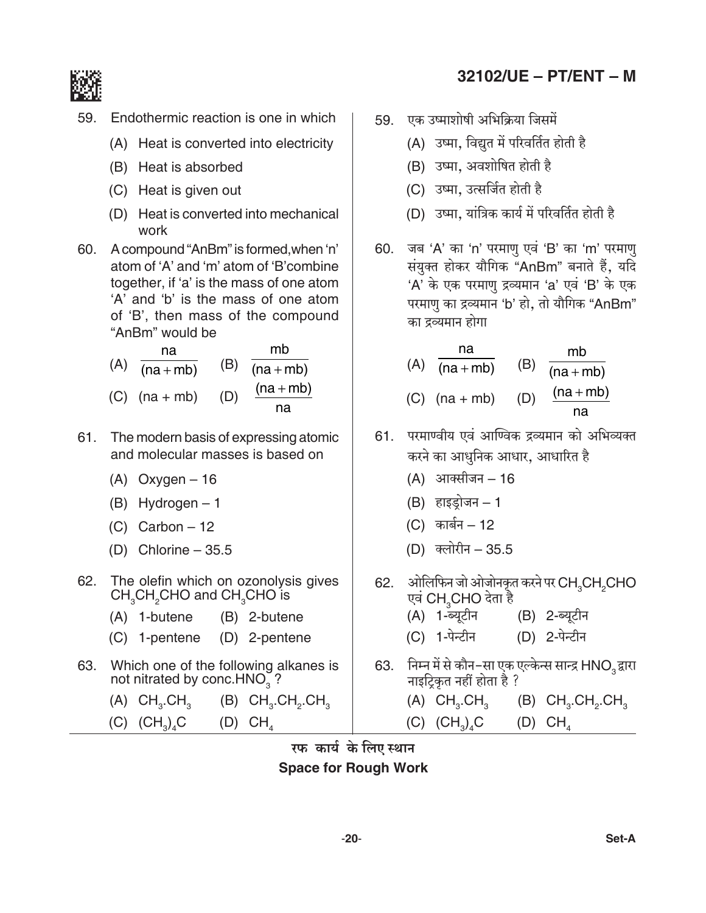59. Endothermic reaction is one in which

    (A) Heat is converted into electricity

    (B) Heat is absorbed

    (C) Heat is given out

    (D) Heat is converted into mechanical work

60. A compound "AnBm" is formed, when 'n' atom of 'A' and 'm' atom of 'B' combine together, if 'a' is the mass of one atom 'A' and 'b' is the mass of one atom of 'B', then mass of the compound "AnBm" would be

    (A) $\frac{na}{(na + mb)}$ (B) $\frac{mb}{(na + mb)}$

    (C) (na + mb) (D) $\frac{(na + mb)}{na}$

61. The modern basis of expressing atomic and molecular masses is based on

    (A) Oxygen – 16

    (B) Hydrogen – 1

    (C) Carbon – 12

    (D) Chlorine – 35.5

62. The olefin which on ozonolysis gives $CH_3CH_2CHO$ and $CH_3CHO$ is

    (A) 1-butene (B) 2-butene

    (C) 1-pentene (D) 2-pentene

63. Which one of the following alkanes is not nitrated by conc. $HNO_3$ ?

    (A) $CH_3.CH_3$ (B) $CH_3.CH_2.CH_3$

    (C) $(CH_3)_4C$ (D) $CH_4$

59. एक उष्माशोषी अभिक्रिया जिसमें

    (A) उष्मा, विद्युत में परिवर्तित होती है

    (B) उष्मा, अवशोषित होती है

    (C) उष्मा, उत्सर्जित होती है

    (D) उष्मा, यांत्रिक कार्य में परिवर्तित होती है

60. जब 'A' का 'n' परमाणु एवं 'B' का 'm' परमाणु संयुक्त होकर यौगिक "AnBm" बनाते हैं, यदि 'A' के एक परमाणु द्रव्यमान 'a' एवं 'B' के एक परमाणु का द्रव्यमान 'b' हो, तो यौगिक "AnBm" का द्रव्यमान होगा

    (A) $\frac{na}{(na + mb)}$ (B) $\frac{mb}{(na + mb)}$

    (C) (na + mb) (D) $\frac{(na + mb)}{na}$

61. परमाण्वीय एवं आण्विक द्रव्यमान को अभिव्यक्त करने का आधुनिक आधार, आधारित है

    (A) आक्सीजन – 16

    (B) हाइड्रोजन – 1

    (C) कार्बन – 12

    (D) क्लोरीन – 35.5

62. ओलिफिन जो ओजोनकृत करने पर $CH_3CH_2CHO$ एवं $CH_3CHO$ देता है

    (A) 1-ब्यूटीन (B) 2-ब्यूटीन

    (C) 1-पेन्टीन (D) 2-पेन्टीन

63. निम्न में से कौन-सा एक एल्केन्स सान्द्र $HNO_3$ द्वारा नाइट्रिकृत नहीं होता है ?

    (A) $CH_3.CH_3$ (B) $CH_3.CH_2.CH_3$

    (C) $(CH_3)_4C$ (D) $CH_4$

रफ कार्य के लिए स्थान

**Space for Rough Work**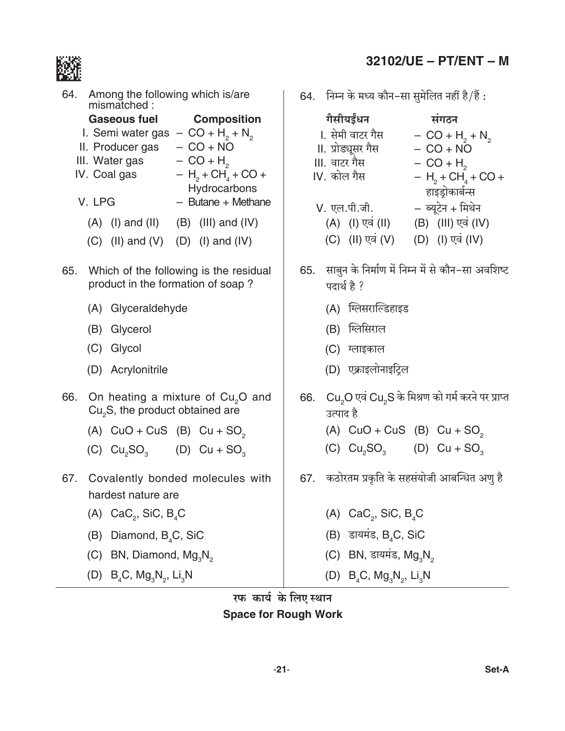64. Among the following which is/are mismatched :

| Gaseous fuel | Composition |
|---|---|
| I. Semi water gas | – $CO + H_2 + N_2$ |
| II. Producer gas | – $CO + NO$ |
| III. Water gas | – $CO + H_2$ |
| IV. Coal gas | – $H_2 + CH_4 + CO +$ Hydrocarbons |
| V. LPG | – Butane + Methane |

(A) (I) and (II) (B) (III) and (IV)

(C) (II) and (V) (D) (I) and (IV)

64. निम्न के मध्य कौन-सा सुमेलित नहीं है/हैं :

| गैसीयईंधन | संगठन |
|---|---|
| I. सेमी वाटर गैस | – $CO + H_2 + N_2$ |
| II. प्रोड्यूसर गैस | – $CO + NO$ |
| III. वाटर गैस | – $CO + H_2$ |
| IV. कोल गैस | – $H_2 + CH_4 + CO +$ हाइड्रोकार्बन्स |
| V. एल.पी.जी. | – ब्यूटेन + मिथेन |

(A) (I) एवं (II) (B) (III) एवं (IV)

(C) (II) एवं (V) (D) (I) एवं (IV)

65. Which of the following is the residual product in the formation of soap ?

(A) Glyceraldehyde

(B) Glycerol

(C) Glycol

(D) Acrylonitrile

65. साबुन के निर्माण में निम्न में से कौन-सा अवशिष्ट पदार्थ है ?

(A) ग्लिसराल्डिहाइड

(B) ग्लिसिराल

(C) ग्लाइकाल

(D) एक्राइलोनाइट्रिल

66. On heating a mixture of $Cu_2O$ and $Cu_2S$, the product obtained are

(A) $CuO + CuS$ (B) $Cu + SO_2$

(C) $Cu_2SO_3$ (D) $Cu + SO_3$

66. $Cu_2O$ एवं $Cu_2S$ के मिश्रण को गर्म करने पर प्राप्त उत्पाद है

(A) $CuO + CuS$ (B) $Cu + SO_2$

(C) $Cu_2SO_3$ (D) $Cu + SO_3$

67. Covalently bonded molecules with hardest nature are

(A) $CaC_2$, SiC, $B_4C$

(B) Diamond, $B_4C$, SiC

(C) BN, Diamond, $Mg_3N_2$

(D) $B_4C$, $Mg_3N_2$, $Li_3N$

67. कठोरतम प्रकृति के सहसंयोजी आबन्धित अणु है

(A) $CaC_2$, SiC, $B_4C$

(B) डायमंड, $B_4C$, SiC

(C) BN, डायमंड, $Mg_3N_2$

(D) $B_4C$, $Mg_3N_2$, $Li_3N$

रफ कार्य के लिए स्थान

**Space for Rough Work**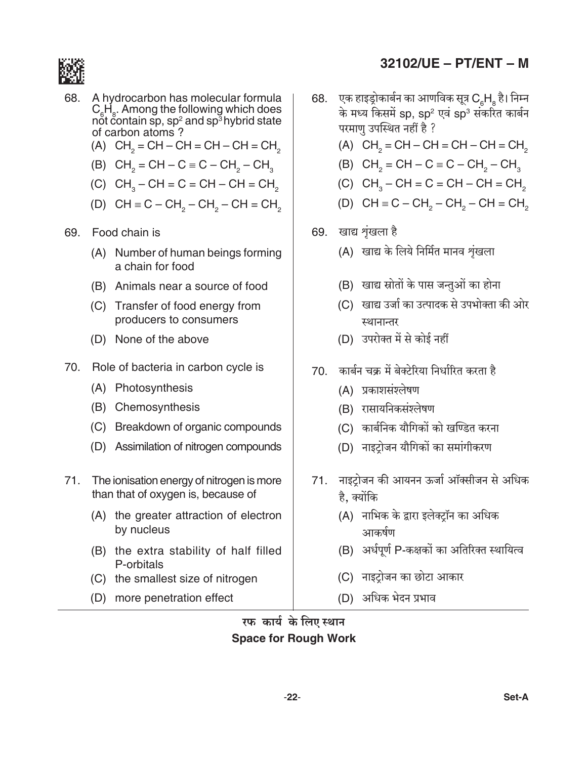68. A hydrocarbon has molecular formula $C_6H_8$. Among the following which does not contain sp, $sp^2$ and $sp^3$ hybrid state of carbon atoms ?

(A) $CH_2 = CH - CH = CH - CH = CH_2$

(B) $CH_2 = CH - C \equiv C - CH_2 - CH_3$

(C) $CH_3 - CH = C = CH - CH = CH_2$

(D) $CH \equiv C - CH_2 - CH_2 - CH = CH_2$

69. Food chain is

(A) Number of human beings forming a chain for food

(B) Animals near a source of food

(C) Transfer of food energy from producers to consumers

(D) None of the above

70. Role of bacteria in carbon cycle is

(A) Photosynthesis

(B) Chemosynthesis

(C) Breakdown of organic compounds

(D) Assimilation of nitrogen compounds

71. The ionisation energy of nitrogen is more than that of oxygen is, because of

(A) the greater attraction of electron by nucleus

(B) the extra stability of half filled P-orbitals

(C) the smallest size of nitrogen

(D) more penetration effect

68. एक हाइड्रोकार्बन का आणविक सूत्र $C_6H_8$ है। निम्न के मध्य किसमें sp, $sp^2$ एवं $sp^3$ संकरित कार्बन परमाणु उपस्थित नहीं है ?

(A) $CH_2 = CH - CH = CH - CH = CH_2$

(B) $CH_2 = CH - C \equiv C - CH_2 - CH_3$

(C) $CH_3 - CH = C = CH - CH = CH_2$

(D) $CH \equiv C - CH_2 - CH_2 - CH = CH_2$

69. खाद्य शृंखला है

(A) खाद्य के लिये निर्मित मानव शृंखला

(B) खाद्य स्रोतों के पास जन्तुओं का होना

(C) खाद्य उर्जा का उत्पादक से उपभोक्ता की ओर स्थानान्तर

(D) उपरोक्त में से कोई नहीं

70. कार्बन चक्र में बेक्टेरिया निर्धारित करता है

(A) प्रकाशसंश्लेषण

(B) रासायनिकसंश्लेषण

(C) कार्बनिक यौगिकों को खण्डित करना

(D) नाइट्रोजन यौगिकों का समांगीकरण

71. नाइट्रोजन की आयनन ऊर्जा ऑक्सीजन से अधिक है, क्योंकि

(A) नाभिक के द्वारा इलेक्ट्रॉन का अधिक आकर्षण

(B) अर्धपूर्ण P-कक्षकों का अतिरिक्त स्थायित्व

(C) नाइट्रोजन का छोटा आकार

(D) अधिक भेदन प्रभाव

रफ कार्य के लिए स्थान
**Space for Rough Work**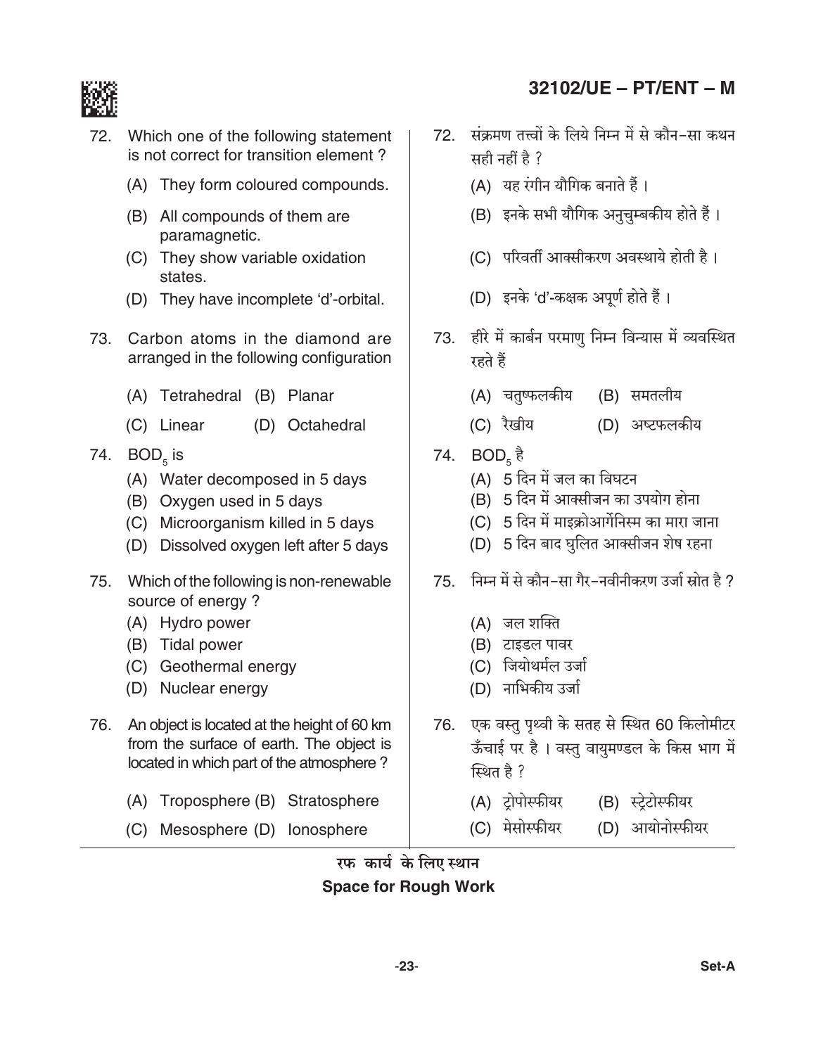72. Which one of the following statement is not correct for transition element ?

   (A) They form coloured compounds.
   (B) All compounds of them are paramagnetic.
   (C) They show variable oxidation states.
   (D) They have incomplete 'd'-orbital.

73. Carbon atoms in the diamond are arranged in the following configuration

   (A) Tetrahedral (B) Planar
   (C) Linear (D) Octahedral

74. $BOD_5$ is

   (A) Water decomposed in 5 days
   (B) Oxygen used in 5 days
   (C) Microorganism killed in 5 days
   (D) Dissolved oxygen left after 5 days

75. Which of the following is non-renewable source of energy ?

   (A) Hydro power
   (B) Tidal power
   (C) Geothermal energy
   (D) Nuclear energy

76. An object is located at the height of 60 km from the surface of earth. The object is located in which part of the atmosphere ?

   (A) Troposphere (B) Stratosphere
   (C) Mesosphere (D) Ionosphere

72. संक्रमण तत्त्वों के लिये निम्न में से कौन-सा कथन सही नहीं है ?

   (A) यह रंगीन यौगिक बनाते हैं ।
   (B) इनके सभी यौगिक अनुचुम्बकीय होते हैं ।
   (C) परिवर्ती आक्सीकरण अवस्थाये होती है ।
   (D) इनके 'd'-कक्षक अपूर्ण होते हैं ।

73. हीरे में कार्बन परमाणु निम्न विन्यास में व्यवस्थित रहते हैं

   (A) चतुष्फलकीय (B) समतलीय
   (C) रैखीय (D) अष्टफलकीय

74. $BOD_5$ है

   (A) 5 दिन में जल का विघटन
   (B) 5 दिन में आक्सीजन का उपयोग होना
   (C) 5 दिन में माइक्रोआर्गेनिस्म का मारा जाना
   (D) 5 दिन बाद घुलित आक्सीजन शेष रहना

75. निम्न में से कौन-सा गैर-नवीनीकरण उर्जा स्रोत है ?

   (A) जल शक्ति
   (B) टाइडल पावर
   (C) जियोथर्मल उर्जा
   (D) नाभिकीय उर्जा

76. एक वस्तु पृथ्वी के सतह से स्थित 60 किलोमीटर ऊँचाई पर है । वस्तु वायुमण्डल के किस भाग में स्थित है ?

   (A) ट्रोपोस्फीयर (B) स्ट्रेटोस्फीयर
   (C) मेसोस्फीयर (D) आयोनोस्फीयर

रफ कार्य के लिए स्थान

**Space for Rough Work**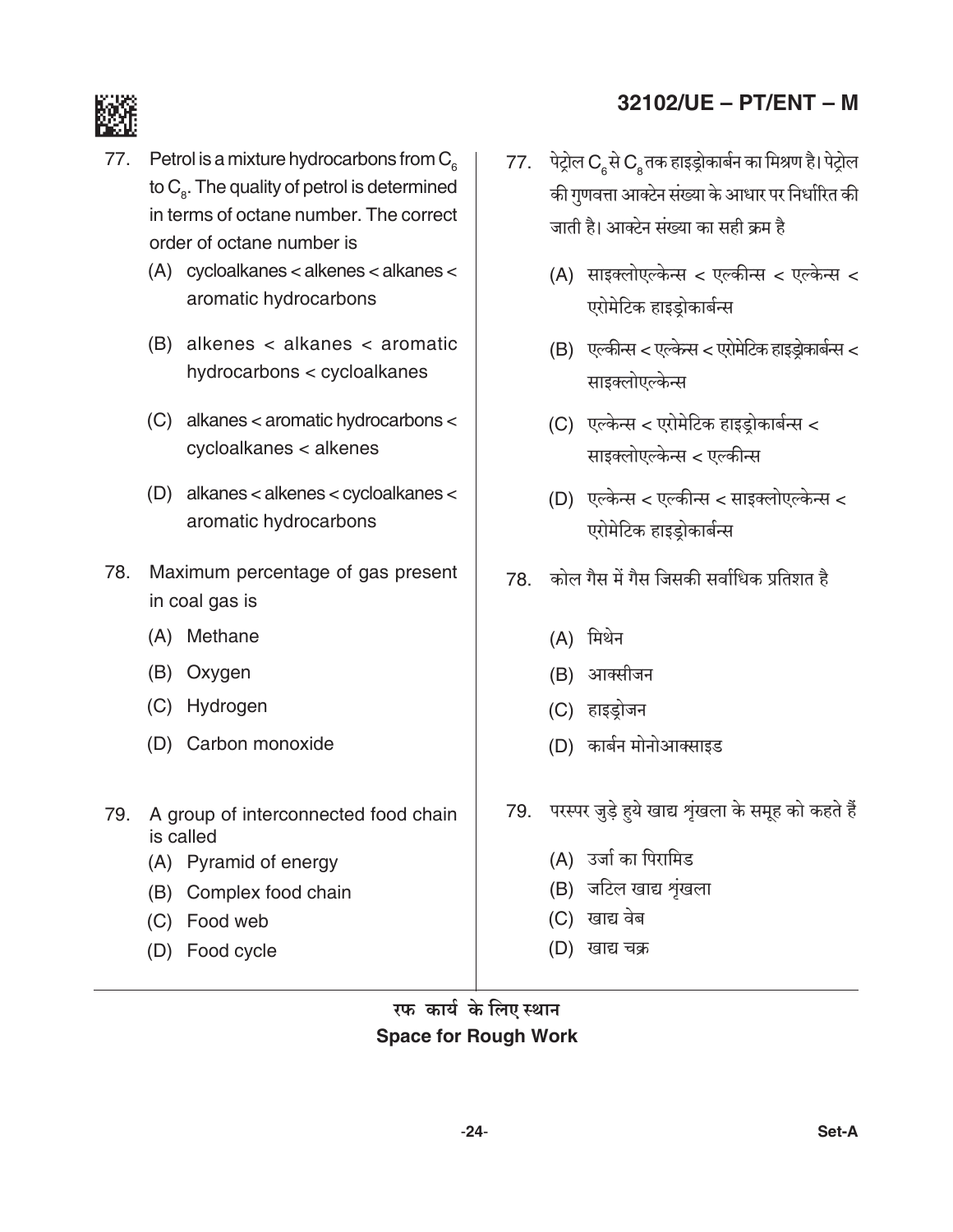77. Petrol is a mixture hydrocarbons from $C_6$ to $C_8$. The quality of petrol is determined in terms of octane number. The correct order of octane number is

    (A) cycloalkanes < alkenes < alkanes < aromatic hydrocarbons

    (B) alkenes < alkanes < aromatic hydrocarbons < cycloalkanes

    (C) alkanes < aromatic hydrocarbons < cycloalkanes < alkenes

    (D) alkanes < alkenes < cycloalkanes < aromatic hydrocarbons

78. Maximum percentage of gas present in coal gas is

    (A) Methane

    (B) Oxygen

    (C) Hydrogen

    (D) Carbon monoxide

79. A group of interconnected food chain is called

    (A) Pyramid of energy

    (B) Complex food chain

    (C) Food web

    (D) Food cycle

77. पेट्रोल $C_6$ से $C_8$ तक हाइड्रोकार्बन का मिश्रण है। पेट्रोल की गुणवत्ता आक्टेन संख्या के आधार पर निर्धारित की जाती है। आक्टेन संख्या का सही क्रम है

    (A) साइक्लोएल्केन्स < एल्कीन्स < एल्केन्स < एरोमेटिक हाइड्रोकार्बन्स

    (B) एल्कीन्स < एल्केन्स < एरोमेटिक हाइड्रोकार्बन्स < साइक्लोएल्केन्स

    (C) एल्केन्स < एरोमेटिक हाइड्रोकार्बन्स < साइक्लोएल्केन्स < एल्कीन्स

    (D) एल्केन्स < एल्कीन्स < साइक्लोएल्केन्स < एरोमेटिक हाइड्रोकार्बन्स

78. कोल गैस में गैस जिसकी सर्वाधिक प्रतिशत है

    (A) मिथेन

    (B) आक्सीजन

    (C) हाइड्रोजन

    (D) कार्बन मोनोआक्साइड

79. परस्पर जुड़े हुये खाद्य शृंखला के समूह को कहते हैं

    (A) उर्जा का पिरामिड

    (B) जटिल खाद्य शृंखला

    (C) खाद्य वेब

    (D) खाद्य चक्र

रफ कार्य के लिए स्थान
**Space for Rough Work**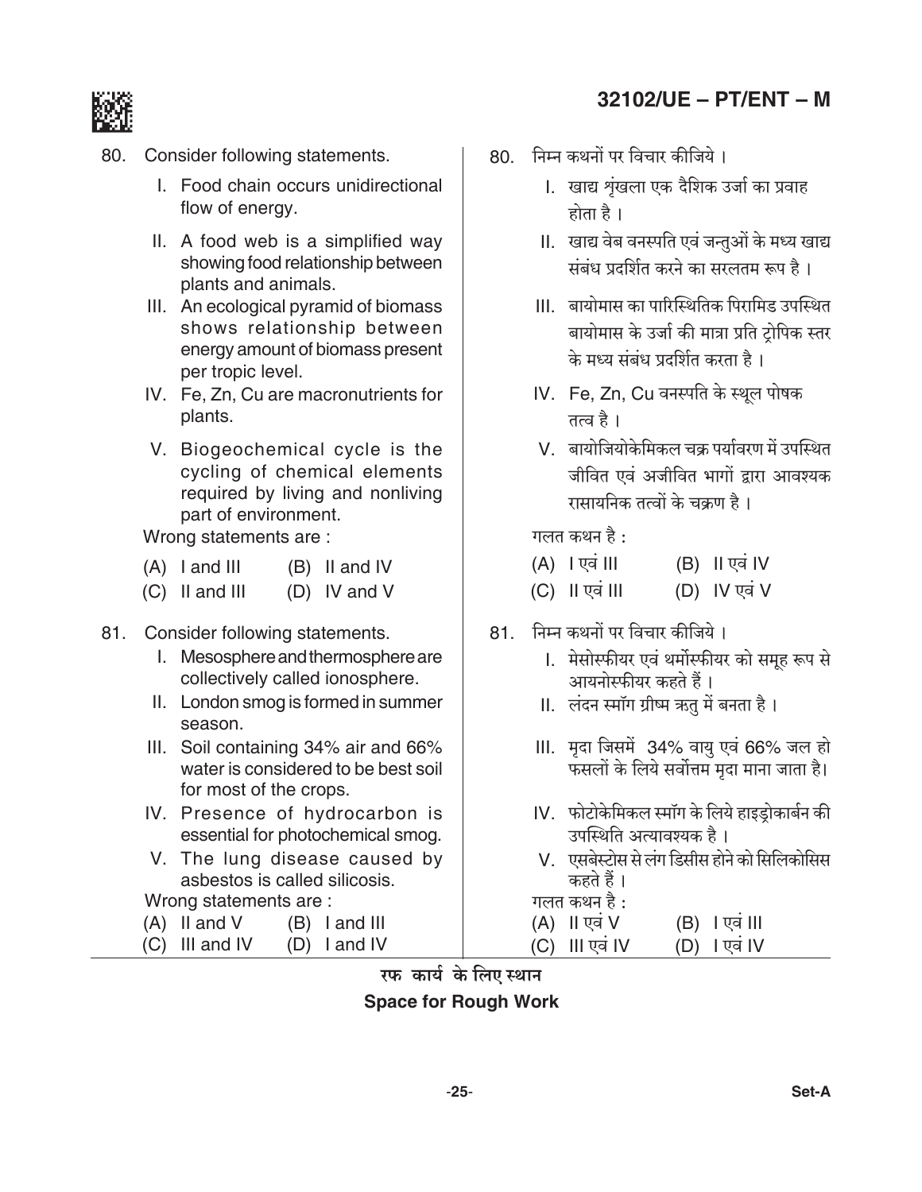80. Consider following statements.

I. Food chain occurs unidirectional flow of energy.

II. A food web is a simplified way showing food relationship between plants and animals.

III. An ecological pyramid of biomass shows relationship between energy amount of biomass present per tropic level.

IV. Fe, Zn, Cu are macronutrients for plants.

V. Biogeochemical cycle is the cycling of chemical elements required by living and nonliving part of environment.

Wrong statements are :

(A) I and III (B) II and IV
(C) II and III (D) IV and V

80. निम्न कथनों पर विचार कीजिये ।

I. खाद्य शृंखला एक दैशिक उर्जा का प्रवाह होता है ।

II. खाद्य वेब वनस्पति एवं जन्तुओं के मध्य खाद्य संबंध प्रदर्शित करने का सरलतम रूप है ।

III. बायोमास का पारिस्थितिक पिरामिड उपस्थित बायोमास के उर्जा की मात्रा प्रति ट्रोपिक स्तर के मध्य संबंध प्रदर्शित करता है ।

IV. Fe, Zn, Cu वनस्पति के स्थूल पोषक तत्व है ।

V. बायोजियोकेमिकल चक्र पर्यावरण में उपस्थित जीवित एवं अजीवित भागों द्वारा आवश्यक रासायनिक तत्वों के चक्रण है ।

गलत कथन है :

(A) I एवं III (B) II एवं IV
(C) II एवं III (D) IV एवं V

81. Consider following statements.

I. Mesosphere and thermosphere are collectively called ionosphere.

II. London smog is formed in summer season.

III. Soil containing 34% air and 66% water is considered to be best soil for most of the crops.

IV. Presence of hydrocarbon is essential for photochemical smog.

V. The lung disease caused by asbestos is called silicosis.

Wrong statements are :

(A) II and V (B) I and III
(C) III and IV (D) I and IV

81. निम्न कथनों पर विचार कीजिये ।

I. मेसोस्फीयर एवं थर्मोस्फीयर को समूह रूप से आयनोस्फीयर कहते हैं ।

II. लंदन स्मॉग ग्रीष्म ऋतु में बनता है ।

III. मृदा जिसमें 34% वायु एवं 66% जल हो फसलों के लिये सर्वोत्तम मृदा माना जाता है।

IV. फोटोकेमिकल स्मॉग के लिये हाइड्रोकार्बन की उपस्थिति अत्यावश्यक है ।

V. एसबेस्टोस से लंग डिसीस होने को सिलिकोसिस कहते हैं ।

गलत कथन है :

(A) II एवं V (B) I एवं III
(C) III एवं IV (D) I एवं IV

रफ कार्य के लिए स्थान

**Space for Rough Work**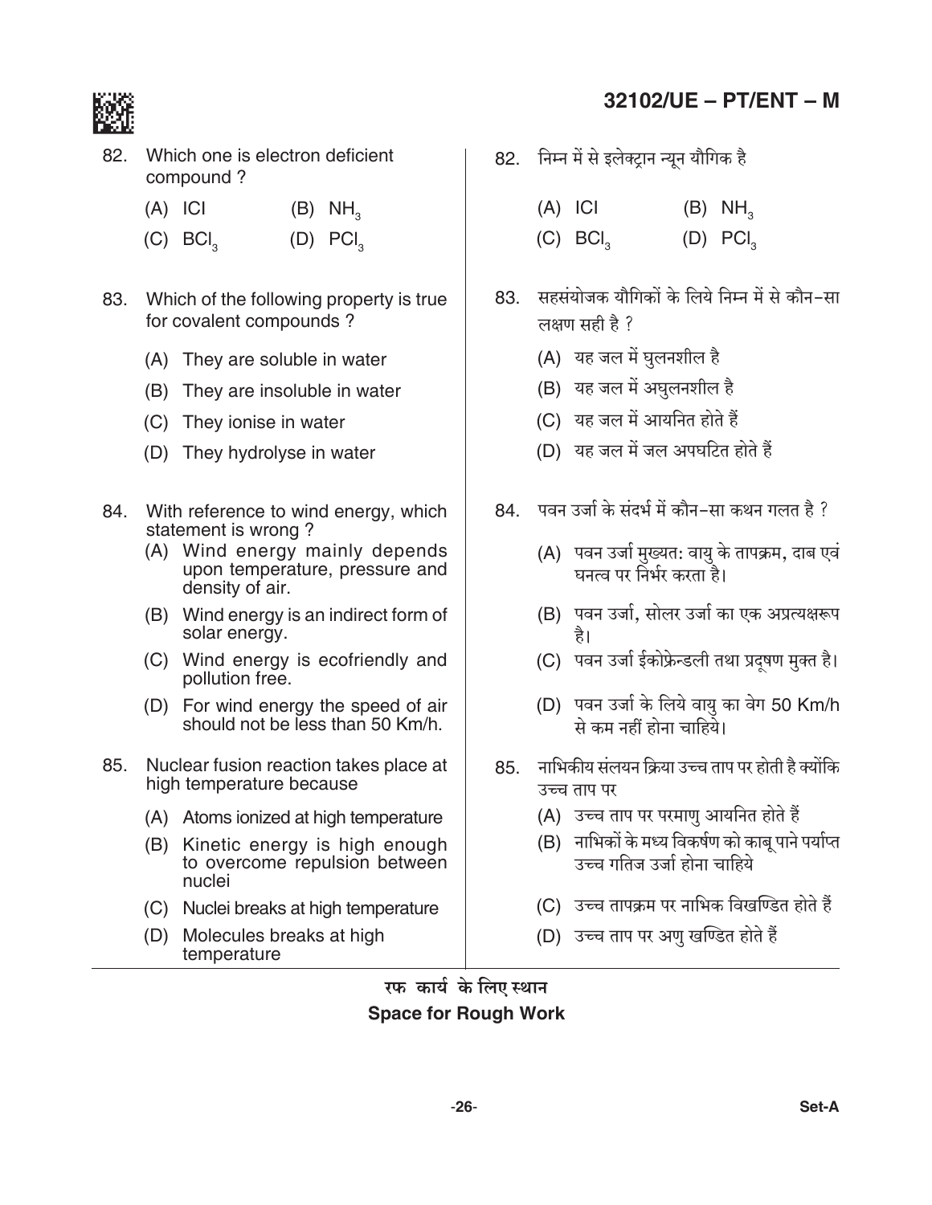82. Which one is electron deficient compound ?

(A) ICl (B) $NH_3$

(C) $BCl_3$ (D) $PCl_3$

83. Which of the following property is true for covalent compounds ?

(A) They are soluble in water

(B) They are insoluble in water

(C) They ionise in water

(D) They hydrolyse in water

84. With reference to wind energy, which statement is wrong ?

(A) Wind energy mainly depends upon temperature, pressure and density of air.

(B) Wind energy is an indirect form of solar energy.

(C) Wind energy is ecofriendly and pollution free.

(D) For wind energy the speed of air should not be less than 50 Km/h.

85. Nuclear fusion reaction takes place at high temperature because

(A) Atoms ionized at high temperature

(B) Kinetic energy is high enough to overcome repulsion between nuclei

(C) Nuclei breaks at high temperature

(D) Molecules breaks at high temperature

82. निम्न में से इलेक्ट्रान न्यून यौगिक है

(A) ICl (B) $NH_3$

(C) $BCl_3$ (D) $PCl_3$

83. सहसंयोजक यौगिकों के लिये निम्न में से कौन-सा लक्षण सही है ?

(A) यह जल में घुलनशील है

(B) यह जल में अघुलनशील है

(C) यह जल में आयनित होते हैं

(D) यह जल में जल अपघटित होते हैं

84. पवन उर्जा के संदर्भ में कौन-सा कथन गलत है ?

(A) पवन उर्जा मुख्यत: वायु के तापक्रम, दाब एवं घनत्व पर निर्भर करता है।

(B) पवन उर्जा, सोलर उर्जा का एक अप्रत्यक्षरूप है।

(C) पवन उर्जा ईकोफ्रेन्डली तथा प्रदूषण मुक्त है।

(D) पवन उर्जा के लिये वायु का वेग 50 Km/h से कम नहीं होना चाहिये।

85. नाभिकीय संलयन क्रिया उच्च ताप पर होती है क्योंकि उच्च ताप पर

(A) उच्च ताप पर परमाणु आयनित होते हैं

(B) नाभिकों के मध्य विकर्षण को काबू पाने पर्याप्त उच्च गतिज उर्जा होना चाहिये

(C) उच्च तापक्रम पर नाभिक विखण्डित होते हैं

(D) उच्च ताप पर अणु खण्डित होते हैं

रफ कार्य के लिए स्थान
**Space for Rough Work**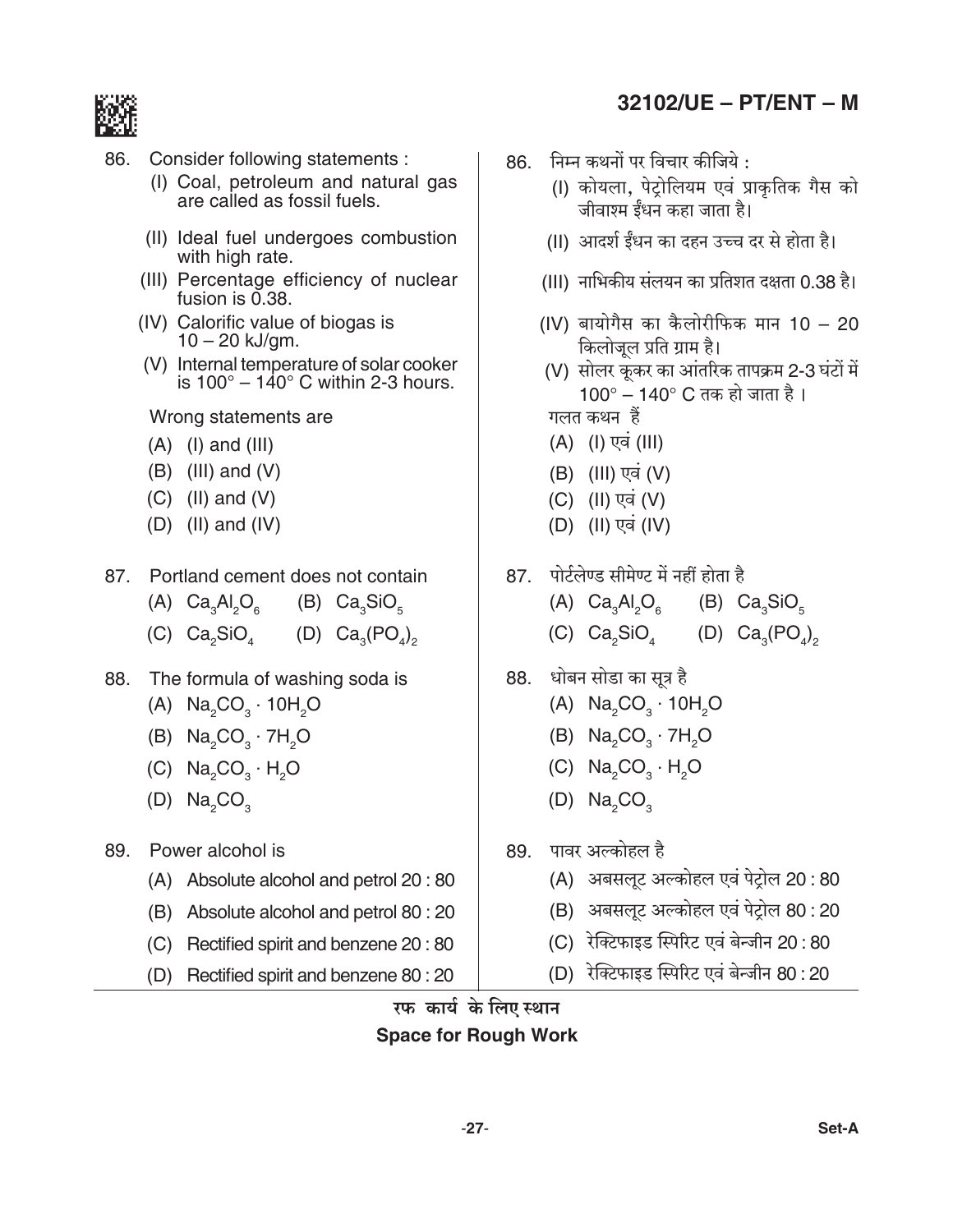86. Consider following statements :

(I) Coal, petroleum and natural gas are called as fossil fuels.

(II) Ideal fuel undergoes combustion with high rate.

(III) Percentage efficiency of nuclear fusion is 0.38.

(IV) Calorific value of biogas is 10 – 20 kJ/gm.

(V) Internal temperature of solar cooker is 100° – 140° C within 2-3 hours.

Wrong statements are

(A) (I) and (III)

(B) (III) and (V)

(C) (II) and (V)

(D) (II) and (IV)

87. Portland cement does not contain

(A) $Ca_3Al_2O_6$ (B) $Ca_3SiO_5$

(C) $Ca_2SiO_4$ (D) $Ca_3(PO_4)_2$

88. The formula of washing soda is

(A) $Na_2CO_3 \cdot 10H_2O$

(B) $Na_2CO_3 \cdot 7H_2O$

(C) $Na_2CO_3 \cdot H_2O$

(D) $Na_2CO_3$

89. Power alcohol is

(A) Absolute alcohol and petrol 20 : 80

(B) Absolute alcohol and petrol 80 : 20

(C) Rectified spirit and benzene 20 : 80

(D) Rectified spirit and benzene 80 : 20

86. निम्न कथनों पर विचार कीजिये :

(I) कोयला, पेट्रोलियम एवं प्राकृतिक गैस को जीवाश्म ईंधन कहा जाता है।

(II) आदर्श ईंधन का दहन उच्च दर से होता है।

(III) नाभिकीय संलयन का प्रतिशत दक्षता 0.38 है।

(IV) बायोगैस का कैलोरीफिक मान 10 – 20 किलोजूल प्रति ग्राम है।

(V) सोलर कूकर का आंतरिक तापक्रम 2-3 घंटों में 100° – 140° C तक हो जाता है ।

गलत कथन हैं

(A) (I) एवं (III)

(B) (III) एवं (V)

(C) (II) एवं (V)

(D) (II) एवं (IV)

87. पोर्टलेण्ड सीमेण्ट में नहीं होता है

(A) $Ca_3Al_2O_6$ (B) $Ca_3SiO_5$

(C) $Ca_2SiO_4$ (D) $Ca_3(PO_4)_2$

88. धोबन सोडा का सूत्र है

(A) $Na_2CO_3 \cdot 10H_2O$

(B) $Na_2CO_3 \cdot 7H_2O$

(C) $Na_2CO_3 \cdot H_2O$

(D) $Na_2CO_3$

89. पावर अल्कोहल है

(A) अबसलूट अल्कोहल एवं पेट्रोल 20 : 80

(B) अबसलूट अल्कोहल एवं पेट्रोल 80 : 20

(C) रेक्टिफाइड स्पिरिट एवं बेन्जीन 20 : 80

(D) रेक्टिफाइड स्पिरिट एवं बेन्जीन 80 : 20

रफ कार्य के लिए स्थान

**Space for Rough Work**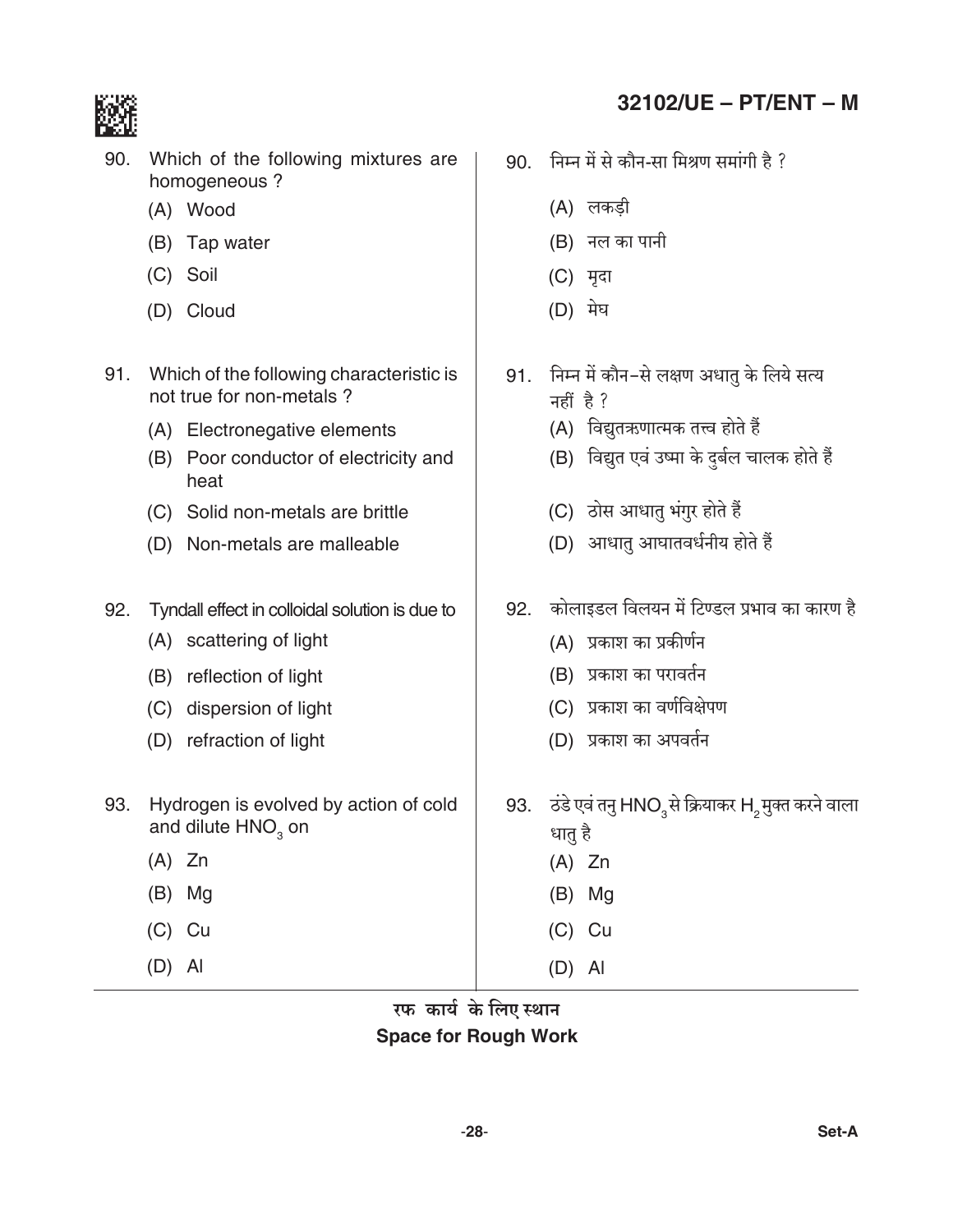90. Which of the following mixtures are homogeneous ?
   (A) Wood
   (B) Tap water
   (C) Soil
   (D) Cloud

90. निम्न में से कौन-सा मिश्रण समांगी है ?
   (A) लकड़ी
   (B) नल का पानी
   (C) मृदा
   (D) मेघ

91. Which of the following characteristic is not true for non-metals ?
   (A) Electronegative elements
   (B) Poor conductor of electricity and heat
   (C) Solid non-metals are brittle
   (D) Non-metals are malleable

91. निम्न में कौन–से लक्षण अधातु के लिये सत्य नहीं है ?
   (A) विद्युतऋणात्मक तत्त्व होते हैं
   (B) विद्युत एवं उष्मा के दुर्बल चालक होते हैं
   (C) ठोस आधातु भंगुर होते हैं
   (D) आधातु आघातवर्धनीय होते हैं

92. Tyndall effect in colloidal solution is due to
   (A) scattering of light
   (B) reflection of light
   (C) dispersion of light
   (D) refraction of light

92. कोलाइडल विलयन में टिण्डल प्रभाव का कारण है
   (A) प्रकाश का प्रकीर्णन
   (B) प्रकाश का परावर्तन
   (C) प्रकाश का वर्णविक्षेपण
   (D) प्रकाश का अपवर्तन

93. Hydrogen is evolved by action of cold and dilute $HNO_3$ on
   (A) Zn
   (B) Mg
   (C) Cu
   (D) Al

93. ठंडे एवं तनु $HNO_3$ से क्रियाकर $H_2$ मुक्त करने वाला धातु है
   (A) Zn
   (B) Mg
   (C) Cu
   (D) Al

रफ कार्य के लिए स्थान
**Space for Rough Work**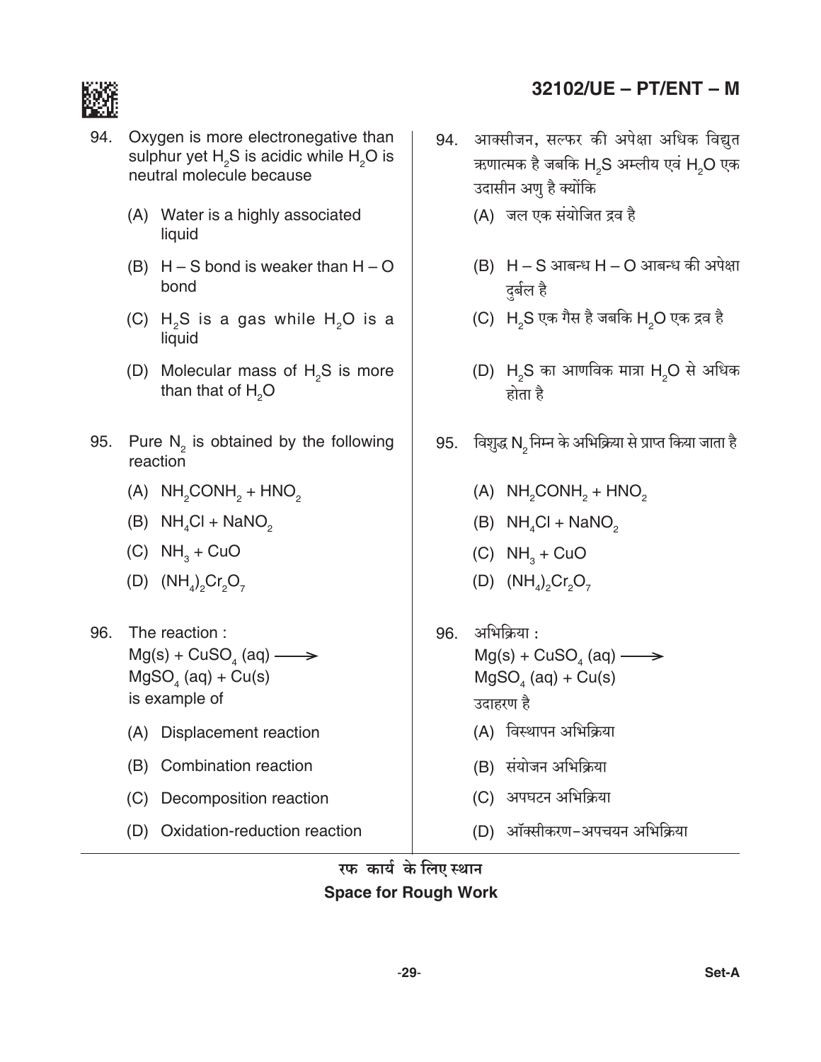94. Oxygen is more electronegative than sulphur yet $H_2S$ is acidic while $H_2O$ is neutral molecule because

    (A) Water is a highly associated liquid

    (B) $H – S$ bond is weaker than $H – O$ bond

    (C) $H_2S$ is a gas while $H_2O$ is a liquid

    (D) Molecular mass of $H_2S$ is more than that of $H_2O$

95. Pure $N_2$ is obtained by the following reaction

    (A) $NH_2CONH_2 + HNO_2$

    (B) $NH_4Cl + NaNO_2$

    (C) $NH_3 + CuO$

    (D) $(NH_4)_2Cr_2O_7$

96. The reaction :
    $Mg(s) + CuSO_4\,(aq) \longrightarrow MgSO_4\,(aq) + Cu(s)$
    is example of

    (A) Displacement reaction

    (B) Combination reaction

    (C) Decomposition reaction

    (D) Oxidation-reduction reaction

94. आक्सीजन, सल्फर की अपेक्षा अधिक विद्युत ऋणात्मक है जबकि $H_2S$ अम्लीय एवं $H_2O$ एक उदासीन अणु है क्योंकि

    (A) जल एक संयोजित द्रव है

    (B) $H – S$ आबन्ध $H – O$ आबन्ध की अपेक्षा दुर्बल है

    (C) $H_2S$ एक गैस है जबकि $H_2O$ एक द्रव है

    (D) $H_2S$ का आणविक मात्रा $H_2O$ से अधिक होता है

95. विशुद्ध $N_2$ निम्न के अभिक्रिया से प्राप्त किया जाता है

    (A) $NH_2CONH_2 + HNO_2$

    (B) $NH_4Cl + NaNO_2$

    (C) $NH_3 + CuO$

    (D) $(NH_4)_2Cr_2O_7$

96. अभिक्रिया :
    $Mg(s) + CuSO_4\,(aq) \longrightarrow MgSO_4\,(aq) + Cu(s)$
    उदाहरण है

    (A) विस्थापन अभिक्रिया

    (B) संयोजन अभिक्रिया

    (C) अपघटन अभिक्रिया

    (D) ऑक्सीकरण-अपचयन अभिक्रिया

रफ कार्य के लिए स्थान
Space for Rough Work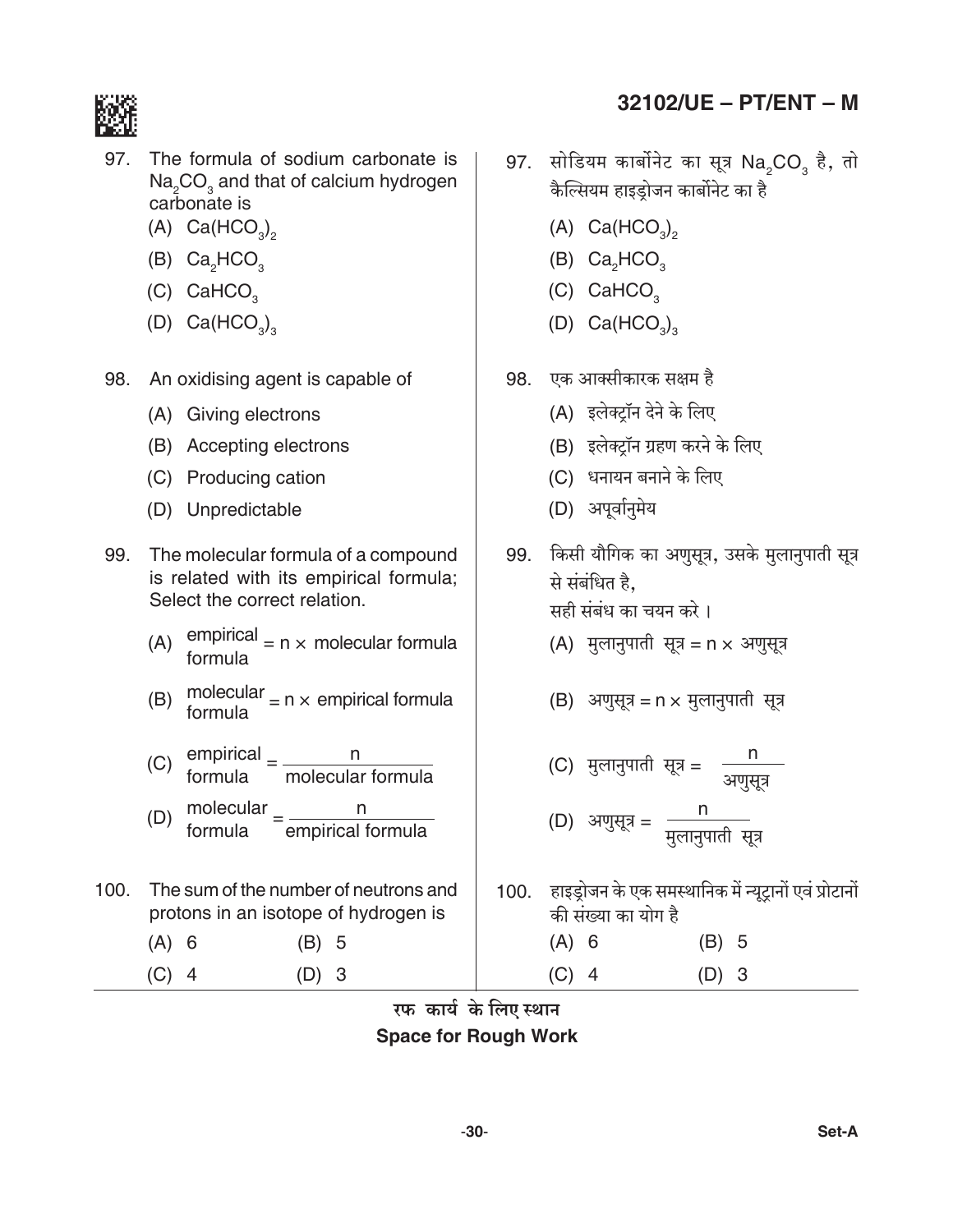97. The formula of sodium carbonate is $Na_2CO_3$ and that of calcium hydrogen carbonate is

(A) $Ca(HCO_3)_2$

(B) $Ca_2HCO_3$

(C) $CaHCO_3$

(D) $Ca(HCO_3)_3$

98. An oxidising agent is capable of

(A) Giving electrons

(B) Accepting electrons

(C) Producing cation

(D) Unpredictable

99. The molecular formula of a compound is related with its empirical formula; Select the correct relation.

(A) empirical formula = n × molecular formula

(B) molecular formula = n × empirical formula

(C) empirical formula = $\frac{n}{\text{molecular formula}}$

(D) molecular formula = $\frac{n}{\text{empirical formula}}$

100. The sum of the number of neutrons and protons in an isotope of hydrogen is

(A) 6 (B) 5

(C) 4 (D) 3

97. सोडियम कार्बोनेट का सूत्र $Na_2CO_3$ है, तो कैल्सियम हाइड्रोजन कार्बोनेट का है

(A) $Ca(HCO_3)_2$

(B) $Ca_2HCO_3$

(C) $CaHCO_3$

(D) $Ca(HCO_3)_3$

98. एक आक्सीकारक सक्षम है

(A) इलेक्ट्रॉन देने के लिए

(B) इलेक्ट्रॉन ग्रहण करने के लिए

(C) धनायन बनाने के लिए

(D) अपूर्वानुमेय

99. किसी यौगिक का अणुसूत्र, उसके मुलानुपाती सूत्र से संबंधित है,
सही संबंध का चयन करे ।

(A) मुलानुपाती सूत्र = n × अणुसूत्र

(B) अणुसूत्र = n × मुलानुपाती सूत्र

(C) मुलानुपाती सूत्र = $\frac{n}{\text{अणुसूत्र}}$

(D) अणुसूत्र = $\frac{n}{\text{मुलानुपाती सूत्र}}$

100. हाइड्रोजन के एक समस्थानिक में न्यूट्रानों एवं प्रोटानों की संख्या का योग है

(A) 6 (B) 5

(C) 4 (D) 3

रफ कार्य के लिए स्थान
**Space for Rough Work**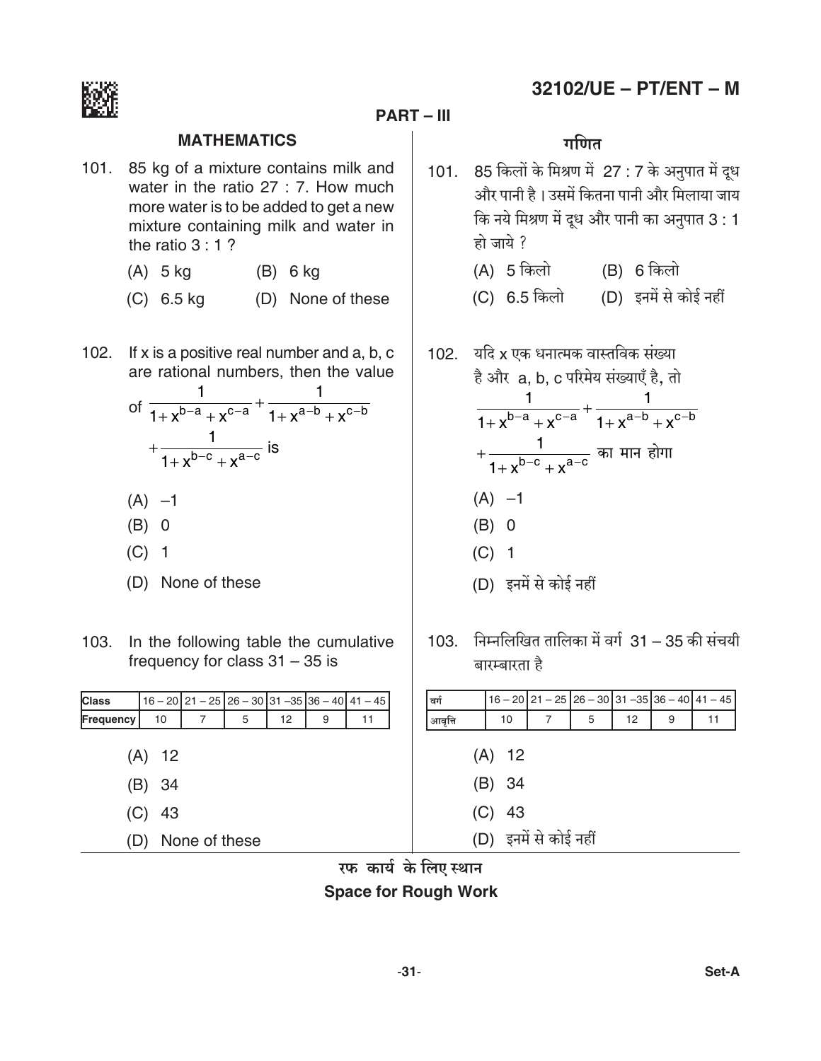## PART – III

### MATHEMATICS

101. 85 kg of a mixture contains milk and water in the ratio 27 : 7. How much more water is to be added to get a new mixture containing milk and water in the ratio 3 : 1 ?

    (A) 5 kg  (B) 6 kg
    (C) 6.5 kg  (D) None of these

102. If x is a positive real number and a, b, c are rational numbers, then the value of $\frac{1}{1+x^{b-a}+x^{c-a}}+\frac{1}{1+x^{a-b}+x^{c-b}}+\frac{1}{1+x^{b-c}+x^{a-c}}$ is

    (A) –1
    (B) 0
    (C) 1
    (D) None of these

103. In the following table the cumulative frequency for class 31 – 35 is

| Class | 16 – 20 | 21 – 25 | 26 – 30 | 31 –35 | 36 – 40 | 41 – 45 |
|---|---|---|---|---|---|---|
| Frequency | 10 | 7 | 5 | 12 | 9 | 11 |

    (A) 12
    (B) 34
    (C) 43
    (D) None of these

### गणित

101. 85 किलों के मिश्रण में 27 : 7 के अनुपात में दूध और पानी है । उसमें कितना पानी और मिलाया जाय कि नये मिश्रण में दूध और पानी का अनुपात 3 : 1 हो जाये ?

    (A) 5 किलो  (B) 6 किलो
    (C) 6.5 किलो  (D) इनमें से कोई नहीं

102. यदि x एक धनात्मक वास्तविक संख्या है और a, b, c परिमेय संख्याएँ है, तो $\frac{1}{1+x^{b-a}+x^{c-a}}+\frac{1}{1+x^{a-b}+x^{c-b}}+\frac{1}{1+x^{b-c}+x^{a-c}}$ का मान होगा

    (A) –1
    (B) 0
    (C) 1
    (D) इनमें से कोई नहीं

103. निम्नलिखित तालिका में वर्ग 31 – 35 की संचयी बारम्बारता है

| वर्ग | 16 – 20 | 21 – 25 | 26 – 30 | 31 –35 | 36 – 40 | 41 – 45 |
|---|---|---|---|---|---|---|
| आवृत्ति | 10 | 7 | 5 | 12 | 9 | 11 |

    (A) 12
    (B) 34
    (C) 43
    (D) इनमें से कोई नहीं

रफ कार्य के लिए स्थान
**Space for Rough Work**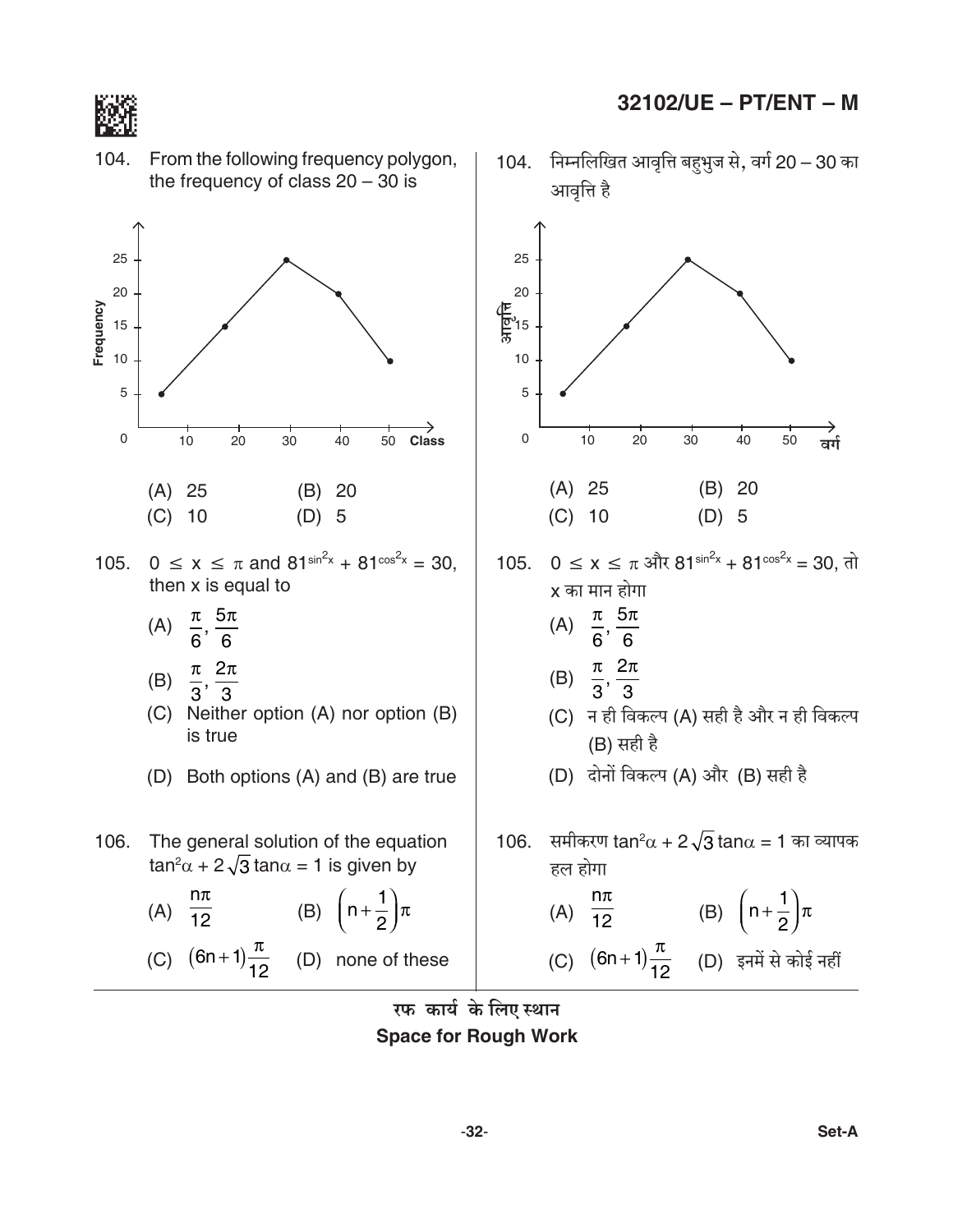104. From the following frequency polygon, the frequency of class 20 – 30 is

(A) 25 (B) 20
(C) 10 (D) 5

105. $0 \le x \le \pi$ and $81^{\sin^2 x} + 81^{\cos^2 x} = 30$, then x is equal to

(A) $\frac{\pi}{6}, \frac{5\pi}{6}$

(B) $\frac{\pi}{3}, \frac{2\pi}{3}$

(C) Neither option (A) nor option (B) is true

(D) Both options (A) and (B) are true

106. The general solution of the equation $\tan^2\alpha + 2\sqrt{3}\tan\alpha = 1$ is given by

(A) $\frac{n\pi}{12}$ (B) $\left(n+\frac{1}{2}\right)\pi$

(C) $(6n+1)\frac{\pi}{12}$ (D) none of these

104. निम्नलिखित आवृत्ति बहुभुज से, वर्ग 20 – 30 का आवृत्ति है

(A) 25 (B) 20
(C) 10 (D) 5

105. $0 \le x \le \pi$ और $81^{\sin^2 x} + 81^{\cos^2 x} = 30$, तो x का मान होगा

(A) $\frac{\pi}{6}, \frac{5\pi}{6}$

(B) $\frac{\pi}{3}, \frac{2\pi}{3}$

(C) न ही विकल्प (A) सही है और न ही विकल्प (B) सही है

(D) दोनों विकल्प (A) और (B) सही है

106. समीकरण $\tan^2\alpha + 2\sqrt{3}\tan\alpha = 1$ का व्यापक हल होगा

(A) $\frac{n\pi}{12}$ (B) $\left(n+\frac{1}{2}\right)\pi$

(C) $(6n+1)\frac{\pi}{12}$ (D) इनमें से कोई नहीं

रफ कार्य के लिए स्थान
**Space for Rough Work**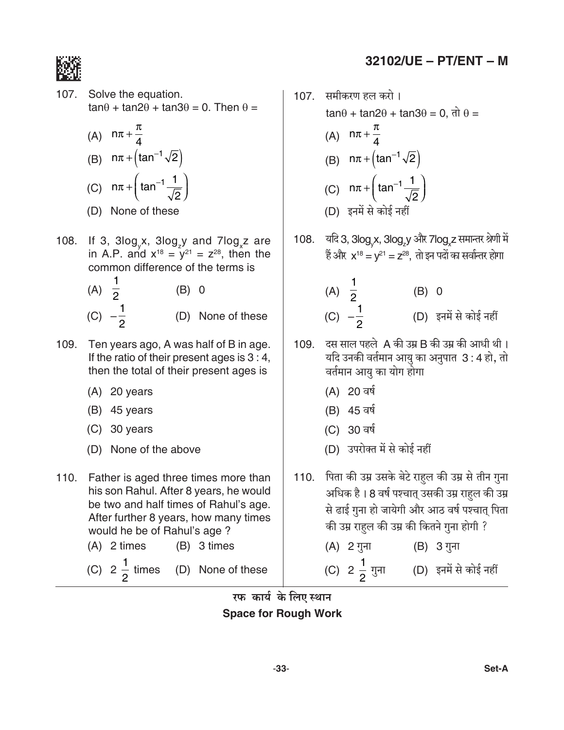107. Solve the equation.
$\tan\theta + \tan 2\theta + \tan 3\theta = 0$. Then $\theta =$

(A) $n\pi + \frac{\pi}{4}$

(B) $n\pi + \left(\tan^{-1}\sqrt{2}\right)$

(C) $n\pi + \left(\tan^{-1}\frac{1}{\sqrt{2}}\right)$

(D) None of these

108. If 3, $3\log_y x$, $3\log_z y$ and $7\log_x z$ are in A.P. and $x^{18} = y^{21} = z^{28}$, then the common difference of the terms is

(A) $\frac{1}{2}$ (B) 0

(C) $-\frac{1}{2}$ (D) None of these

109. Ten years ago, A was half of B in age. If the ratio of their present ages is 3 : 4, then the total of their present ages is

(A) 20 years

(B) 45 years

(C) 30 years

(D) None of the above

110. Father is aged three times more than his son Rahul. After 8 years, he would be two and half times of Rahul's age. After further 8 years, how many times would he be of Rahul's age ?

(A) 2 times (B) 3 times

(C) $2\frac{1}{2}$ times (D) None of these

107. समीकरण हल करो ।
$\tan\theta + \tan 2\theta + \tan 3\theta = 0$, तो $\theta =$

(A) $n\pi + \frac{\pi}{4}$

(B) $n\pi + \left(\tan^{-1}\sqrt{2}\right)$

(C) $n\pi + \left(\tan^{-1}\frac{1}{\sqrt{2}}\right)$

(D) इनमें से कोई नहीं

108. यदि 3, $3\log_y x$, $3\log_z y$ और $7\log_x z$ समान्तर श्रेणी में हैं और $x^{18} = y^{21} = z^{28}$, तो इन पदों का सर्वान्तर होगा

(A) $\frac{1}{2}$ (B) 0

(C) $-\frac{1}{2}$ (D) इनमें से कोई नहीं

109. दस साल पहले A की उम्र B की उम्र की आधी थी । यदि उनकी वर्तमान आयु का अनुपात 3 : 4 हो, तो वर्तमान आयु का योग होगा

(A) 20 वर्ष

(B) 45 वर्ष

(C) 30 वर्ष

(D) उपरोक्त में से कोई नहीं

110. पिता की उम्र उसके बेटे राहुल की उम्र से तीन गुना अधिक है । 8 वर्ष पश्चात् उसकी उम्र राहुल की उम्र से ढाई गुना हो जायेगी और आठ वर्ष पश्चात् पिता की उम्र राहुल की उम्र की कितने गुना होगी ?

(A) 2 गुना (B) 3 गुना

(C) $2\frac{1}{2}$ गुना (D) इनमें से कोई नहीं

रफ कार्य के लिए स्थान

**Space for Rough Work**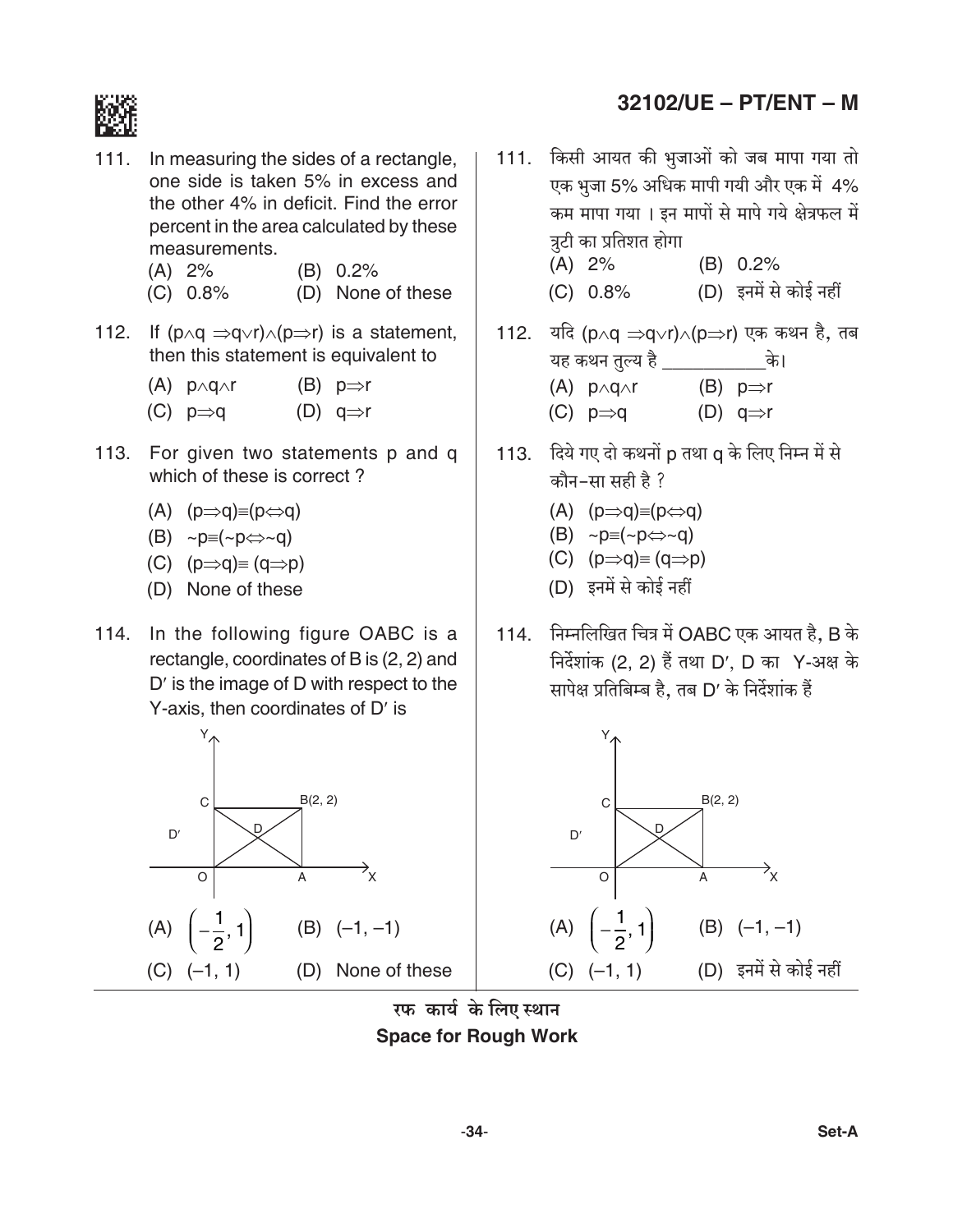111. In measuring the sides of a rectangle, one side is taken 5% in excess and the other 4% in deficit. Find the error percent in the area calculated by these measurements.

(A) 2% (B) 0.2%
(C) 0.8% (D) None of these

112. If $(p \wedge q \Rightarrow q \vee r) \wedge (p \Rightarrow r)$ is a statement, then this statement is equivalent to

(A) $p \wedge q \wedge r$ (B) $p \Rightarrow r$
(C) $p \Rightarrow q$ (D) $q \Rightarrow r$

113. For given two statements p and q which of these is correct ?

(A) $(p \Rightarrow q) \equiv (p \Leftrightarrow q)$
(B) $\sim p \equiv (\sim p \Leftrightarrow \sim q)$
(C) $(p \Rightarrow q) \equiv (q \Rightarrow p)$
(D) None of these

114. In the following figure OABC is a rectangle, coordinates of B is (2, 2) and D′ is the image of D with respect to the Y-axis, then coordinates of D′ is

(A) $\left(-\frac{1}{2}, 1\right)$ (B) (–1, –1)
(C) (–1, 1) (D) None of these

111. किसी आयत की भुजाओं को जब मापा गया तो एक भुजा 5% अधिक मापी गयी और एक में 4% कम मापा गया । इन मापों से मापे गये क्षेत्रफल में त्रुटी का प्रतिशत होगा

(A) 2% (B) 0.2%
(C) 0.8% (D) इनमें से कोई नहीं

112. यदि $(p \wedge q \Rightarrow q \vee r) \wedge (p \Rightarrow r)$ एक कथन है, तब यह कथन तुल्य है __________ के।

(A) $p \wedge q \wedge r$ (B) $p \Rightarrow r$
(C) $p \Rightarrow q$ (D) $q \Rightarrow r$

113. दिये गए दो कथनों p तथा q के लिए निम्न में से कौन-सा सही है ?

(A) $(p \Rightarrow q) \equiv (p \Leftrightarrow q)$
(B) $\sim p \equiv (\sim p \Leftrightarrow \sim q)$
(C) $(p \Rightarrow q) \equiv (q \Rightarrow p)$
(D) इनमें से कोई नहीं

114. निम्नलिखित चित्र में OABC एक आयत है, B के निर्देशांक (2, 2) हैं तथा D′, D का Y-अक्ष के सापेक्ष प्रतिबिम्ब है, तब D′ के निर्देशांक हैं

(A) $\left(-\frac{1}{2}, 1\right)$ (B) (–1, –1)
(C) (–1, 1) (D) इनमें से कोई नहीं

रफ कार्य के लिए स्थान
Space for Rough Work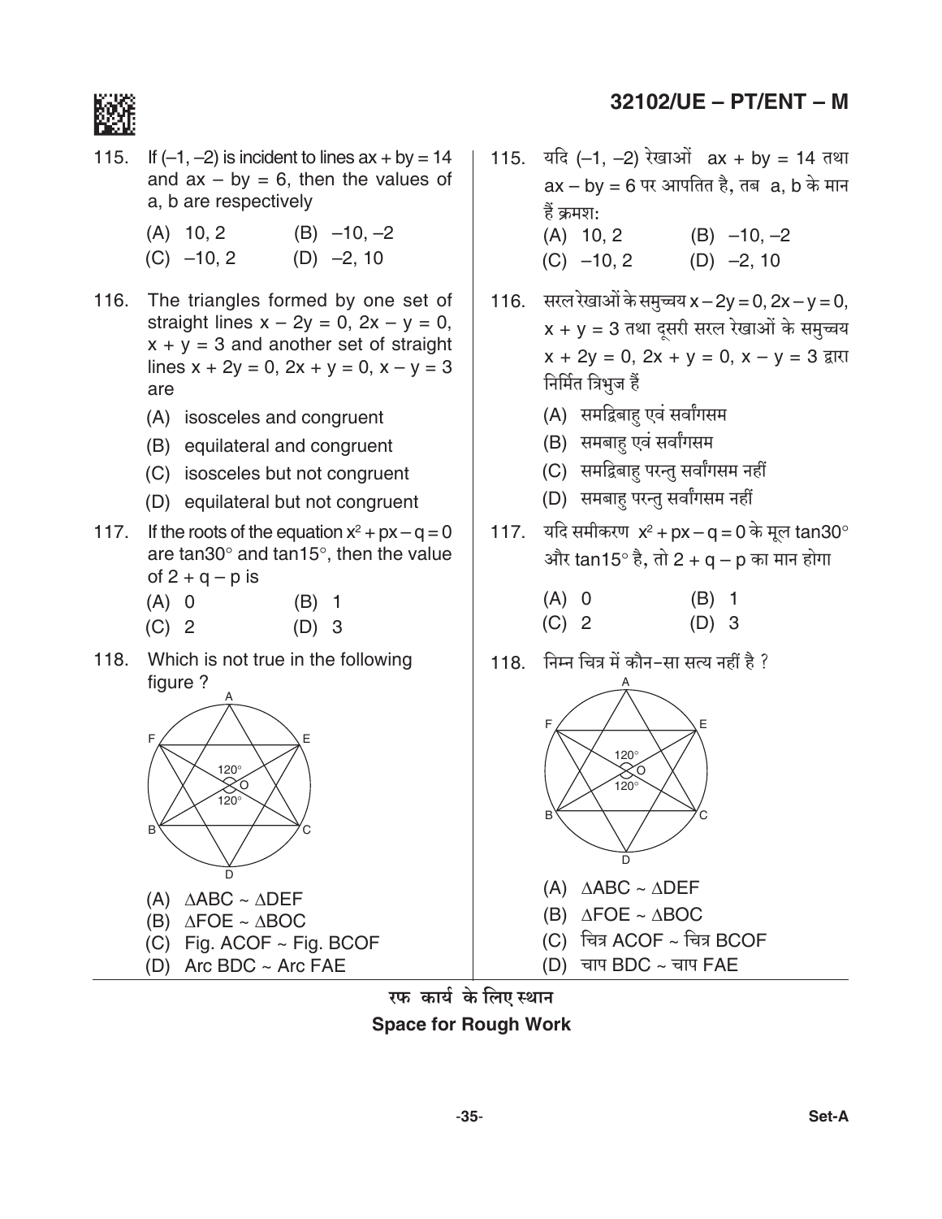115. If $(-1, -2)$ is incident to lines $ax + by = 14$ and $ax - by = 6$, then the values of a, b are respectively

(A) 10, 2 (B) −10, −2

(C) −10, 2 (D) −2, 10

116. The triangles formed by one set of straight lines $x - 2y = 0$, $2x - y = 0$, $x + y = 3$ and another set of straight lines $x + 2y = 0$, $2x + y = 0$, $x - y = 3$ are

(A) isosceles and congruent

(B) equilateral and congruent

(C) isosceles but not congruent

(D) equilateral but not congruent

117. If the roots of the equation $x^2 + px - q = 0$ are $\tan 30°$ and $\tan 15°$, then the value of $2 + q - p$ is

(A) 0 (B) 1

(C) 2 (D) 3

118. Which is not true in the following figure ?

(A) $\Delta ABC \sim \Delta DEF$

(B) $\Delta FOE \sim \Delta BOC$

(C) Fig. ACOF ~ Fig. BCOF

(D) Arc BDC ~ Arc FAE

115. यदि $(-1, -2)$ रेखाओं $ax + by = 14$ तथा $ax - by = 6$ पर आपतित है, तब a, b के मान हैं क्रमश:

(A) 10, 2 (B) −10, −2

(C) −10, 2 (D) −2, 10

116. सरल रेखाओं के समुच्चय $x - 2y = 0$, $2x - y = 0$, $x + y = 3$ तथा दूसरी सरल रेखाओं के समुच्चय $x + 2y = 0$, $2x + y = 0$, $x - y = 3$ द्वारा निर्मित त्रिभुज हैं

(A) समद्विबाहु एवं सर्वांगसम

(B) समबाहु एवं सर्वांगसम

(C) समद्विबाहु परन्तु सर्वांगसम नहीं

(D) समबाहु परन्तु सर्वांगसम नहीं

117. यदि समीकरण $x^2 + px - q = 0$ के मूल $\tan 30°$ और $\tan 15°$ है, तो $2 + q - p$ का मान होगा

(A) 0 (B) 1

(C) 2 (D) 3

118. निम्न चित्र में कौन-सा सत्य नहीं है ?

(A) $\Delta ABC \sim \Delta DEF$

(B) $\Delta FOE \sim \Delta BOC$

(C) चित्र ACOF ~ चित्र BCOF

(D) चाप BDC ~ चाप FAE

रफ कार्य के लिए स्थान

**Space for Rough Work**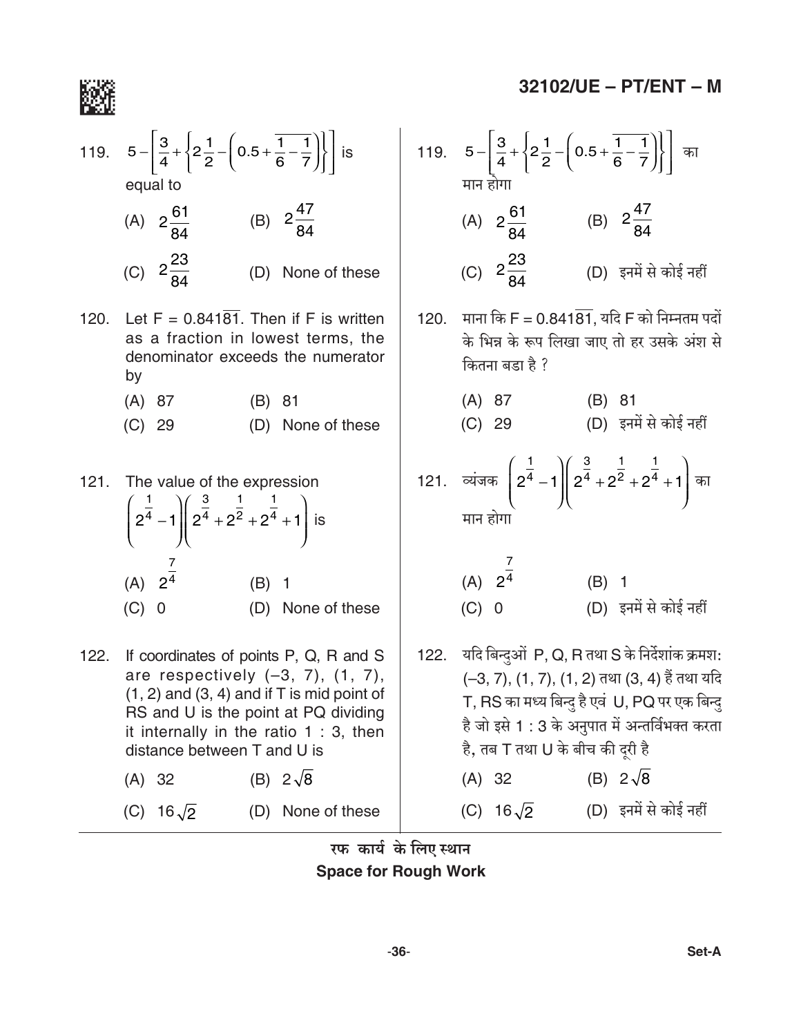119. $5-\left[\frac{3}{4}+\left\{2\frac{1}{2}-\left(0.5+\overline{\frac{1}{6}-\frac{1}{7}}\right)\right\}\right]$ is equal to

(A) $2\frac{61}{84}$  (B) $2\frac{47}{84}$

(C) $2\frac{23}{84}$  (D) None of these

120. Let $F = 0.841\overline{81}$. Then if F is written as a fraction in lowest terms, the denominator exceeds the numerator by

(A) 87  (B) 81

(C) 29  (D) None of these

121. The value of the expression $\left(2^{\frac{1}{4}}-1\right)\left(2^{\frac{3}{4}}+2^{\frac{1}{2}}+2^{\frac{1}{4}}+1\right)$ is

(A) $2^{\frac{7}{4}}$  (B) 1

(C) 0  (D) None of these

122. If coordinates of points P, Q, R and S are respectively (–3, 7), (1, 7), (1, 2) and (3, 4) and if T is mid point of RS and U is the point at PQ dividing it internally in the ratio 1 : 3, then distance between T and U is

(A) 32  (B) $2\sqrt{8}$

(C) $16\sqrt{2}$  (D) None of these

---

119. $5-\left[\frac{3}{4}+\left\{2\frac{1}{2}-\left(0.5+\overline{\frac{1}{6}-\frac{1}{7}}\right)\right\}\right]$ का मान होगा

(A) $2\frac{61}{84}$  (B) $2\frac{47}{84}$

(C) $2\frac{23}{84}$  (D) इनमें से कोई नहीं

120. माना कि $F = 0.841\overline{81}$, यदि F को निम्नतम पदों के भिन्न के रूप लिखा जाए तो हर उसके अंश से कितना बडा है ?

(A) 87  (B) 81

(C) 29  (D) इनमें से कोई नहीं

121. व्यंजक $\left(2^{\frac{1}{4}}-1\right)\left(2^{\frac{3}{4}}+2^{\frac{1}{2}}+2^{\frac{1}{4}}+1\right)$ का मान होगा

(A) $2^{\frac{7}{4}}$  (B) 1

(C) 0  (D) इनमें से कोई नहीं

122. यदि बिन्दुओं P, Q, R तथा S के निर्देशांक क्रमशः (–3, 7), (1, 7), (1, 2) तथा (3, 4) हैं तथा यदि T, RS का मध्य बिन्दु है एवं U, PQ पर एक बिन्दु है जो इसे 1 : 3 के अनुपात में अन्तर्विभक्त करता है, तब T तथा U के बीच की दूरी है

(A) 32  (B) $2\sqrt{8}$

(C) $16\sqrt{2}$  (D) इनमें से कोई नहीं

रफ कार्य के लिए स्थान
**Space for Rough Work**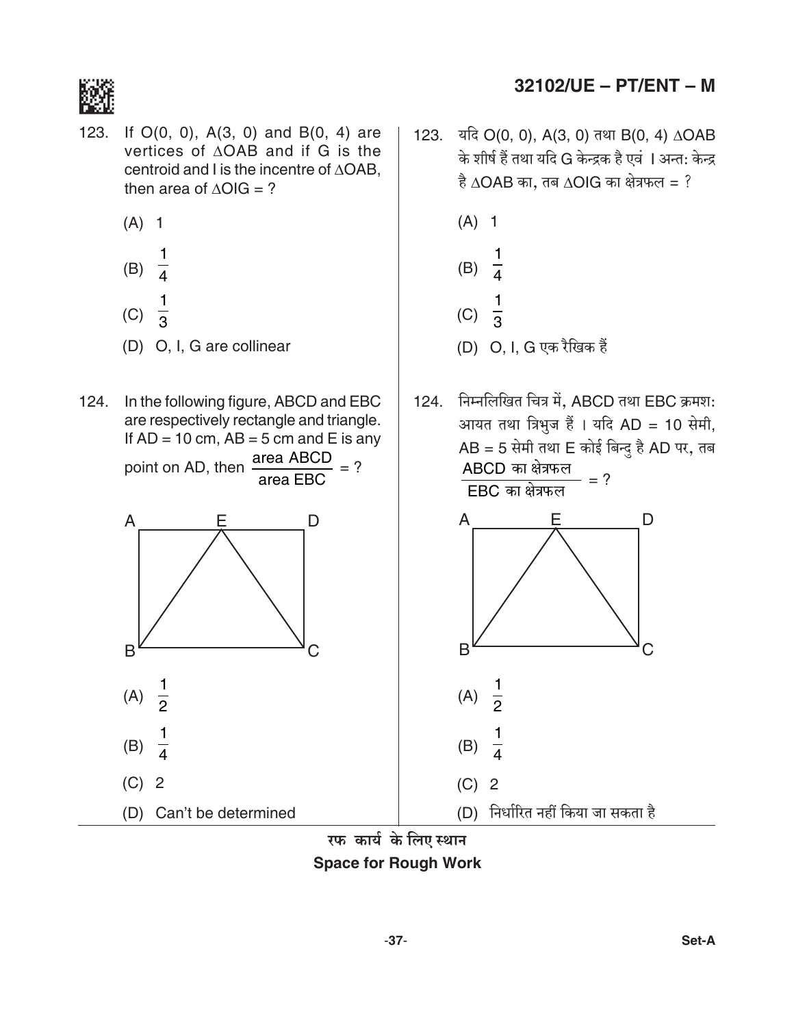123. If $O(0, 0)$, $A(3, 0)$ and $B(0, 4)$ are vertices of $\Delta OAB$ and if G is the centroid and I is the incentre of $\Delta OAB$, then area of $\Delta OIG$ = ?

(A) 1

(B) $\frac{1}{4}$

(C) $\frac{1}{3}$

(D) O, I, G are collinear

123. यदि $O(0, 0)$, $A(3, 0)$ तथा $B(0, 4)$ $\Delta OAB$ के शीर्ष हैं तथा यदि G केन्द्रक है एवं I अन्त: केन्द्र है $\Delta OAB$ का, तब $\Delta OIG$ का क्षेत्रफल = ?

(A) 1

(B) $\frac{1}{4}$

(C) $\frac{1}{3}$

(D) O, I, G एक रैखिक हैं

124. In the following figure, ABCD and EBC are respectively rectangle and triangle. If AD = 10 cm, AB = 5 cm and E is any point on AD, then $\frac{\text{area ABCD}}{\text{area EBC}}$ = ?

(A) $\frac{1}{2}$

(B) $\frac{1}{4}$

(C) 2

(D) Can't be determined

124. निम्नलिखित चित्र में, ABCD तथा EBC क्रमश: आयत तथा त्रिभुज हैं । यदि AD = 10 सेमी, AB = 5 सेमी तथा E कोई बिन्दु है AD पर, तब $\frac{\text{ABCD का क्षेत्रफल}}{\text{EBC का क्षेत्रफल}}$ = ?

(A) $\frac{1}{2}$

(B) $\frac{1}{4}$

(C) 2

(D) निर्धारित नहीं किया जा सकता है

रफ कार्य के लिए स्थान

**Space for Rough Work**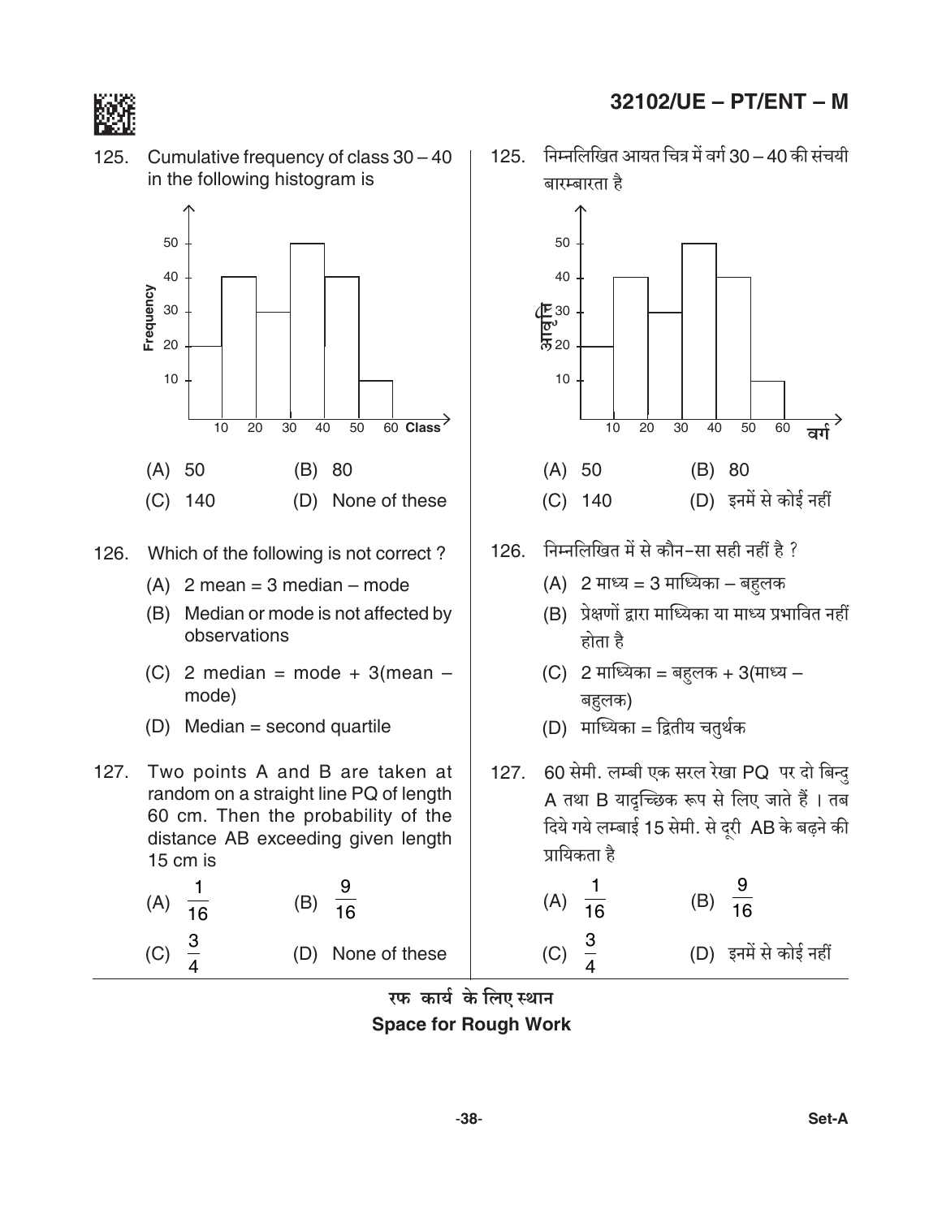125. Cumulative frequency of class 30 – 40 in the following histogram is

(A) 50 (B) 80

(C) 140 (D) None of these

125. निम्नलिखित आयत चित्र में वर्ग 30 – 40 की संचयी बारम्बारता है

(A) 50 (B) 80

(C) 140 (D) इनमें से कोई नहीं

126. Which of the following is not correct ?

(A) 2 mean = 3 median – mode

(B) Median or mode is not affected by observations

(C) 2 median = mode + 3(mean – mode)

(D) Median = second quartile

126. निम्नलिखित में से कौन-सा सही नहीं है ?

(A) 2 माध्य = 3 माध्यिका – बहुलक

(B) प्रेक्षणों द्वारा माध्यिका या माध्य प्रभावित नहीं होता है

(C) 2 माध्यिका = बहुलक + 3(माध्य – बहुलक)

(D) माध्यिका = द्वितीय चतुर्थक

127. Two points A and B are taken at random on a straight line PQ of length 60 cm. Then the probability of the distance AB exceeding given length 15 cm is

(A) $\frac{1}{16}$ (B) $\frac{9}{16}$

(C) $\frac{3}{4}$ (D) None of these

127. 60 सेमी. लम्बी एक सरल रेखा PQ पर दो बिन्दु A तथा B यादृच्छिक रूप से लिए जाते हैं । तब दिये गये लम्बाई 15 सेमी. से दूरी AB के बढ़ने की प्रायिकता है

(A) $\frac{1}{16}$ (B) $\frac{9}{16}$

(C) $\frac{3}{4}$ (D) इनमें से कोई नहीं

रफ कार्य के लिए स्थान
**Space for Rough Work**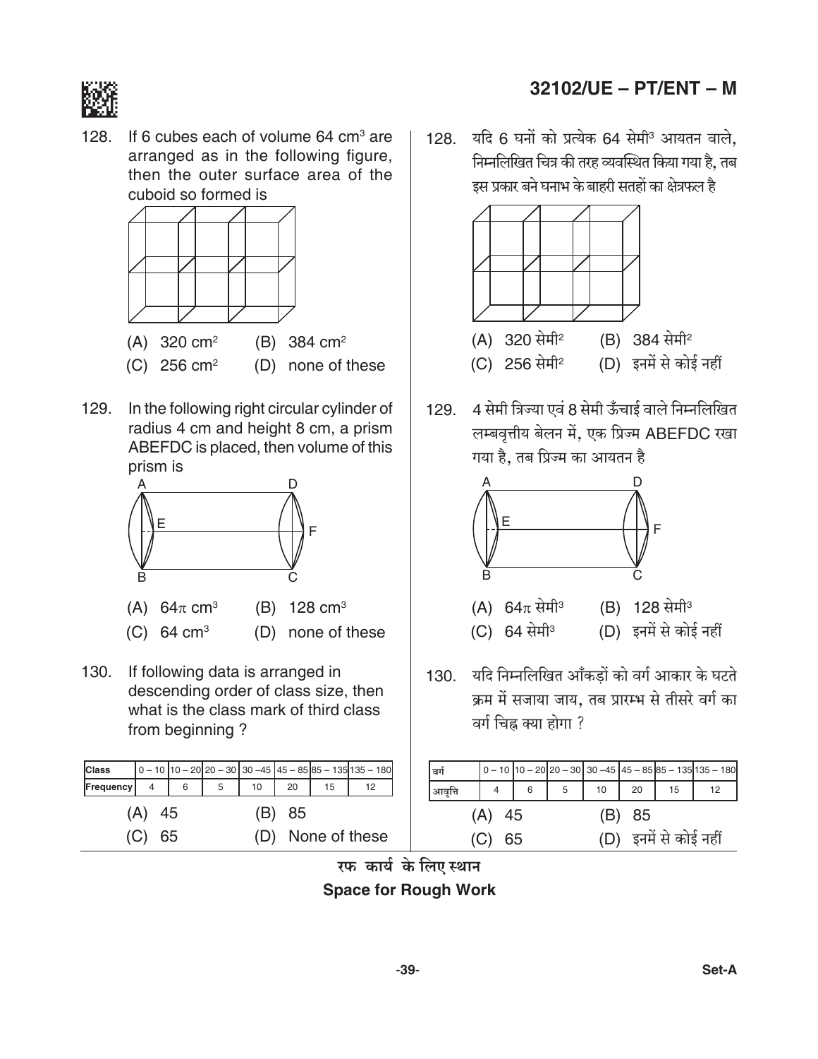128. If 6 cubes each of volume 64 cm$^3$ are arranged as in the following figure, then the outer surface area of the cuboid so formed is

(A) 320 cm$^2$
(B) 384 cm$^2$
(C) 256 cm$^2$
(D) none of these

128. यदि 6 घनों को प्रत्येक 64 सेमी$^3$ आयतन वाले, निम्नलिखित चित्र की तरह व्यवस्थित किया गया है, तब इस प्रकार बने घनाभ के बाहरी सतहों का क्षेत्रफल है

(A) 320 सेमी$^2$
(B) 384 सेमी$^2$
(C) 256 सेमी$^2$
(D) इनमें से कोई नहीं

129. In the following right circular cylinder of radius 4 cm and height 8 cm, a prism ABEFDC is placed, then volume of this prism is

(A) $64\pi$ cm$^3$
(B) 128 cm$^3$
(C) 64 cm$^3$
(D) none of these

129. 4 सेमी त्रिज्या एवं 8 सेमी ऊँचाई वाले निम्नलिखित लम्बवृत्तीय बेलन में, एक प्रिज्म ABEFDC रखा गया है, तब प्रिज्म का आयतन है

(A) $64\pi$ सेमी$^3$
(B) 128 सेमी$^3$
(C) 64 सेमी$^3$
(D) इनमें से कोई नहीं

130. If following data is arranged in descending order of class size, then what is the class mark of third class from beginning ?

| Class | 0 – 10 | 10 – 20 | 20 – 30 | 30 – 45 | 45 – 85 | 85 – 135 | 135 – 180 |
|---|---|---|---|---|---|---|---|
| Frequency | 4 | 6 | 5 | 10 | 20 | 15 | 12 |

(A) 45
(B) 85
(C) 65
(D) None of these

130. यदि निम्नलिखित आँकड़ों को वर्ग आकार के घटते क्रम में सजाया जाय, तब प्रारम्भ से तीसरे वर्ग का वर्ग चिह्न क्या होगा ?

| वर्ग | 0 – 10 | 10 – 20 | 20 – 30 | 30 – 45 | 45 – 85 | 85 – 135 | 135 – 180 |
|---|---|---|---|---|---|---|---|
| आवृत्ति | 4 | 6 | 5 | 10 | 20 | 15 | 12 |

(A) 45
(B) 85
(C) 65
(D) इनमें से कोई नहीं

रफ कार्य के लिए स्थान

**Space for Rough Work**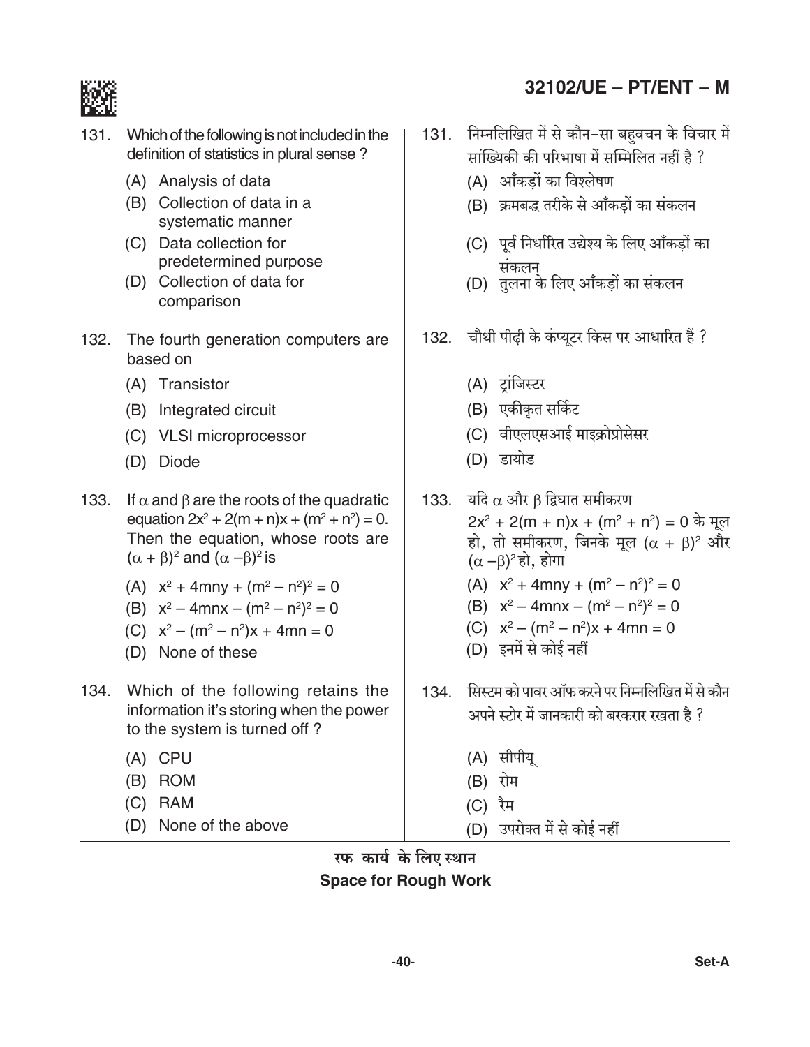131. Which of the following is not included in the definition of statistics in plural sense ?

(A) Analysis of data
(B) Collection of data in a systematic manner
(C) Data collection for predetermined purpose
(D) Collection of data for comparison

131. निम्नलिखित में से कौन-सा बहुवचन के विचार में सांख्यिकी की परिभाषा में सम्मिलित नहीं है ?

(A) आँकड़ों का विश्लेषण
(B) क्रमबद्ध तरीके से आँकड़ों का संकलन
(C) पूर्व निर्धारित उद्देश्य के लिए आँकड़ों का संकलन
(D) तुलना के लिए आँकड़ों का संकलन

132. The fourth generation computers are based on

(A) Transistor
(B) Integrated circuit
(C) VLSI microprocessor
(D) Diode

132. चौथी पीढ़ी के कंप्यूटर किस पर आधारित हैं ?

(A) ट्रांजिस्टर
(B) एकीकृत सर्किट
(C) वीएलएसआई माइक्रोप्रोसेसर
(D) डायोड

133. If $\alpha$ and $\beta$ are the roots of the quadratic equation $2x^2 + 2(m + n)x + (m^2 + n^2) = 0$. Then the equation, whose roots are $(\alpha + \beta)^2$ and $(\alpha - \beta)^2$ is

(A) $x^2 + 4mny + (m^2 - n^2)^2 = 0$
(B) $x^2 - 4mnx - (m^2 - n^2)^2 = 0$
(C) $x^2 - (m^2 - n^2)x + 4mn = 0$
(D) None of these

133. यदि $\alpha$ और $\beta$ द्विघात समीकरण $2x^2 + 2(m + n)x + (m^2 + n^2) = 0$ के मूल हो, तो समीकरण, जिनके मूल $(\alpha + \beta)^2$ और $(\alpha - \beta)^2$ हो, होगा

(A) $x^2 + 4mny + (m^2 - n^2)^2 = 0$
(B) $x^2 - 4mnx - (m^2 - n^2)^2 = 0$
(C) $x^2 - (m^2 - n^2)x + 4mn = 0$
(D) इनमें से कोई नहीं

134. Which of the following retains the information it's storing when the power to the system is turned off ?

(A) CPU
(B) ROM
(C) RAM
(D) None of the above

134. सिस्टम को पावर ऑफ करने पर निम्नलिखित में से कौन अपने स्टोर में जानकारी को बरकरार रखता है ?

(A) सीपीयू
(B) रोम
(C) रैम
(D) उपरोक्त में से कोई नहीं

रफ कार्य के लिए स्थान

**Space for Rough Work**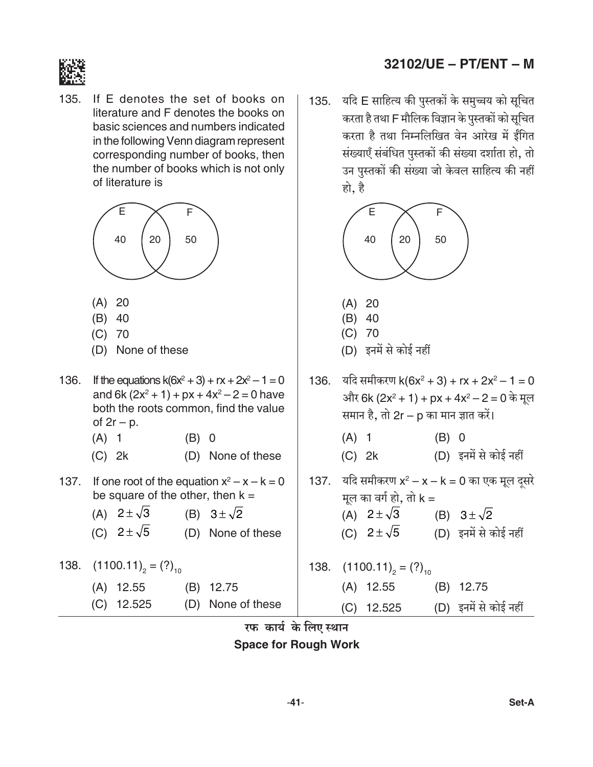135. If E denotes the set of books on literature and F denotes the books on basic sciences and numbers indicated in the following Venn diagram represent corresponding number of books, then the number of books which is not only of literature is

E: 40, E ∩ F: 20, F: 50

(A) 20
(B) 40
(C) 70
(D) None of these

135. यदि E साहित्य की पुस्तकों के समुच्चय को सूचित करता है तथा F मौलिक विज्ञान के पुस्तकों को सूचित करता है तथा निम्नलिखित वेन आरेख में ईंगित संख्याएँ संबंधित पुस्तकों की संख्या दर्शाता हो, तो उन पुस्तकों की संख्या जो केवल साहित्य की नहीं हो, है

E: 40, E ∩ F: 20, F: 50

(A) 20
(B) 40
(C) 70
(D) इनमें से कोई नहीं

136. If the equations $k(6x^2 + 3) + rx + 2x^2 - 1 = 0$ and $6k(2x^2 + 1) + px + 4x^2 - 2 = 0$ have both the roots common, find the value of $2r - p$.

(A) 1
(B) 0
(C) 2k
(D) None of these

136. यदि समीकरण $k(6x^2 + 3) + rx + 2x^2 - 1 = 0$ और $6k(2x^2 + 1) + px + 4x^2 - 2 = 0$ के मूल समान है, तो $2r - p$ का मान ज्ञात करें।

(A) 1
(B) 0
(C) 2k
(D) इनमें से कोई नहीं

137. If one root of the equation $x^2 - x - k = 0$ be square of the other, then $k =$

(A) $2 \pm \sqrt{3}$
(B) $3 \pm \sqrt{2}$
(C) $2 \pm \sqrt{5}$
(D) None of these

137. यदि समीकरण $x^2 - x - k = 0$ का एक मूल दूसरे मूल का वर्ग हो, तो $k =$

(A) $2 \pm \sqrt{3}$
(B) $3 \pm \sqrt{2}$
(C) $2 \pm \sqrt{5}$
(D) इनमें से कोई नहीं

138. $(1100.11)_2 = (?)_{10}$

(A) 12.55
(B) 12.75
(C) 12.525
(D) None of these

138. $(1100.11)_2 = (?)_{10}$

(A) 12.55
(B) 12.75
(C) 12.525
(D) इनमें से कोई नहीं

रफ कार्य के लिए स्थान

**Space for Rough Work**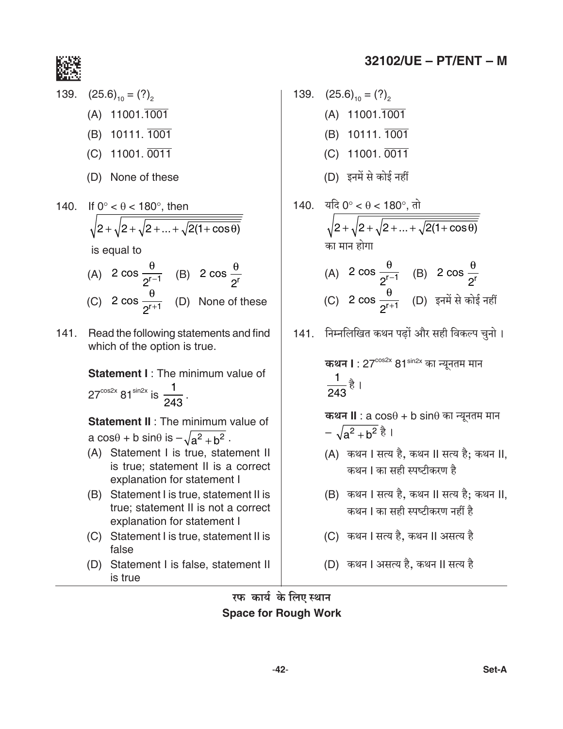139. $(25.6)_{10} = (?)_2$

(A) $11001.\overline{1001}$

(B) $10111.\overline{1001}$

(C) $11001.\overline{0011}$

(D) None of these

140. If $0° < \theta < 180°$, then

$$\sqrt{2+\sqrt{2+\sqrt{2+...+\sqrt{2(1+\cos\theta)}}}}$$

is equal to

(A) $2\cos\frac{\theta}{2^{r-1}}$ (B) $2\cos\frac{\theta}{2^{r}}$

(C) $2\cos\frac{\theta}{2^{r+1}}$ (D) None of these

141. Read the following statements and find which of the option is true.

**Statement I** : The minimum value of $27^{\cos 2x}\, 81^{\sin 2x}$ is $\frac{1}{243}$.

**Statement II** : The minimum value of $a\cos\theta + b\sin\theta$ is $-\sqrt{a^2+b^2}$.

(A) Statement I is true, statement II is true; statement II is a correct explanation for statement I

(B) Statement I is true, statement II is true; statement II is not a correct explanation for statement I

(C) Statement I is true, statement II is false

(D) Statement I is false, statement II is true

139. $(25.6)_{10} = (?)_2$

(A) $11001.\overline{1001}$

(B) $10111.\overline{1001}$

(C) $11001.\overline{0011}$

(D) इनमें से कोई नहीं

140. यदि $0° < \theta < 180°$, तो

$$\sqrt{2+\sqrt{2+\sqrt{2+...+\sqrt{2(1+\cos\theta)}}}}$$

का मान होगा

(A) $2\cos\frac{\theta}{2^{r-1}}$ (B) $2\cos\frac{\theta}{2^{r}}$

(C) $2\cos\frac{\theta}{2^{r+1}}$ (D) इनमें से कोई नहीं

141. निम्नलिखित कथन पढ़ों और सही विकल्प चुनो ।

**कथन I** : $27^{\cos 2x}\, 81^{\sin 2x}$ का न्यूनतम मान $\frac{1}{243}$ है ।

**कथन II** : $a\cos\theta + b\sin\theta$ का न्यूनतम मान $-\sqrt{a^2+b^2}$ है ।

(A) कथन I सत्य है, कथन II सत्य है; कथन II, कथन I का सही स्पष्टीकरण है

(B) कथन I सत्य है, कथन II सत्य है; कथन II, कथन I का सही स्पष्टीकरण नहीं है

(C) कथन I सत्य है, कथन II असत्य है

(D) कथन I असत्य है, कथन II सत्य है

रफ कार्य के लिए स्थान
Space for Rough Work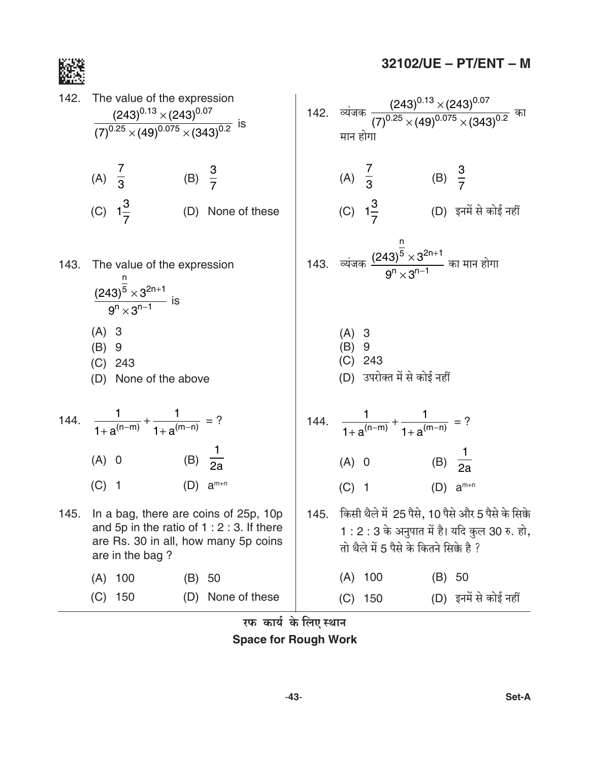142. The value of the expression $\dfrac{(243)^{0.13} \times (243)^{0.07}}{(7)^{0.25} \times (49)^{0.075} \times (343)^{0.2}}$ is

(A) $\dfrac{7}{3}$ (B) $\dfrac{3}{7}$

(C) $1\dfrac{3}{7}$ (D) None of these

142. व्यंजक $\dfrac{(243)^{0.13} \times (243)^{0.07}}{(7)^{0.25} \times (49)^{0.075} \times (343)^{0.2}}$ का मान होगा

(A) $\dfrac{7}{3}$ (B) $\dfrac{3}{7}$

(C) $1\dfrac{3}{7}$ (D) इनमें से कोई नहीं

143. The value of the expression $\dfrac{(243)^{\frac{n}{5}} \times 3^{2n+1}}{9^n \times 3^{n-1}}$ is

(A) 3
(B) 9
(C) 243
(D) None of the above

143. व्यंजक $\dfrac{(243)^{\frac{n}{5}} \times 3^{2n+1}}{9^n \times 3^{n-1}}$ का मान होगा

(A) 3
(B) 9
(C) 243
(D) उपरोक्त में से कोई नहीं

144. $\dfrac{1}{1+a^{(n-m)}} + \dfrac{1}{1+a^{(m-n)}} = ?$

(A) 0 (B) $\dfrac{1}{2a}$

(C) 1 (D) $a^{m+n}$

144. $\dfrac{1}{1+a^{(n-m)}} + \dfrac{1}{1+a^{(m-n)}} = ?$

(A) 0 (B) $\dfrac{1}{2a}$

(C) 1 (D) $a^{m+n}$

145. In a bag, there are coins of 25p, 10p and 5p in the ratio of 1 : 2 : 3. If there are Rs. 30 in all, how many 5p coins are in the bag ?

(A) 100 (B) 50

(C) 150 (D) None of these

145. किसी थैले में 25 पैसे, 10 पैसे और 5 पैसे के सिक्के 1 : 2 : 3 के अनुपात में है। यदि कुल 30 रु. हो, तो थैले में 5 पैसे के कितने सिक्के है ?

(A) 100 (B) 50

(C) 150 (D) इनमें से कोई नहीं

रफ कार्य के लिए स्थान
**Space for Rough Work**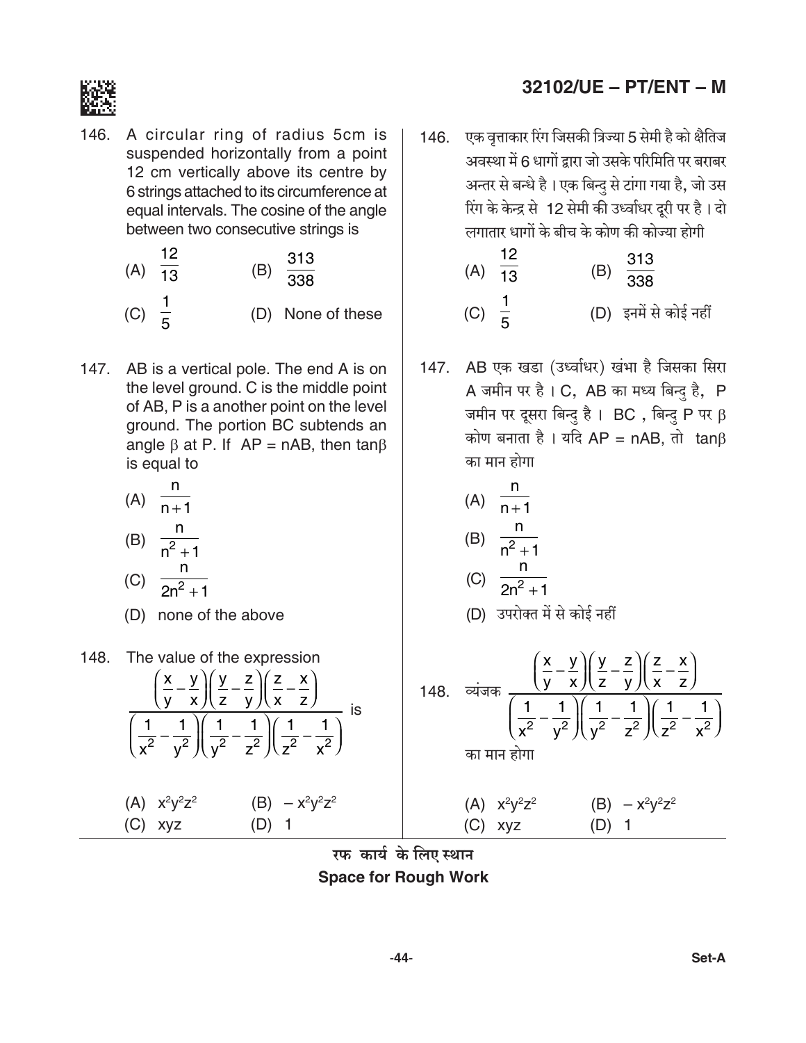146. A circular ring of radius 5cm is suspended horizontally from a point 12 cm vertically above its centre by 6 strings attached to its circumference at equal intervals. The cosine of the angle between two consecutive strings is

(A) $\frac{12}{13}$ (B) $\frac{313}{338}$

(C) $\frac{1}{5}$ (D) None of these

147. AB is a vertical pole. The end A is on the level ground. C is the middle point of AB, P is a another point on the level ground. The portion BC subtends an angle $\beta$ at P. If AP = nAB, then $\tan\beta$ is equal to

(A) $\frac{n}{n+1}$

(B) $\frac{n}{n^2+1}$

(C) $\frac{n}{2n^2+1}$

(D) none of the above

148. The value of the expression $\dfrac{\left(\frac{x}{y}-\frac{y}{x}\right)\left(\frac{y}{z}-\frac{z}{y}\right)\left(\frac{z}{x}-\frac{x}{z}\right)}{\left(\frac{1}{x^2}-\frac{1}{y^2}\right)\left(\frac{1}{y^2}-\frac{1}{z^2}\right)\left(\frac{1}{z^2}-\frac{1}{x^2}\right)}$ is

(A) $x^2y^2z^2$ (B) $-x^2y^2z^2$

(C) xyz (D) 1

146. एक वृत्ताकार रिंग जिसकी त्रिज्या 5 सेमी है को क्षैतिज अवस्था में 6 धागों द्वारा जो उसके परिमिति पर बराबर अन्तर से बन्धे है । एक बिन्दु से टांगा गया है, जो उस रिंग के केन्द्र से 12 सेमी की उर्ध्वाधर दूरी पर है । दो लगातार धागों के बीच के कोण की कोज्या होगी

(A) $\frac{12}{13}$ (B) $\frac{313}{338}$

(C) $\frac{1}{5}$ (D) इनमें से कोई नहीं

147. AB एक खडा (उर्ध्वाधर) खंभा है जिसका सिरा A जमीन पर है । C, AB का मध्य बिन्दु है, P जमीन पर दूसरा बिन्दु है । BC , बिन्दु P पर $\beta$ कोण बनाता है । यदि AP = nAB, तो $\tan\beta$ का मान होगा

(A) $\frac{n}{n+1}$

(B) $\frac{n}{n^2+1}$

(C) $\frac{n}{2n^2+1}$

(D) उपरोक्त में से कोई नहीं

148. व्यंजक $\dfrac{\left(\frac{x}{y}-\frac{y}{x}\right)\left(\frac{y}{z}-\frac{z}{y}\right)\left(\frac{z}{x}-\frac{x}{z}\right)}{\left(\frac{1}{x^2}-\frac{1}{y^2}\right)\left(\frac{1}{y^2}-\frac{1}{z^2}\right)\left(\frac{1}{z^2}-\frac{1}{x^2}\right)}$ का मान होगा

(A) $x^2y^2z^2$ (B) $-x^2y^2z^2$

(C) xyz (D) 1

रफ कार्य के लिए स्थान

**Space for Rough Work**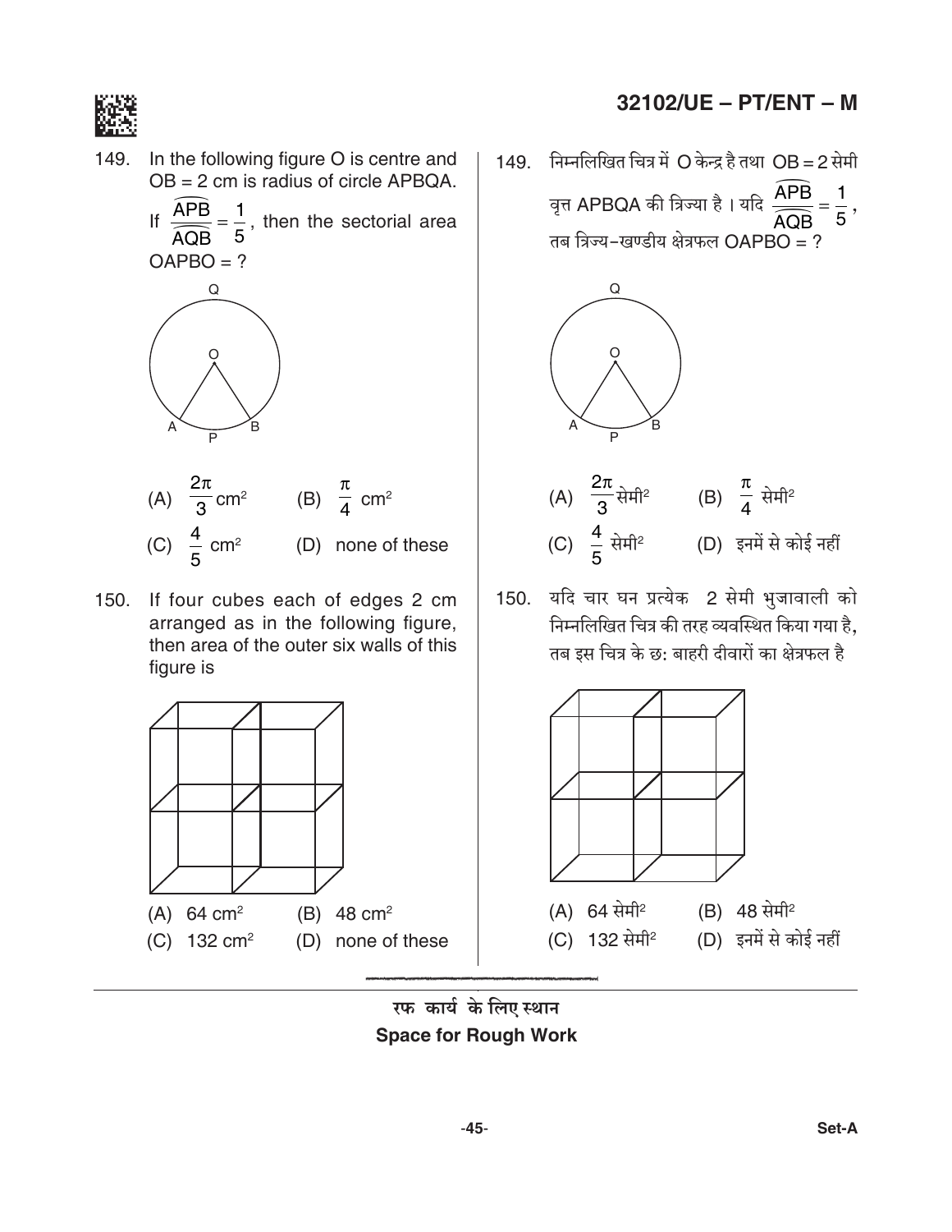149. In the following figure O is centre and OB = 2 cm is radius of circle APBQA. If $\frac{\widehat{APB}}{\widehat{AQB}} = \frac{1}{5}$, then the sectorial area OAPBO = ?

(A) $\frac{2\pi}{3}$ cm$^2$ (B) $\frac{\pi}{4}$ cm$^2$

(C) $\frac{4}{5}$ cm$^2$ (D) none of these

150. If four cubes each of edges 2 cm arranged as in the following figure, then area of the outer six walls of this figure is

(A) 64 cm$^2$ (B) 48 cm$^2$

(C) 132 cm$^2$ (D) none of these

149. निम्नलिखित चित्र में O केन्द्र है तथा OB = 2 सेमी वृत्त APBQA की त्रिज्या है । यदि $\frac{\widehat{APB}}{\widehat{AQB}} = \frac{1}{5}$, तब त्रिज्य-खण्डीय क्षेत्रफल OAPBO = ?

(A) $\frac{2\pi}{3}$ सेमी$^2$ (B) $\frac{\pi}{4}$ सेमी$^2$

(C) $\frac{4}{5}$ सेमी$^2$ (D) इनमें से कोई नहीं

150. यदि चार घन प्रत्येक 2 सेमी भुजावाली को निम्नलिखित चित्र की तरह व्यवस्थित किया गया है, तब इस चित्र के छ: बाहरी दीवारों का क्षेत्रफल है

(A) 64 सेमी$^2$ (B) 48 सेमी$^2$

(C) 132 सेमी$^2$ (D) इनमें से कोई नहीं

रफ कार्य के लिए स्थान

**Space for Rough Work**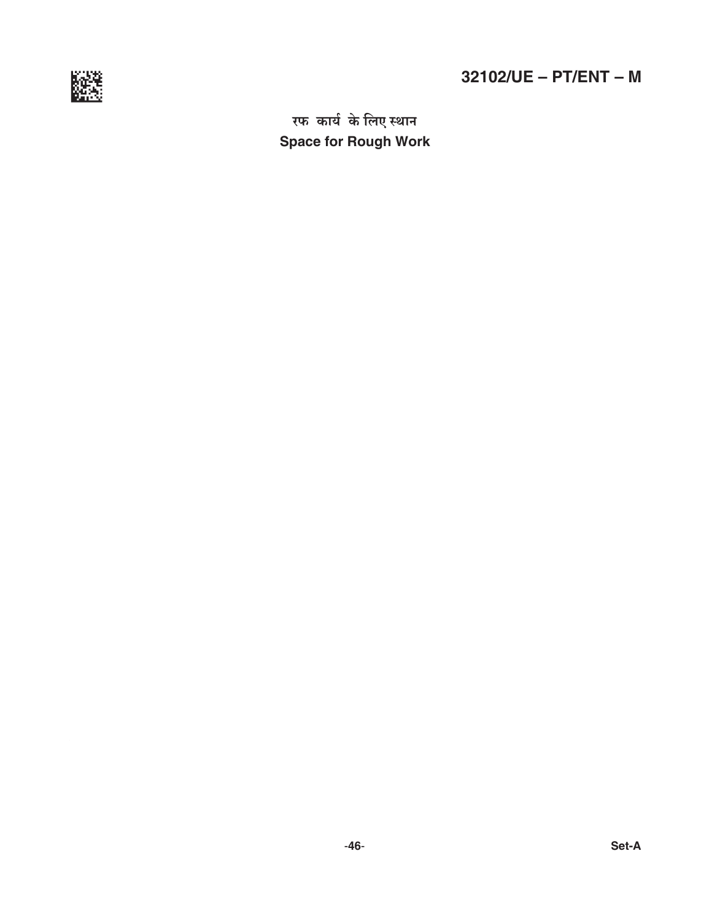रफ कार्य के लिए स्थान

**Space for Rough Work**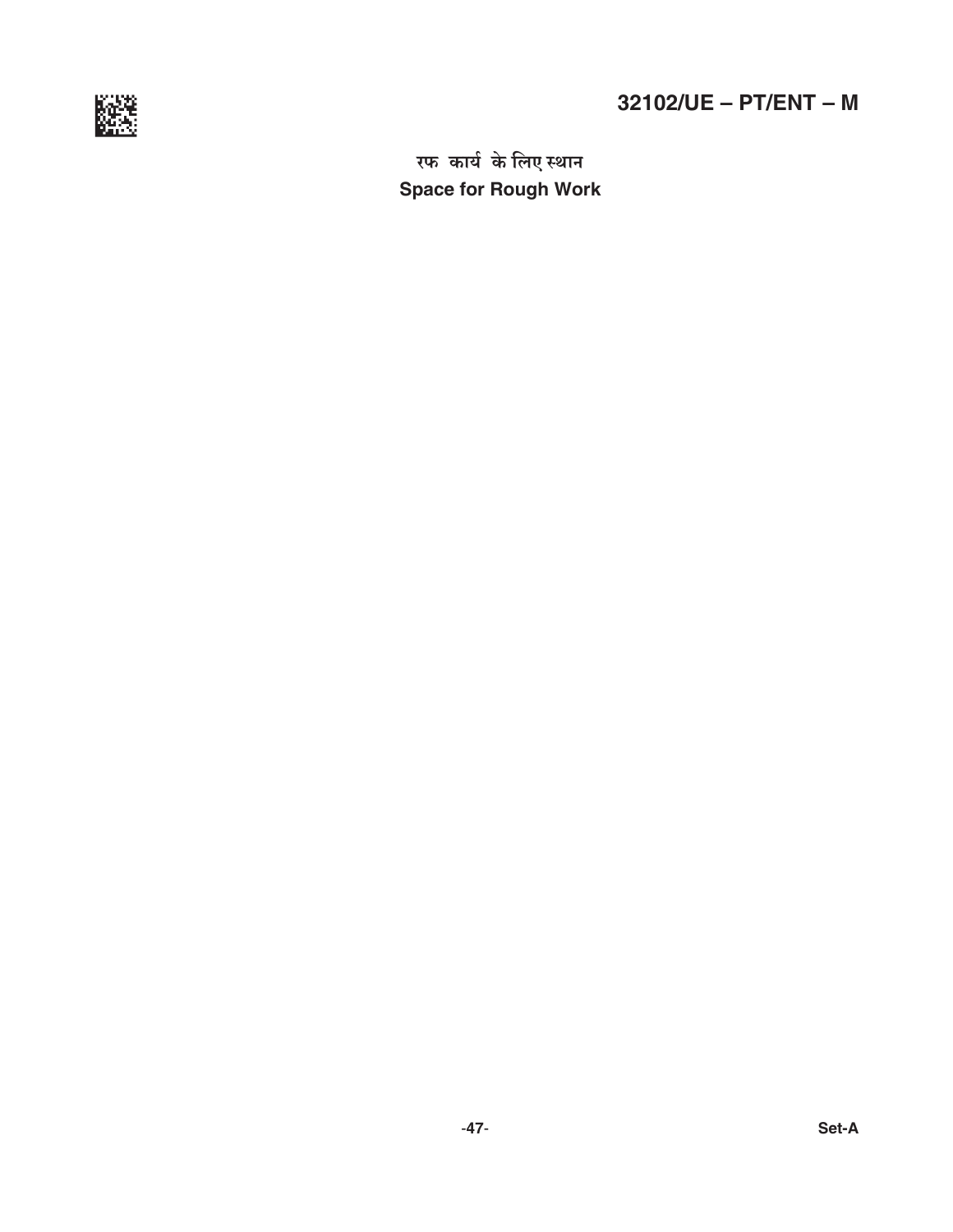रफ कार्य के लिए स्थान

**Space for Rough Work**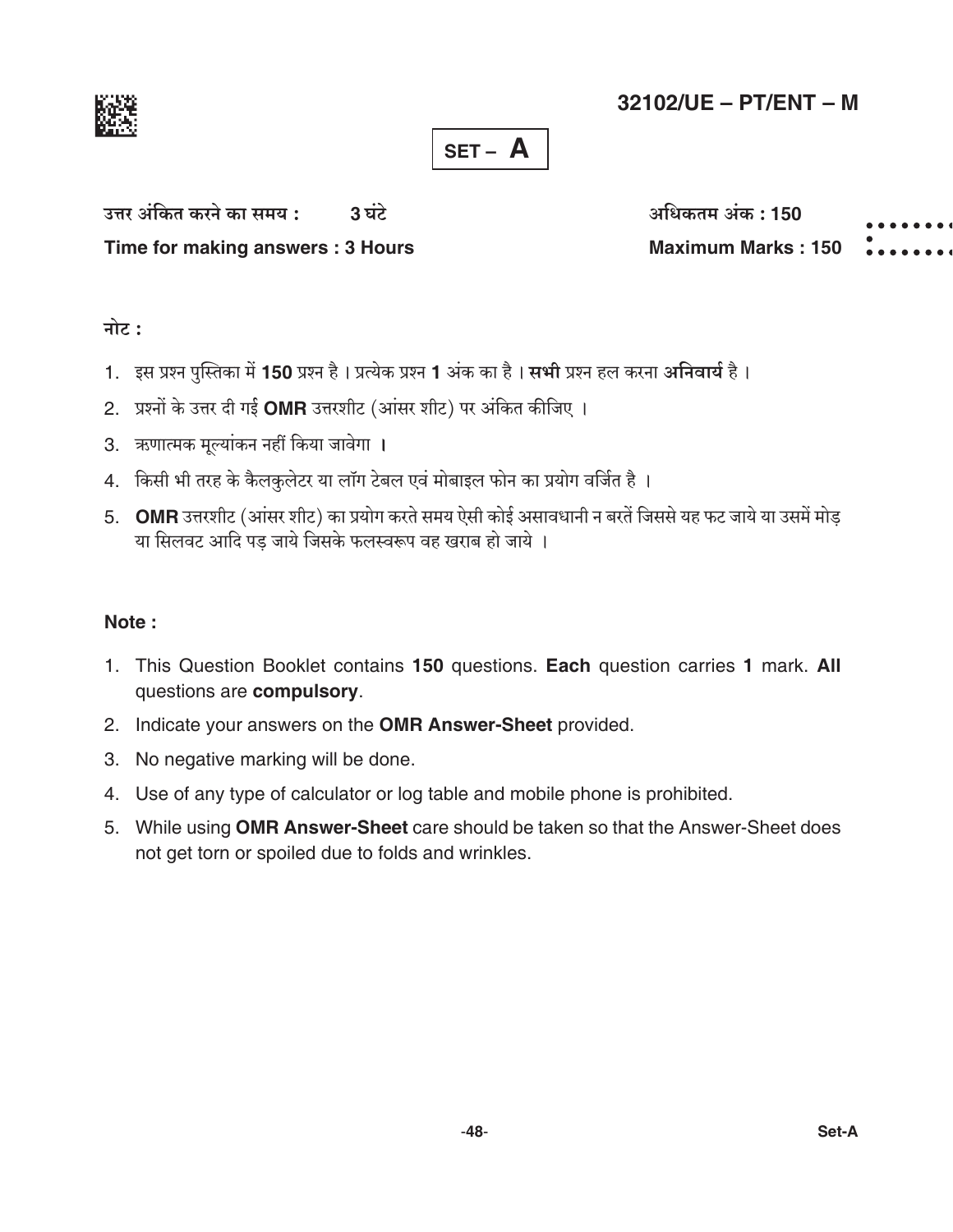32102/UE – PT/ENT – M

SET – **A**

**उत्तर अंकित करने का समय : 3 घंटे** **अधिकतम अंक : 150**

**Time for making answers : 3 Hours** **Maximum Marks : 150**

**नोट :**

1. इस प्रश्न पुस्तिका में **150** प्रश्न है । प्रत्येक प्रश्न **1** अंक का है । **सभी** प्रश्न हल करना **अनिवार्य** है ।
2. प्रश्नों के उत्तर दी गई **OMR** उत्तरशीट (आंसर शीट) पर अंकित कीजिए ।
3. ऋणात्मक मूल्यांकन नहीं किया जावेगा ।
4. किसी भी तरह के कैलकुलेटर या लॉग टेबल एवं मोबाइल फोन का प्रयोग वर्जित है ।
5. **OMR** उत्तरशीट (आंसर शीट) का प्रयोग करते समय ऐसी कोई असावधानी न बरतें जिससे यह फट जाये या उसमें मोड़ या सिलवट आदि पड़ जाये जिसके फलस्वरूप वह खराब हो जाये ।

**Note :**

1. This Question Booklet contains **150** questions. **Each** question carries **1** mark. **All** questions are **compulsory**.
2. Indicate your answers on the **OMR Answer-Sheet** provided.
3. No negative marking will be done.
4. Use of any type of calculator or log table and mobile phone is prohibited.
5. While using **OMR Answer-Sheet** care should be taken so that the Answer-Sheet does not get torn or spoiled due to folds and wrinkles.